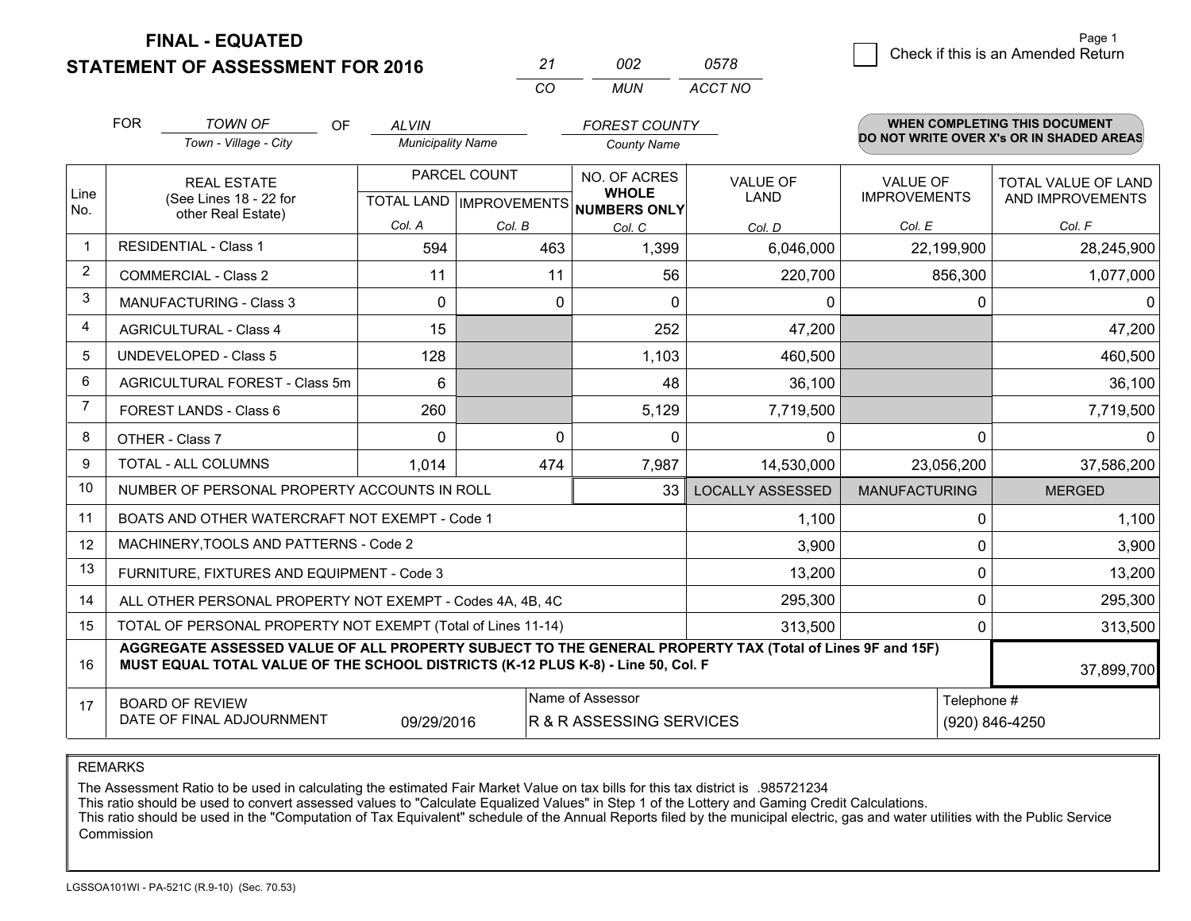**FINAL - EQUATED**
**STATEMENT OF ASSESSMENT FOR 2016**

| 21 | 002 | 0578 |
|---|---|---|
| CO | MUN | ACCT NO |

Page 1

☐ Check if this is an Amended Return

FOR *TOWN OF* (Town - Village - City) OF *ALVIN* (Municipality Name) *FOREST COUNTY* (County Name)

**WHEN COMPLETING THIS DOCUMENT DO NOT WRITE OVER X's OR IN SHADED AREAS**

| Line No. | REAL ESTATE (See Lines 18 - 22 for other Real Estate) | PARCEL COUNT TOTAL LAND Col. A | PARCEL COUNT IMPROVEMENTS Col. B | NO. OF ACRES WHOLE NUMBERS ONLY Col. C | VALUE OF LAND Col. D | VALUE OF IMPROVEMENTS Col. E | TOTAL VALUE OF LAND AND IMPROVEMENTS Col. F |
|---|---|---|---|---|---|---|---|
| 1 | RESIDENTIAL - Class 1 | 594 | 463 | 1,399 | 6,046,000 | 22,199,900 | 28,245,900 |
| 2 | COMMERCIAL - Class 2 | 11 | 11 | 56 | 220,700 | 856,300 | 1,077,000 |
| 3 | MANUFACTURING - Class 3 | 0 | 0 | 0 | 0 | 0 | 0 |
| 4 | AGRICULTURAL - Class 4 | 15 | | 252 | 47,200 | | 47,200 |
| 5 | UNDEVELOPED - Class 5 | 128 | | 1,103 | 460,500 | | 460,500 |
| 6 | AGRICULTURAL FOREST - Class 5m | 6 | | 48 | 36,100 | | 36,100 |
| 7 | FOREST LANDS - Class 6 | 260 | | 5,129 | 7,719,500 | | 7,719,500 |
| 8 | OTHER - Class 7 | 0 | 0 | 0 | 0 | 0 | 0 |
| 9 | TOTAL - ALL COLUMNS | 1,014 | 474 | 7,987 | 14,530,000 | 23,056,200 | 37,586,200 |
| 10 | NUMBER OF PERSONAL PROPERTY ACCOUNTS IN ROLL | | | 33 | LOCALLY ASSESSED | MANUFACTURING | MERGED |
| 11 | BOATS AND OTHER WATERCRAFT NOT EXEMPT - Code 1 | | | | 1,100 | 0 | 1,100 |
| 12 | MACHINERY,TOOLS AND PATTERNS - Code 2 | | | | 3,900 | 0 | 3,900 |
| 13 | FURNITURE, FIXTURES AND EQUIPMENT - Code 3 | | | | 13,200 | 0 | 13,200 |
| 14 | ALL OTHER PERSONAL PROPERTY NOT EXEMPT - Codes 4A, 4B, 4C | | | | 295,300 | 0 | 295,300 |
| 15 | TOTAL OF PERSONAL PROPERTY NOT EXEMPT (Total of Lines 11-14) | | | | 313,500 | 0 | 313,500 |
| 16 | **AGGREGATE ASSESSED VALUE OF ALL PROPERTY SUBJECT TO THE GENERAL PROPERTY TAX (Total of Lines 9F and 15F) MUST EQUAL TOTAL VALUE OF THE SCHOOL DISTRICTS (K-12 PLUS K-8) - Line 50, Col. F** | | | | | | 37,899,700 |
| 17 | BOARD OF REVIEW DATE OF FINAL ADJOURNMENT | 09/29/2016 | Name of Assessor: R & R ASSESSING SERVICES | | | Telephone #: (920) 846-4250 | |

REMARKS

The Assessment Ratio to be used in calculating the estimated Fair Market Value on tax bills for this tax district is .985721234
This ratio should be used to convert assessed values to "Calculate Equalized Values" in Step 1 of the Lottery and Gaming Credit Calculations.
This ratio should be used in the "Computation of Tax Equivalent" schedule of the Annual Reports filed by the municipal electric, gas and water utilities with the Public Service Commission

LGSSOA101WI - PA-521C (R.9-10) (Sec. 70.53)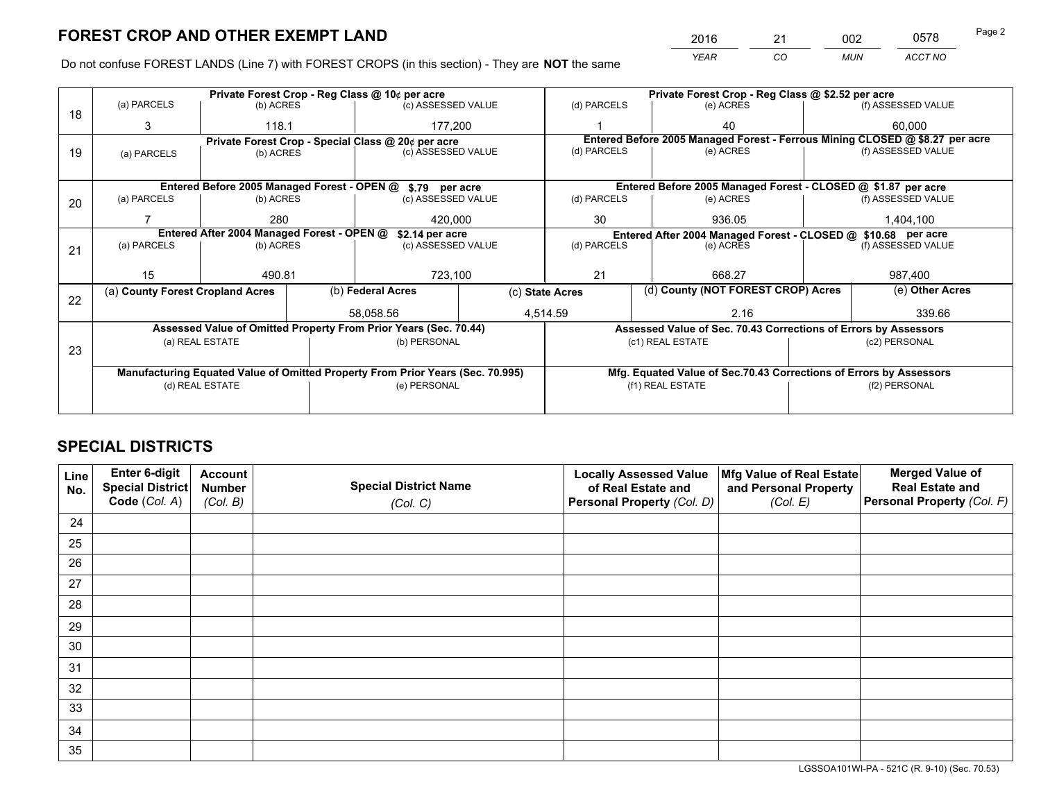# FOREST CROP AND OTHER EXEMPT LAND

| 2016 | 21 | 002 | 0578 |
|---|---|---|---|
| YEAR | CO | MUN | ACCT NO |

Do not confuse FOREST LANDS (Line 7) with FOREST CROPS (in this section) - They are **NOT** the same

| Line | Private Forest Crop - Reg Class @ 10¢ per acre | | | Private Forest Crop - Reg Class @ $2.52 per acre | | |
|---|---|---|---|---|---|---|
| 18 | (a) PARCELS | (b) ACRES | (c) ASSESSED VALUE | (d) PARCELS | (e) ACRES | (f) ASSESSED VALUE |
| | 3 | 118.1 | 177,200 | 1 | 40 | 60,000 |
| | **Private Forest Crop - Special Class @ 20¢ per acre** | | | **Entered Before 2005 Managed Forest - Ferrous Mining CLOSED @ $8.27 per acre** | | |
| 19 | (a) PARCELS | (b) ACRES | (c) ASSESSED VALUE | (d) PARCELS | (e) ACRES | (f) ASSESSED VALUE |
| | | | | | | |
| | **Entered Before 2005 Managed Forest - OPEN @ $.79 per acre** | | | **Entered Before 2005 Managed Forest - CLOSED @ $1.87 per acre** | | |
| 20 | (a) PARCELS | (b) ACRES | (c) ASSESSED VALUE | (d) PARCELS | (e) ACRES | (f) ASSESSED VALUE |
| | 7 | 280 | 420,000 | 30 | 936.05 | 1,404,100 |
| | **Entered After 2004 Managed Forest - OPEN @ $2.14 per acre** | | | **Entered After 2004 Managed Forest - CLOSED @ $10.68 per acre** | | |
| 21 | (a) PARCELS | (b) ACRES | (c) ASSESSED VALUE | (d) PARCELS | (e) ACRES | (f) ASSESSED VALUE |
| | 15 | 490.81 | 723,100 | 21 | 668.27 | 987,400 |

| Line | (a) County Forest Cropland Acres | (b) Federal Acres | (c) State Acres | (d) County (NOT FOREST CROP) Acres | (e) Other Acres |
|---|---|---|---|---|---|
| 22 | | 58,058.56 | 4,514.59 | 2.16 | 339.66 |

| Line | Assessed Value of Omitted Property From Prior Years (Sec. 70.44) | | Assessed Value of Sec. 70.43 Corrections of Errors by Assessors | |
|---|---|---|---|---|
| 23 | (a) REAL ESTATE | (b) PERSONAL | (c1) REAL ESTATE | (c2) PERSONAL |
| | | | | |
| | **Manufacturing Equated Value of Omitted Property From Prior Years (Sec. 70.995)** | | **Mfg. Equated Value of Sec.70.43 Corrections of Errors by Assessors** | |
| | (d) REAL ESTATE | (e) PERSONAL | (f1) REAL ESTATE | (f2) PERSONAL |
| | | | | |

# SPECIAL DISTRICTS

| Line No. | Enter 6-digit Special District Code (Col. A) | Account Number (Col. B) | Special District Name (Col. C) | Locally Assessed Value of Real Estate and Personal Property (Col. D) | Mfg Value of Real Estate and Personal Property (Col. E) | Merged Value of Real Estate and Personal Property (Col. F) |
|---|---|---|---|---|---|---|
| 24 | | | | | | |
| 25 | | | | | | |
| 26 | | | | | | |
| 27 | | | | | | |
| 28 | | | | | | |
| 29 | | | | | | |
| 30 | | | | | | |
| 31 | | | | | | |
| 32 | | | | | | |
| 33 | | | | | | |
| 34 | | | | | | |
| 35 | | | | | | |

LGSSOA101WI-PA - 521C (R. 9-10) (Sec. 70.53)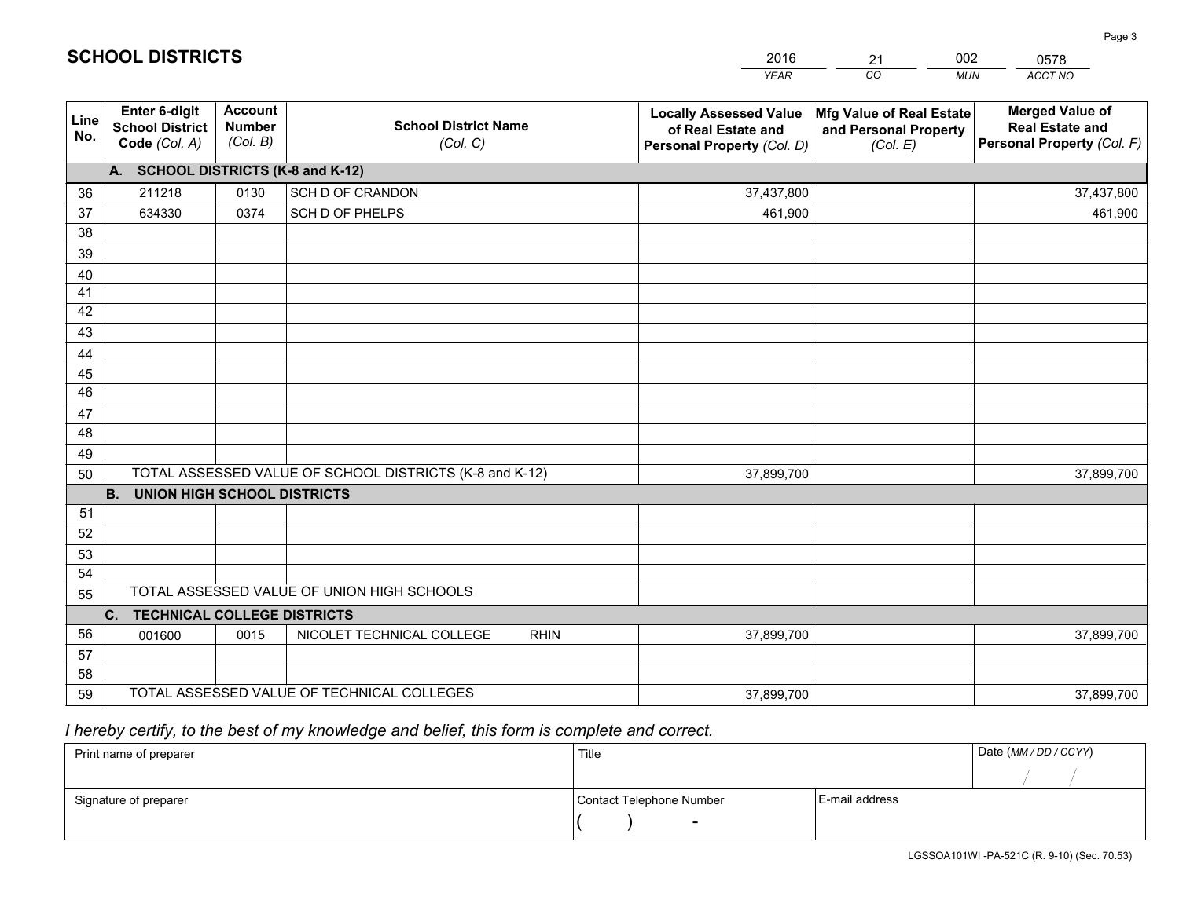# SCHOOL DISTRICTS

| 2016 | 21 | 002 | 0578 |
|---|---|---|---|
| *YEAR* | *CO* | *MUN* | *ACCT NO* |

| Line No. | Enter 6-digit School District Code *(Col. A)* | Account Number *(Col. B)* | School District Name *(Col. C)* | Locally Assessed Value of Real Estate and Personal Property *(Col. D)* | Mfg Value of Real Estate and Personal Property *(Col. E)* | Merged Value of Real Estate and Personal Property *(Col. F)* |
|---|---|---|---|---|---|---|
| **A. SCHOOL DISTRICTS (K-8 and K-12)** | | | | | | |
| 36 | 211218 | 0130 | SCH D OF CRANDON | 37,437,800 | | 37,437,800 |
| 37 | 634330 | 0374 | SCH D OF PHELPS | 461,900 | | 461,900 |
| 38 | | | | | | |
| 39 | | | | | | |
| 40 | | | | | | |
| 41 | | | | | | |
| 42 | | | | | | |
| 43 | | | | | | |
| 44 | | | | | | |
| 45 | | | | | | |
| 46 | | | | | | |
| 47 | | | | | | |
| 48 | | | | | | |
| 49 | | | | | | |
| 50 | TOTAL ASSESSED VALUE OF SCHOOL DISTRICTS (K-8 and K-12) | | | 37,899,700 | | 37,899,700 |
| **B. UNION HIGH SCHOOL DISTRICTS** | | | | | | |
| 51 | | | | | | |
| 52 | | | | | | |
| 53 | | | | | | |
| 54 | | | | | | |
| 55 | TOTAL ASSESSED VALUE OF UNION HIGH SCHOOLS | | | | | |
| **C. TECHNICAL COLLEGE DISTRICTS** | | | | | | |
| 56 | 001600 | 0015 | NICOLET TECHNICAL COLLEGE RHIN | 37,899,700 | | 37,899,700 |
| 57 | | | | | | |
| 58 | | | | | | |
| 59 | TOTAL ASSESSED VALUE OF TECHNICAL COLLEGES | | | 37,899,700 | | 37,899,700 |

*I hereby certify, to the best of my knowledge and belief, this form is complete and correct.*

| Print name of preparer | Title | | Date *(MM / DD / CCYY)* |
|---|---|---|---|
| | | | / / |
| Signature of preparer | Contact Telephone Number | E-mail address | |
| | ( ) - | | |

LGSSOA101WI -PA-521C (R. 9-10) (Sec. 70.53)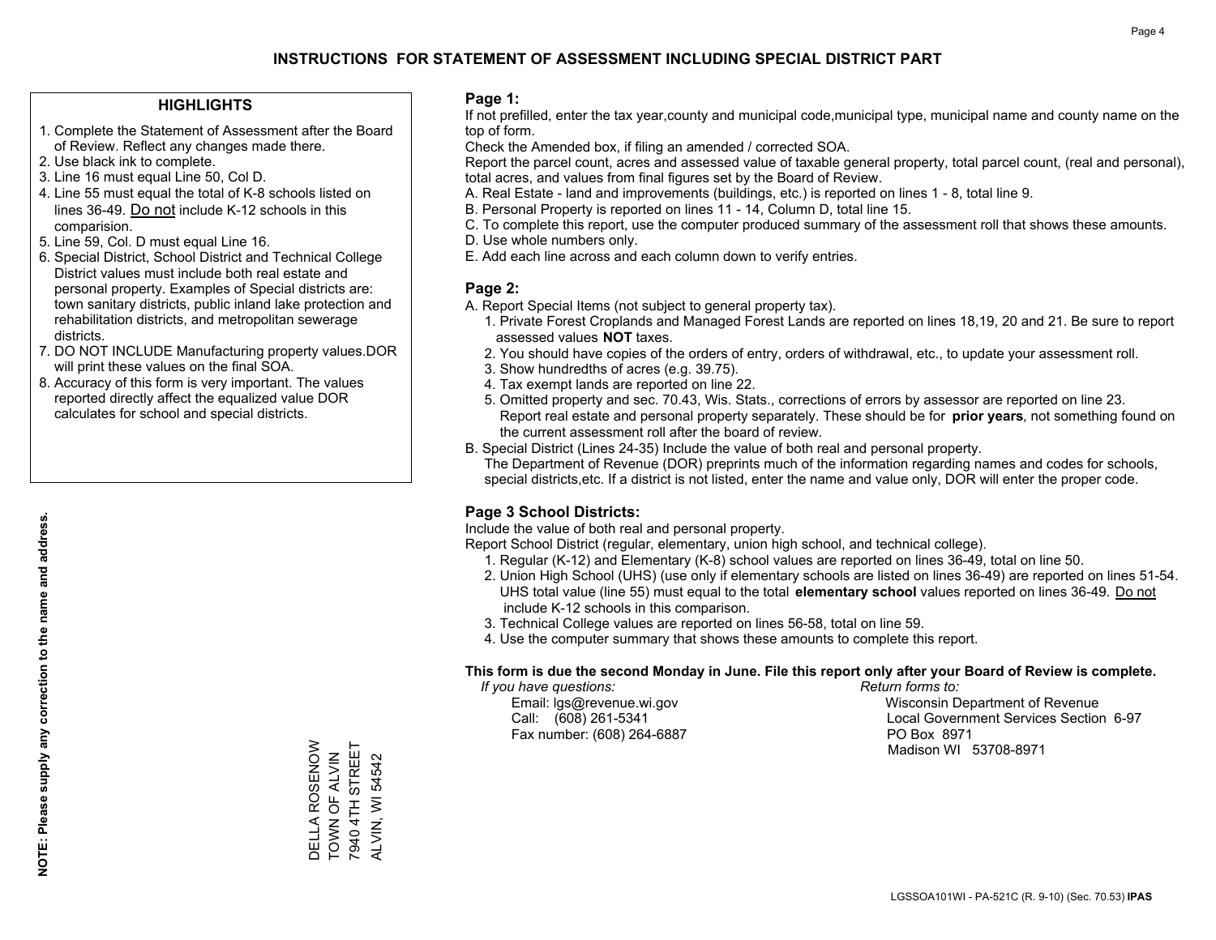# INSTRUCTIONS FOR STATEMENT OF ASSESSMENT INCLUDING SPECIAL DISTRICT PART

## HIGHLIGHTS

1. Complete the Statement of Assessment after the Board of Review. Reflect any changes made there.
2. Use black ink to complete.
3. Line 16 must equal Line 50, Col D.
4. Line 55 must equal the total of K-8 schools listed on lines 36-49. Do not include K-12 schools in this comparision.
5. Line 59, Col. D must equal Line 16.
6. Special District, School District and Technical College District values must include both real estate and personal property. Examples of Special districts are: town sanitary districts, public inland lake protection and rehabilitation districts, and metropolitan sewerage districts.
7. DO NOT INCLUDE Manufacturing property values.DOR will print these values on the final SOA.
8. Accuracy of this form is very important. The values reported directly affect the equalized value DOR calculates for school and special districts.

**NOTE: Please supply any correction to the name and address.**

DELLA ROSENOW
TOWN OF ALVIN
7940 4TH STREET
ALVIN, WI 54542

## Page 1:

If not prefilled, enter the tax year,county and municipal code,municipal type, municipal name and county name on the top of form.

Check the Amended box, if filing an amended / corrected SOA.

Report the parcel count, acres and assessed value of taxable general property, total parcel count, (real and personal), total acres, and values from final figures set by the Board of Review.

A. Real Estate - land and improvements (buildings, etc.) is reported on lines 1 - 8, total line 9.
B. Personal Property is reported on lines 11 - 14, Column D, total line 15.
C. To complete this report, use the computer produced summary of the assessment roll that shows these amounts.
D. Use whole numbers only.
E. Add each line across and each column down to verify entries.

## Page 2:

A. Report Special Items (not subject to general property tax).
   1. Private Forest Croplands and Managed Forest Lands are reported on lines 18,19, 20 and 21. Be sure to report assessed values **NOT** taxes.
   2. You should have copies of the orders of entry, orders of withdrawal, etc., to update your assessment roll.
   3. Show hundredths of acres (e.g. 39.75).
   4. Tax exempt lands are reported on line 22.
   5. Omitted property and sec. 70.43, Wis. Stats., corrections of errors by assessor are reported on line 23. Report real estate and personal property separately. These should be for **prior years**, not something found on the current assessment roll after the board of review.
B. Special District (Lines 24-35) Include the value of both real and personal property.
   The Department of Revenue (DOR) preprints much of the information regarding names and codes for schools, special districts,etc. If a district is not listed, enter the name and value only, DOR will enter the proper code.

## Page 3 School Districts:

Include the value of both real and personal property.

Report School District (regular, elementary, union high school, and technical college).

1. Regular (K-12) and Elementary (K-8) school values are reported on lines 36-49, total on line 50.
2. Union High School (UHS) (use only if elementary schools are listed on lines 36-49) are reported on lines 51-54. UHS total value (line 55) must equal to the total **elementary school** values reported on lines 36-49. Do not include K-12 schools in this comparison.
3. Technical College values are reported on lines 56-58, total on line 59.
4. Use the computer summary that shows these amounts to complete this report.

**This form is due the second Monday in June. File this report only after your Board of Review is complete.**

*If you have questions:*
Email: lgs@revenue.wi.gov
Call: (608) 261-5341
Fax number: (608) 264-6887

*Return forms to:*
Wisconsin Department of Revenue
Local Government Services Section 6-97
PO Box 8971
Madison WI 53708-8971

LGSSOA101WI - PA-521C (R. 9-10) (Sec. 70.53) **IPAS**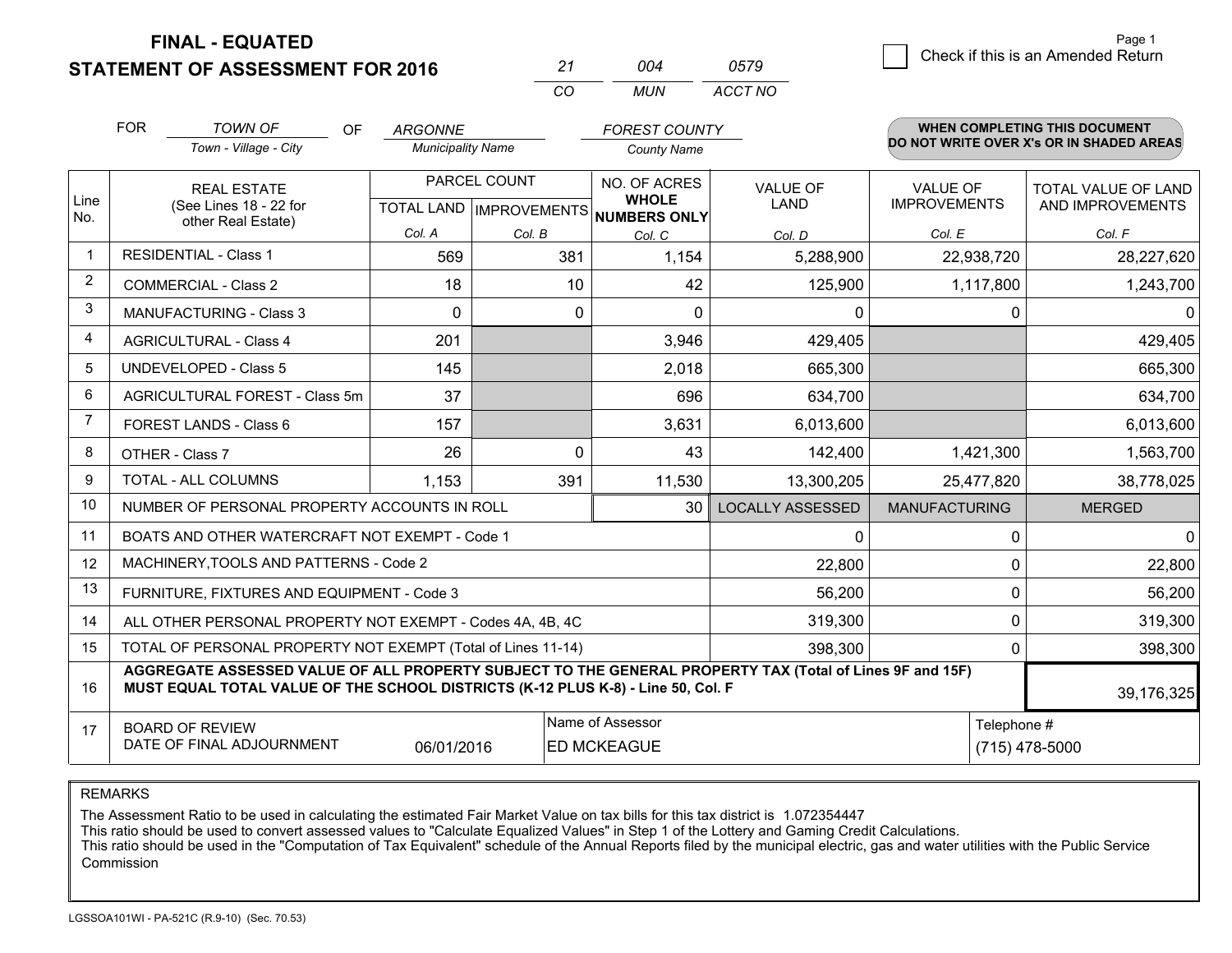**FINAL - EQUATED**
**STATEMENT OF ASSESSMENT FOR 2016**

| 21 | 004 | 0579 |
|---|---|---|
| CO | MUN | ACCT NO |

Page 1

☐ Check if this is an Amended Return

FOR *TOWN OF* (Town - Village - City) OF *ARGONNE* (Municipality Name) *FOREST COUNTY* (County Name)

**WHEN COMPLETING THIS DOCUMENT DO NOT WRITE OVER X's OR IN SHADED AREAS**

| Line No. | REAL ESTATE (See Lines 18 - 22 for other Real Estate) | PARCEL COUNT | | NO. OF ACRES WHOLE NUMBERS ONLY | VALUE OF LAND | VALUE OF IMPROVEMENTS | TOTAL VALUE OF LAND AND IMPROVEMENTS |
|---|---|---|---|---|---|---|---|
| | | TOTAL LAND | IMPROVEMENTS | | | | |
| | | Col. A | Col. B | Col. C | Col. D | Col. E | Col. F |
| 1 | RESIDENTIAL - Class 1 | 569 | 381 | 1,154 | 5,288,900 | 22,938,720 | 28,227,620 |
| 2 | COMMERCIAL - Class 2 | 18 | 10 | 42 | 125,900 | 1,117,800 | 1,243,700 |
| 3 | MANUFACTURING - Class 3 | 0 | 0 | 0 | 0 | 0 | 0 |
| 4 | AGRICULTURAL - Class 4 | 201 | | 3,946 | 429,405 | | 429,405 |
| 5 | UNDEVELOPED - Class 5 | 145 | | 2,018 | 665,300 | | 665,300 |
| 6 | AGRICULTURAL FOREST - Class 5m | 37 | | 696 | 634,700 | | 634,700 |
| 7 | FOREST LANDS - Class 6 | 157 | | 3,631 | 6,013,600 | | 6,013,600 |
| 8 | OTHER - Class 7 | 26 | 0 | 43 | 142,400 | 1,421,300 | 1,563,700 |
| 9 | TOTAL - ALL COLUMNS | 1,153 | 391 | 11,530 | 13,300,205 | 25,477,820 | 38,778,025 |
| 10 | NUMBER OF PERSONAL PROPERTY ACCOUNTS IN ROLL | | | 30 | LOCALLY ASSESSED | MANUFACTURING | MERGED |
| 11 | BOATS AND OTHER WATERCRAFT NOT EXEMPT - Code 1 | | | | 0 | 0 | 0 |
| 12 | MACHINERY,TOOLS AND PATTERNS - Code 2 | | | | 22,800 | 0 | 22,800 |
| 13 | FURNITURE, FIXTURES AND EQUIPMENT - Code 3 | | | | 56,200 | 0 | 56,200 |
| 14 | ALL OTHER PERSONAL PROPERTY NOT EXEMPT - Codes 4A, 4B, 4C | | | | 319,300 | 0 | 319,300 |
| 15 | TOTAL OF PERSONAL PROPERTY NOT EXEMPT (Total of Lines 11-14) | | | | 398,300 | 0 | 398,300 |
| 16 | **AGGREGATE ASSESSED VALUE OF ALL PROPERTY SUBJECT TO THE GENERAL PROPERTY TAX (Total of Lines 9F and 15F) MUST EQUAL TOTAL VALUE OF THE SCHOOL DISTRICTS (K-12 PLUS K-8) - Line 50, Col. F** | | | | | | 39,176,325 |
| 17 | BOARD OF REVIEW DATE OF FINAL ADJOURNMENT | 06/01/2016 | | Name of Assessor: ED MCKEAGUE | | Telephone #: (715) 478-5000 | |

REMARKS

The Assessment Ratio to be used in calculating the estimated Fair Market Value on tax bills for this tax district is 1.072354447
This ratio should be used to convert assessed values to "Calculate Equalized Values" in Step 1 of the Lottery and Gaming Credit Calculations.
This ratio should be used in the "Computation of Tax Equivalent" schedule of the Annual Reports filed by the municipal electric, gas and water utilities with the Public Service Commission

LGSSOA101WI - PA-521C (R.9-10) (Sec. 70.53)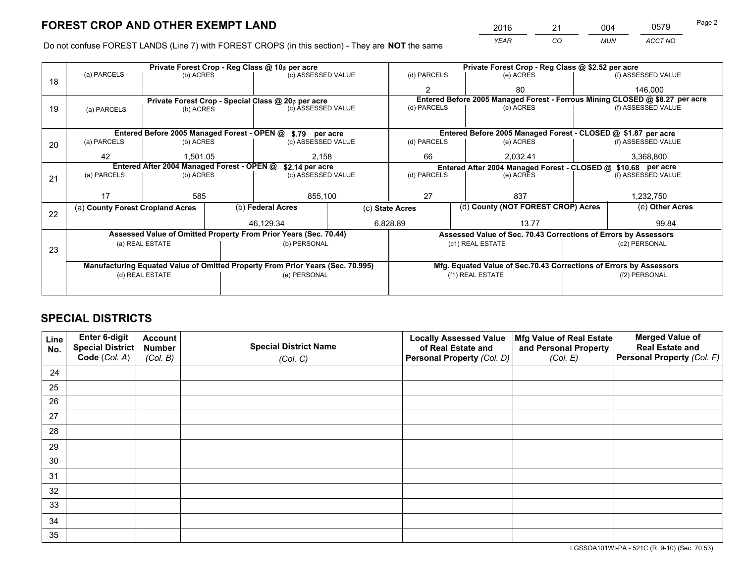# FOREST CROP AND OTHER EXEMPT LAND

| 2016 | 21 | 004 | 0579 |
|---|---|---|---|
| *YEAR* | *CO* | *MUN* | *ACCT NO* |

Do not confuse FOREST LANDS (Line 7) with FOREST CROPS (in this section) - They are **NOT** the same

| Line | | | | | | |
|---|---|---|---|---|---|---|
| 18 | **Private Forest Crop - Reg Class @ 10¢ per acre** | | | **Private Forest Crop - Reg Class @ $2.52 per acre** | | |
| | (a) PARCELS | (b) ACRES | (c) ASSESSED VALUE | (d) PARCELS | (e) ACRES | (f) ASSESSED VALUE |
| | | | | 2 | 80 | 146,000 |
| 19 | **Private Forest Crop - Special Class @ 20¢ per acre** | | | **Entered Before 2005 Managed Forest - Ferrous Mining CLOSED @ $8.27 per acre** | | |
| | (a) PARCELS | (b) ACRES | (c) ASSESSED VALUE | (d) PARCELS | (e) ACRES | (f) ASSESSED VALUE |
| | | | | | | |
| 20 | **Entered Before 2005 Managed Forest - OPEN @ $.79 per acre** | | | **Entered Before 2005 Managed Forest - CLOSED @ $1.87 per acre** | | |
| | (a) PARCELS | (b) ACRES | (c) ASSESSED VALUE | (d) PARCELS | (e) ACRES | (f) ASSESSED VALUE |
| | 42 | 1,501.05 | 2,158 | 66 | 2,032.41 | 3,368,800 |
| 21 | **Entered After 2004 Managed Forest - OPEN @ $2.14 per acre** | | | **Entered After 2004 Managed Forest - CLOSED @ $10.68 per acre** | | |
| | (a) PARCELS | (b) ACRES | (c) ASSESSED VALUE | (d) PARCELS | (e) ACRES | (f) ASSESSED VALUE |
| | 17 | 585 | 855,100 | 27 | 837 | 1,232,750 |

| Line | (a) County Forest Cropland Acres | (b) Federal Acres | (c) State Acres | (d) County (NOT FOREST CROP) Acres | (e) Other Acres |
|---|---|---|---|---|---|
| 22 | | 46,129.34 | 6,828.89 | 13.77 | 99.84 |

| Line | **Assessed Value of Omitted Property From Prior Years (Sec. 70.44)** | | **Assessed Value of Sec. 70.43 Corrections of Errors by Assessors** | |
|---|---|---|---|---|
| 23 | (a) REAL ESTATE | (b) PERSONAL | (c1) REAL ESTATE | (c2) PERSONAL |
| | | | | |
| | **Manufacturing Equated Value of Omitted Property From Prior Years (Sec. 70.995)** | | **Mfg. Equated Value of Sec.70.43 Corrections of Errors by Assessors** | |
| | (d) REAL ESTATE | (e) PERSONAL | (f1) REAL ESTATE | (f2) PERSONAL |
| | | | | |

# SPECIAL DISTRICTS

| Line No. | Enter 6-digit Special District Code (*Col. A*) | Account Number (*Col. B*) | Special District Name (*Col. C*) | Locally Assessed Value of Real Estate and Personal Property (*Col. D*) | Mfg Value of Real Estate and Personal Property (*Col. E*) | Merged Value of Real Estate and Personal Property (*Col. F*) |
|---|---|---|---|---|---|---|
| 24 | | | | | | |
| 25 | | | | | | |
| 26 | | | | | | |
| 27 | | | | | | |
| 28 | | | | | | |
| 29 | | | | | | |
| 30 | | | | | | |
| 31 | | | | | | |
| 32 | | | | | | |
| 33 | | | | | | |
| 34 | | | | | | |
| 35 | | | | | | |

LGSSOA101WI-PA - 521C (R. 9-10) (Sec. 70.53)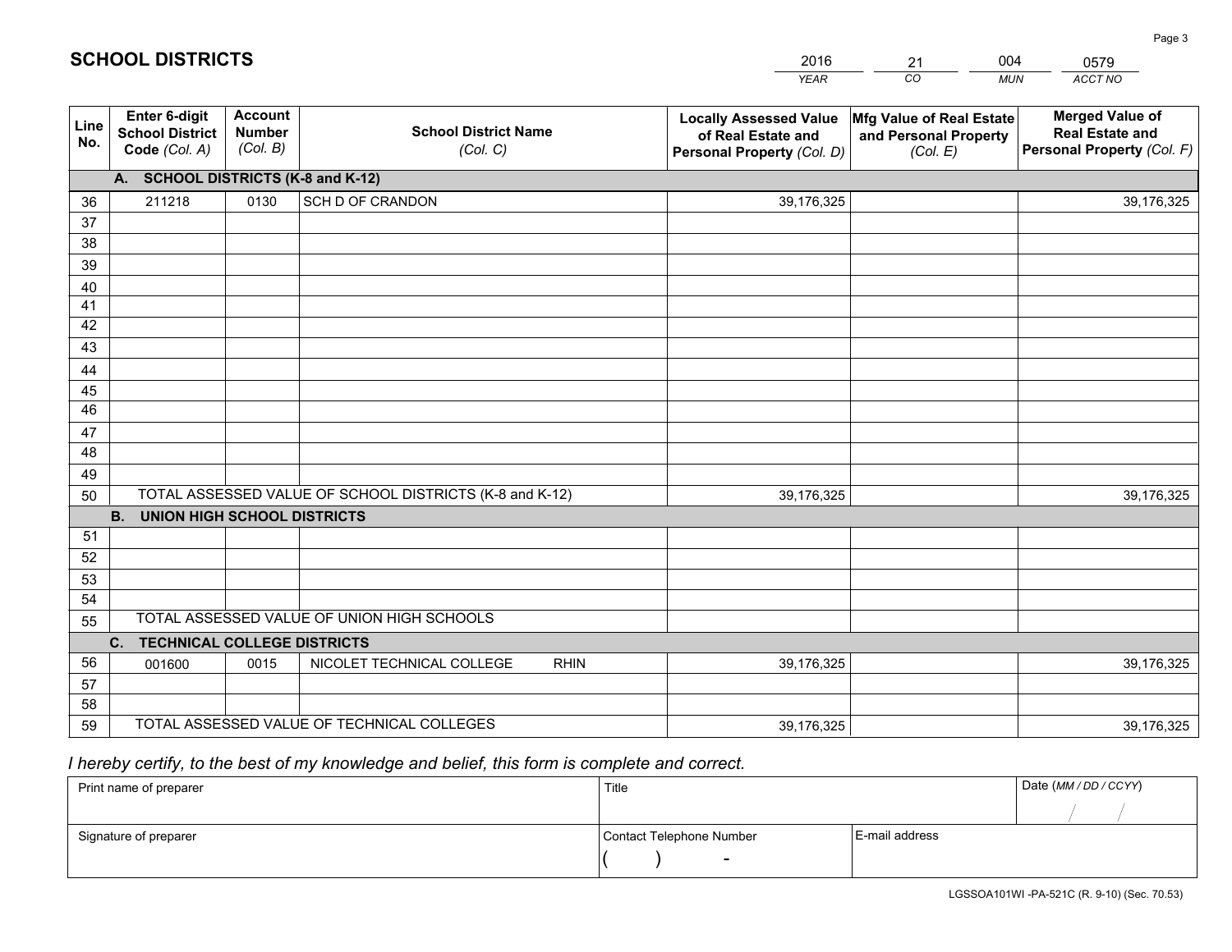# SCHOOL DISTRICTS

| 2016 | 21 | 004 | 0579 |
|---|---|---|---|
| *YEAR* | *CO* | *MUN* | *ACCT NO* |

| Line No. | Enter 6-digit School District Code *(Col. A)* | Account Number *(Col. B)* | School District Name *(Col. C)* | Locally Assessed Value of Real Estate and Personal Property *(Col. D)* | Mfg Value of Real Estate and Personal Property *(Col. E)* | Merged Value of Real Estate and Personal Property *(Col. F)* |
|---|---|---|---|---|---|---|
| | **A. SCHOOL DISTRICTS (K-8 and K-12)** | | | | | |
| 36 | 211218 | 0130 | SCH D OF CRANDON | 39,176,325 | | 39,176,325 |
| 37 | | | | | | |
| 38 | | | | | | |
| 39 | | | | | | |
| 40 | | | | | | |
| 41 | | | | | | |
| 42 | | | | | | |
| 43 | | | | | | |
| 44 | | | | | | |
| 45 | | | | | | |
| 46 | | | | | | |
| 47 | | | | | | |
| 48 | | | | | | |
| 49 | | | | | | |
| 50 | TOTAL ASSESSED VALUE OF SCHOOL DISTRICTS (K-8 and K-12) | | | 39,176,325 | | 39,176,325 |
| | **B. UNION HIGH SCHOOL DISTRICTS** | | | | | |
| 51 | | | | | | |
| 52 | | | | | | |
| 53 | | | | | | |
| 54 | | | | | | |
| 55 | TOTAL ASSESSED VALUE OF UNION HIGH SCHOOLS | | | | | |
| | **C. TECHNICAL COLLEGE DISTRICTS** | | | | | |
| 56 | 001600 | 0015 | NICOLET TECHNICAL COLLEGE RHIN | 39,176,325 | | 39,176,325 |
| 57 | | | | | | |
| 58 | | | | | | |
| 59 | TOTAL ASSESSED VALUE OF TECHNICAL COLLEGES | | | 39,176,325 | | 39,176,325 |

*I hereby certify, to the best of my knowledge and belief, this form is complete and correct.*

| Print name of preparer | Title | | Date *(MM / DD / CCYY)* |
|---|---|---|---|
| | | | / / |
| Signature of preparer | Contact Telephone Number | E-mail address | |
| | ( ) - | | |

LGSSOA101WI -PA-521C (R. 9-10) (Sec. 70.53)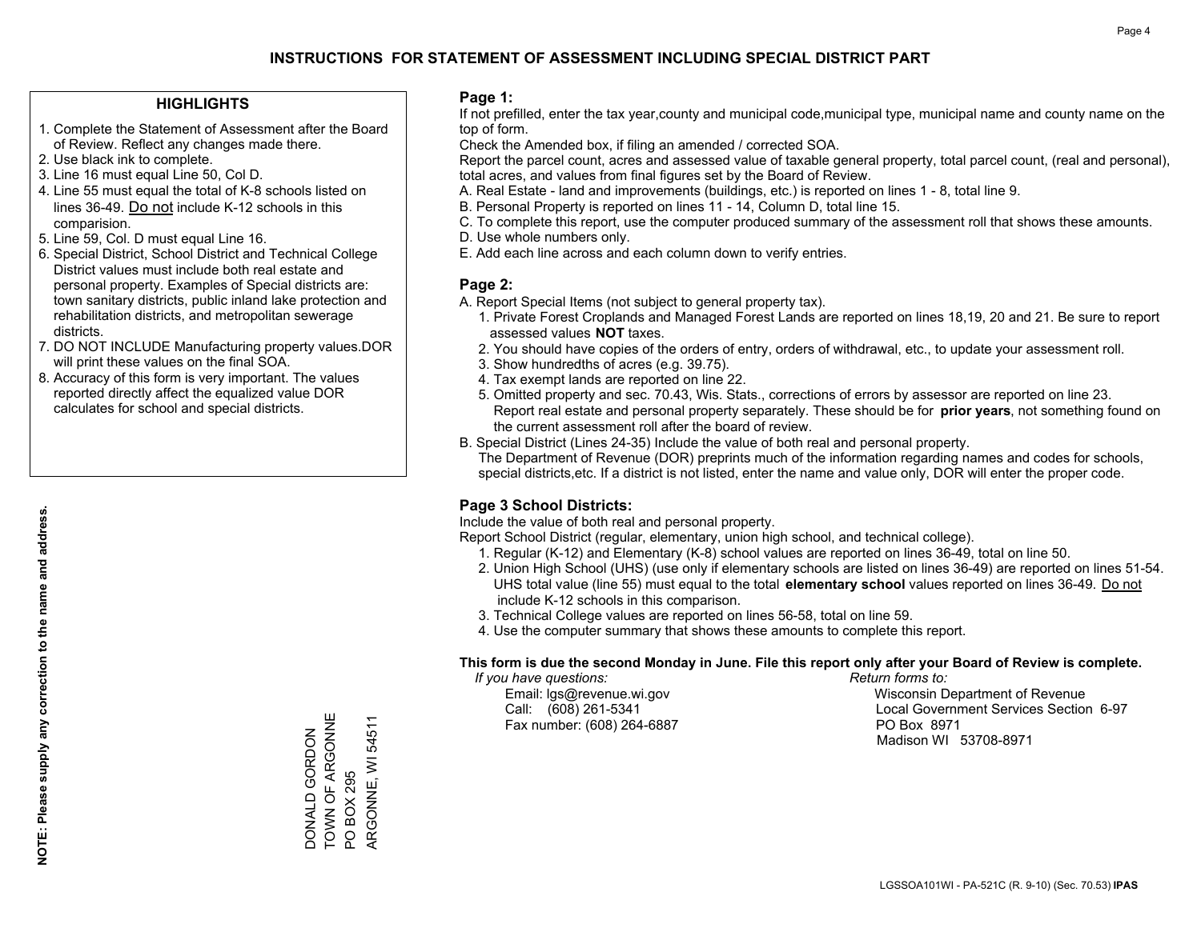# INSTRUCTIONS FOR STATEMENT OF ASSESSMENT INCLUDING SPECIAL DISTRICT PART

## HIGHLIGHTS

1. Complete the Statement of Assessment after the Board of Review. Reflect any changes made there.
2. Use black ink to complete.
3. Line 16 must equal Line 50, Col D.
4. Line 55 must equal the total of K-8 schools listed on lines 36-49. Do not include K-12 schools in this comparision.
5. Line 59, Col. D must equal Line 16.
6. Special District, School District and Technical College District values must include both real estate and personal property. Examples of Special districts are: town sanitary districts, public inland lake protection and rehabilitation districts, and metropolitan sewerage districts.
7. DO NOT INCLUDE Manufacturing property values.DOR will print these values on the final SOA.
8. Accuracy of this form is very important. The values reported directly affect the equalized value DOR calculates for school and special districts.

**NOTE: Please supply any correction to the name and address.**

DONALD GORDON
TOWN OF ARGONNE
PO BOX 295
ARGONNE, WI 54511

## Page 1:

If not prefilled, enter the tax year,county and municipal code,municipal type, municipal name and county name on the top of form.

Check the Amended box, if filing an amended / corrected SOA.

Report the parcel count, acres and assessed value of taxable general property, total parcel count, (real and personal), total acres, and values from final figures set by the Board of Review.

A. Real Estate - land and improvements (buildings, etc.) is reported on lines 1 - 8, total line 9.
B. Personal Property is reported on lines 11 - 14, Column D, total line 15.
C. To complete this report, use the computer produced summary of the assessment roll that shows these amounts.
D. Use whole numbers only.
E. Add each line across and each column down to verify entries.

## Page 2:

A. Report Special Items (not subject to general property tax).
   1. Private Forest Croplands and Managed Forest Lands are reported on lines 18,19, 20 and 21. Be sure to report assessed values **NOT** taxes.
   2. You should have copies of the orders of entry, orders of withdrawal, etc., to update your assessment roll.
   3. Show hundredths of acres (e.g. 39.75).
   4. Tax exempt lands are reported on line 22.
   5. Omitted property and sec. 70.43, Wis. Stats., corrections of errors by assessor are reported on line 23. Report real estate and personal property separately. These should be for **prior years**, not something found on the current assessment roll after the board of review.
B. Special District (Lines 24-35) Include the value of both real and personal property.
   The Department of Revenue (DOR) preprints much of the information regarding names and codes for schools, special districts,etc. If a district is not listed, enter the name and value only, DOR will enter the proper code.

## Page 3 School Districts:

Include the value of both real and personal property.

Report School District (regular, elementary, union high school, and technical college).

1. Regular (K-12) and Elementary (K-8) school values are reported on lines 36-49, total on line 50.
2. Union High School (UHS) (use only if elementary schools are listed on lines 36-49) are reported on lines 51-54. UHS total value (line 55) must equal to the total **elementary school** values reported on lines 36-49. Do not include K-12 schools in this comparison.
3. Technical College values are reported on lines 56-58, total on line 59.
4. Use the computer summary that shows these amounts to complete this report.

**This form is due the second Monday in June. File this report only after your Board of Review is complete.**

*If you have questions:*
Email: lgs@revenue.wi.gov
Call: (608) 261-5341
Fax number: (608) 264-6887

*Return forms to:*
Wisconsin Department of Revenue
Local Government Services Section 6-97
PO Box 8971
Madison WI 53708-8971

LGSSOA101WI - PA-521C (R. 9-10) (Sec. 70.53) **IPAS**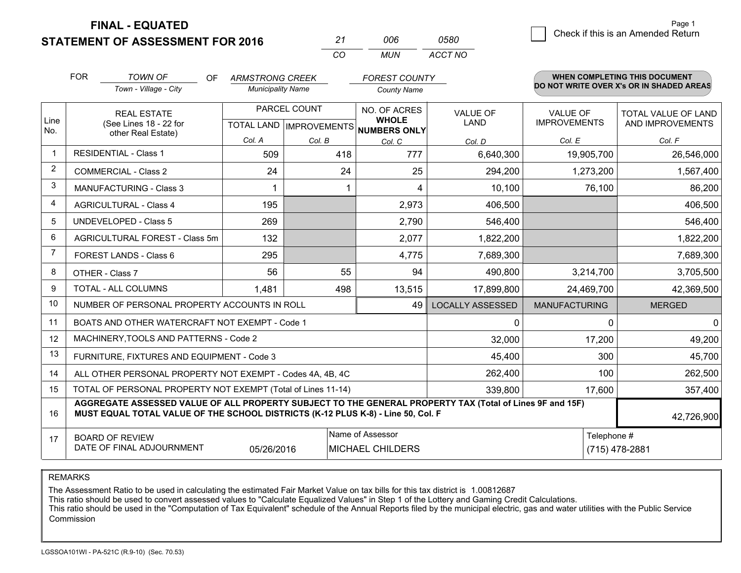**FINAL - EQUATED**
**STATEMENT OF ASSESSMENT FOR 2016**

| 21 | 006 | 0580 |
|---|---|---|
| CO | MUN | ACCT NO |

☐ Check if this is an Amended Return

FOR *TOWN OF* (Town - Village - City) OF *ARMSTRONG CREEK* (Municipality Name) *FOREST COUNTY* (County Name)

**WHEN COMPLETING THIS DOCUMENT DO NOT WRITE OVER X's OR IN SHADED AREAS**

| Line No. | REAL ESTATE (See Lines 18 - 22 for other Real Estate) | PARCEL COUNT TOTAL LAND Col. A | PARCEL COUNT IMPROVEMENTS Col. B | NO. OF ACRES WHOLE NUMBERS ONLY Col. C | VALUE OF LAND Col. D | VALUE OF IMPROVEMENTS Col. E | TOTAL VALUE OF LAND AND IMPROVEMENTS Col. F |
|---|---|---|---|---|---|---|---|
| 1 | RESIDENTIAL - Class 1 | 509 | 418 | 777 | 6,640,300 | 19,905,700 | 26,546,000 |
| 2 | COMMERCIAL - Class 2 | 24 | 24 | 25 | 294,200 | 1,273,200 | 1,567,400 |
| 3 | MANUFACTURING - Class 3 | 1 | 1 | 4 | 10,100 | 76,100 | 86,200 |
| 4 | AGRICULTURAL - Class 4 | 195 | | 2,973 | 406,500 | | 406,500 |
| 5 | UNDEVELOPED - Class 5 | 269 | | 2,790 | 546,400 | | 546,400 |
| 6 | AGRICULTURAL FOREST - Class 5m | 132 | | 2,077 | 1,822,200 | | 1,822,200 |
| 7 | FOREST LANDS - Class 6 | 295 | | 4,775 | 7,689,300 | | 7,689,300 |
| 8 | OTHER - Class 7 | 56 | 55 | 94 | 490,800 | 3,214,700 | 3,705,500 |
| 9 | TOTAL - ALL COLUMNS | 1,481 | 498 | 13,515 | 17,899,800 | 24,469,700 | 42,369,500 |
| 10 | NUMBER OF PERSONAL PROPERTY ACCOUNTS IN ROLL | | | 49 | LOCALLY ASSESSED | MANUFACTURING | MERGED |
| 11 | BOATS AND OTHER WATERCRAFT NOT EXEMPT - Code 1 | | | | 0 | 0 | 0 |
| 12 | MACHINERY,TOOLS AND PATTERNS - Code 2 | | | | 32,000 | 17,200 | 49,200 |
| 13 | FURNITURE, FIXTURES AND EQUIPMENT - Code 3 | | | | 45,400 | 300 | 45,700 |
| 14 | ALL OTHER PERSONAL PROPERTY NOT EXEMPT - Codes 4A, 4B, 4C | | | | 262,400 | 100 | 262,500 |
| 15 | TOTAL OF PERSONAL PROPERTY NOT EXEMPT (Total of Lines 11-14) | | | | 339,800 | 17,600 | 357,400 |
| 16 | **AGGREGATE ASSESSED VALUE OF ALL PROPERTY SUBJECT TO THE GENERAL PROPERTY TAX (Total of Lines 9F and 15F) MUST EQUAL TOTAL VALUE OF THE SCHOOL DISTRICTS (K-12 PLUS K-8) - Line 50, Col. F** | | | | | | 42,726,900 |
| 17 | BOARD OF REVIEW DATE OF FINAL ADJOURNMENT | 05/26/2016 | Name of Assessor: MICHAEL CHILDERS | | | Telephone #: (715) 478-2881 | |

REMARKS

The Assessment Ratio to be used in calculating the estimated Fair Market Value on tax bills for this tax district is 1.00812687
This ratio should be used to convert assessed values to "Calculate Equalized Values" in Step 1 of the Lottery and Gaming Credit Calculations.
This ratio should be used in the "Computation of Tax Equivalent" schedule of the Annual Reports filed by the municipal electric, gas and water utilities with the Public Service Commission

LGSSOA101WI - PA-521C (R.9-10) (Sec. 70.53)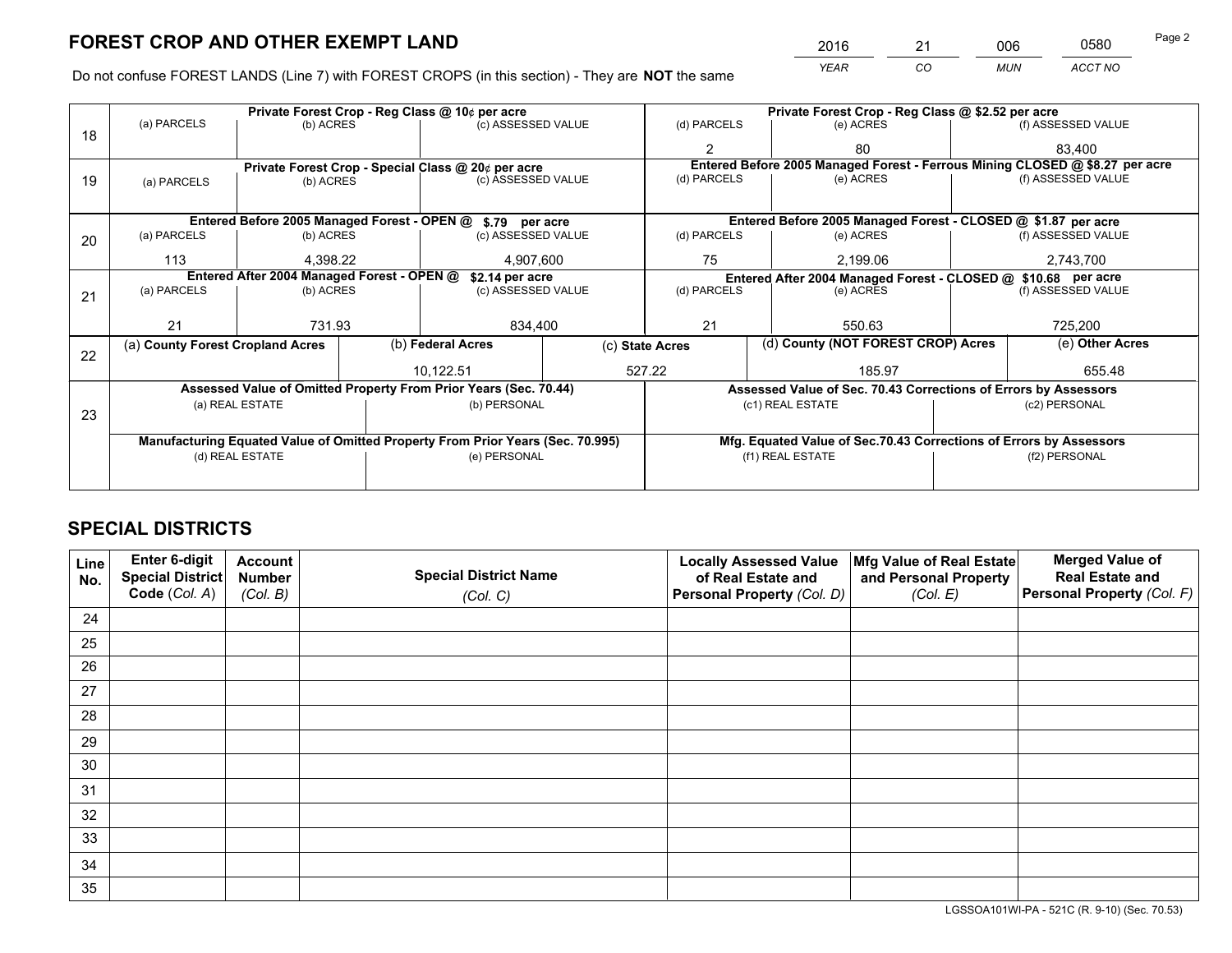# FOREST CROP AND OTHER EXEMPT LAND

| 2016 | 21 | 006 | 0580 |
|---|---|---|---|
| *YEAR* | *CO* | *MUN* | *ACCT NO* |

Do not confuse FOREST LANDS (Line 7) with FOREST CROPS (in this section) - They are **NOT** the same

| Line | Private Forest Crop - Reg Class @ 10¢ per acre | | | Private Forest Crop - Reg Class @ $2.52 per acre | | |
|---|---|---|---|---|---|---|
| 18 | (a) PARCELS | (b) ACRES | (c) ASSESSED VALUE | (d) PARCELS | (e) ACRES | (f) ASSESSED VALUE |
| | | | | 2 | 80 | 83,400 |
| | **Private Forest Crop - Special Class @ 20¢ per acre** | | | **Entered Before 2005 Managed Forest - Ferrous Mining CLOSED @ $8.27 per acre** | | |
| 19 | (a) PARCELS | (b) ACRES | (c) ASSESSED VALUE | (d) PARCELS | (e) ACRES | (f) ASSESSED VALUE |
| | | | | | | |
| | **Entered Before 2005 Managed Forest - OPEN @ $.79 per acre** | | | **Entered Before 2005 Managed Forest - CLOSED @ $1.87 per acre** | | |
| 20 | (a) PARCELS | (b) ACRES | (c) ASSESSED VALUE | (d) PARCELS | (e) ACRES | (f) ASSESSED VALUE |
| | 113 | 4,398.22 | 4,907,600 | 75 | 2,199.06 | 2,743,700 |
| | **Entered After 2004 Managed Forest - OPEN @ $2.14 per acre** | | | **Entered After 2004 Managed Forest - CLOSED @ $10.68 per acre** | | |
| 21 | (a) PARCELS | (b) ACRES | (c) ASSESSED VALUE | (d) PARCELS | (e) ACRES | (f) ASSESSED VALUE |
| | 21 | 731.93 | 834,400 | 21 | 550.63 | 725,200 |

| Line | (a) County Forest Cropland Acres | (b) Federal Acres | (c) State Acres | (d) County (NOT FOREST CROP) Acres | (e) Other Acres |
|---|---|---|---|---|---|
| 22 | | 10,122.51 | 527.22 | 185.97 | 655.48 |

| Line | Assessed Value of Omitted Property From Prior Years (Sec. 70.44) | | Assessed Value of Sec. 70.43 Corrections of Errors by Assessors | |
|---|---|---|---|---|
| 23 | (a) REAL ESTATE | (b) PERSONAL | (c1) REAL ESTATE | (c2) PERSONAL |
| | | | | |
| | **Manufacturing Equated Value of Omitted Property From Prior Years (Sec. 70.995)** | | **Mfg. Equated Value of Sec.70.43 Corrections of Errors by Assessors** | |
| | (d) REAL ESTATE | (e) PERSONAL | (f1) REAL ESTATE | (f2) PERSONAL |
| | | | | |

# SPECIAL DISTRICTS

| Line No. | Enter 6-digit Special District Code (Col. A) | Account Number (Col. B) | Special District Name (Col. C) | Locally Assessed Value of Real Estate and Personal Property (Col. D) | Mfg Value of Real Estate and Personal Property (Col. E) | Merged Value of Real Estate and Personal Property (Col. F) |
|---|---|---|---|---|---|---|
| 24 | | | | | | |
| 25 | | | | | | |
| 26 | | | | | | |
| 27 | | | | | | |
| 28 | | | | | | |
| 29 | | | | | | |
| 30 | | | | | | |
| 31 | | | | | | |
| 32 | | | | | | |
| 33 | | | | | | |
| 34 | | | | | | |
| 35 | | | | | | |

LGSSOA101WI-PA - 521C (R. 9-10) (Sec. 70.53)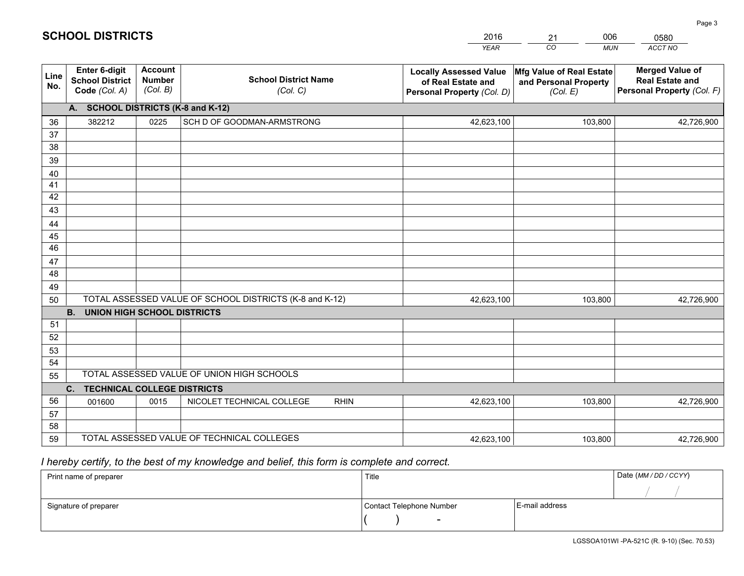# SCHOOL DISTRICTS

| 2016 | 21 | 006 | 0580 |
|---|---|---|---|
| *YEAR* | *CO* | *MUN* | *ACCT NO* |

| Line No. | Enter 6-digit School District Code *(Col. A)* | Account Number *(Col. B)* | School District Name *(Col. C)* | Locally Assessed Value of Real Estate and Personal Property *(Col. D)* | Mfg Value of Real Estate and Personal Property *(Col. E)* | Merged Value of Real Estate and Personal Property *(Col. F)* |
|---|---|---|---|---|---|---|
| | **A. SCHOOL DISTRICTS (K-8 and K-12)** | | | | | |
| 36 | 382212 | 0225 | SCH D OF GOODMAN-ARMSTRONG | 42,623,100 | 103,800 | 42,726,900 |
| 37 | | | | | | |
| 38 | | | | | | |
| 39 | | | | | | |
| 40 | | | | | | |
| 41 | | | | | | |
| 42 | | | | | | |
| 43 | | | | | | |
| 44 | | | | | | |
| 45 | | | | | | |
| 46 | | | | | | |
| 47 | | | | | | |
| 48 | | | | | | |
| 49 | | | | | | |
| 50 | TOTAL ASSESSED VALUE OF SCHOOL DISTRICTS (K-8 and K-12) | | | 42,623,100 | 103,800 | 42,726,900 |
| | **B. UNION HIGH SCHOOL DISTRICTS** | | | | | |
| 51 | | | | | | |
| 52 | | | | | | |
| 53 | | | | | | |
| 54 | | | | | | |
| 55 | TOTAL ASSESSED VALUE OF UNION HIGH SCHOOLS | | | | | |
| | **C. TECHNICAL COLLEGE DISTRICTS** | | | | | |
| 56 | 001600 | 0015 | NICOLET TECHNICAL COLLEGE RHIN | 42,623,100 | 103,800 | 42,726,900 |
| 57 | | | | | | |
| 58 | | | | | | |
| 59 | TOTAL ASSESSED VALUE OF TECHNICAL COLLEGES | | | 42,623,100 | 103,800 | 42,726,900 |

*I hereby certify, to the best of my knowledge and belief, this form is complete and correct.*

| Print name of preparer | Title | | Date *(MM / DD / CCYY)* |
|---|---|---|---|
| | | | / / |
| Signature of preparer | Contact Telephone Number | E-mail address | |
| | ( ) - | | |

LGSSOA101WI -PA-521C (R. 9-10) (Sec. 70.53)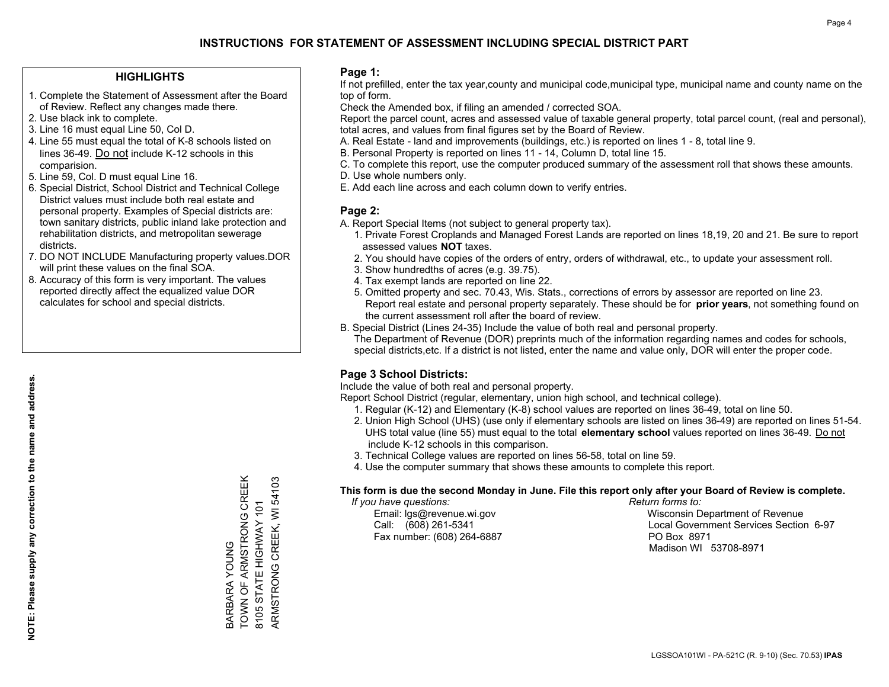# INSTRUCTIONS FOR STATEMENT OF ASSESSMENT INCLUDING SPECIAL DISTRICT PART

## HIGHLIGHTS

1. Complete the Statement of Assessment after the Board of Review. Reflect any changes made there.
2. Use black ink to complete.
3. Line 16 must equal Line 50, Col D.
4. Line 55 must equal the total of K-8 schools listed on lines 36-49. Do not include K-12 schools in this comparision.
5. Line 59, Col. D must equal Line 16.
6. Special District, School District and Technical College District values must include both real estate and personal property. Examples of Special districts are: town sanitary districts, public inland lake protection and rehabilitation districts, and metropolitan sewerage districts.
7. DO NOT INCLUDE Manufacturing property values.DOR will print these values on the final SOA.
8. Accuracy of this form is very important. The values reported directly affect the equalized value DOR calculates for school and special districts.

**NOTE: Please supply any correction to the name and address.**

BARBARA YOUNG
TOWN OF ARMSTRONG CREEK
8105 STATE HIGHWAY 101
ARMSTRONG CREEK, WI 54103

## Page 1:

If not prefilled, enter the tax year,county and municipal code,municipal type, municipal name and county name on the top of form.

Check the Amended box, if filing an amended / corrected SOA.

Report the parcel count, acres and assessed value of taxable general property, total parcel count, (real and personal), total acres, and values from final figures set by the Board of Review.

A. Real Estate - land and improvements (buildings, etc.) is reported on lines 1 - 8, total line 9.
B. Personal Property is reported on lines 11 - 14, Column D, total line 15.
C. To complete this report, use the computer produced summary of the assessment roll that shows these amounts.
D. Use whole numbers only.
E. Add each line across and each column down to verify entries.

## Page 2:

A. Report Special Items (not subject to general property tax).
   1. Private Forest Croplands and Managed Forest Lands are reported on lines 18,19, 20 and 21. Be sure to report assessed values **NOT** taxes.
   2. You should have copies of the orders of entry, orders of withdrawal, etc., to update your assessment roll.
   3. Show hundredths of acres (e.g. 39.75).
   4. Tax exempt lands are reported on line 22.
   5. Omitted property and sec. 70.43, Wis. Stats., corrections of errors by assessor are reported on line 23. Report real estate and personal property separately. These should be for **prior years**, not something found on the current assessment roll after the board of review.
B. Special District (Lines 24-35) Include the value of both real and personal property.
   The Department of Revenue (DOR) preprints much of the information regarding names and codes for schools, special districts,etc. If a district is not listed, enter the name and value only, DOR will enter the proper code.

## Page 3 School Districts:

Include the value of both real and personal property.

Report School District (regular, elementary, union high school, and technical college).

1. Regular (K-12) and Elementary (K-8) school values are reported on lines 36-49, total on line 50.
2. Union High School (UHS) (use only if elementary schools are listed on lines 36-49) are reported on lines 51-54. UHS total value (line 55) must equal to the total **elementary school** values reported on lines 36-49. Do not include K-12 schools in this comparison.
3. Technical College values are reported on lines 56-58, total on line 59.
4. Use the computer summary that shows these amounts to complete this report.

**This form is due the second Monday in June. File this report only after your Board of Review is complete.**

*If you have questions:*
Email: lgs@revenue.wi.gov
Call: (608) 261-5341
Fax number: (608) 264-6887

*Return forms to:*
Wisconsin Department of Revenue
Local Government Services Section 6-97
PO Box 8971
Madison WI 53708-8971

LGSSOA101WI - PA-521C (R. 9-10) (Sec. 70.53) **IPAS**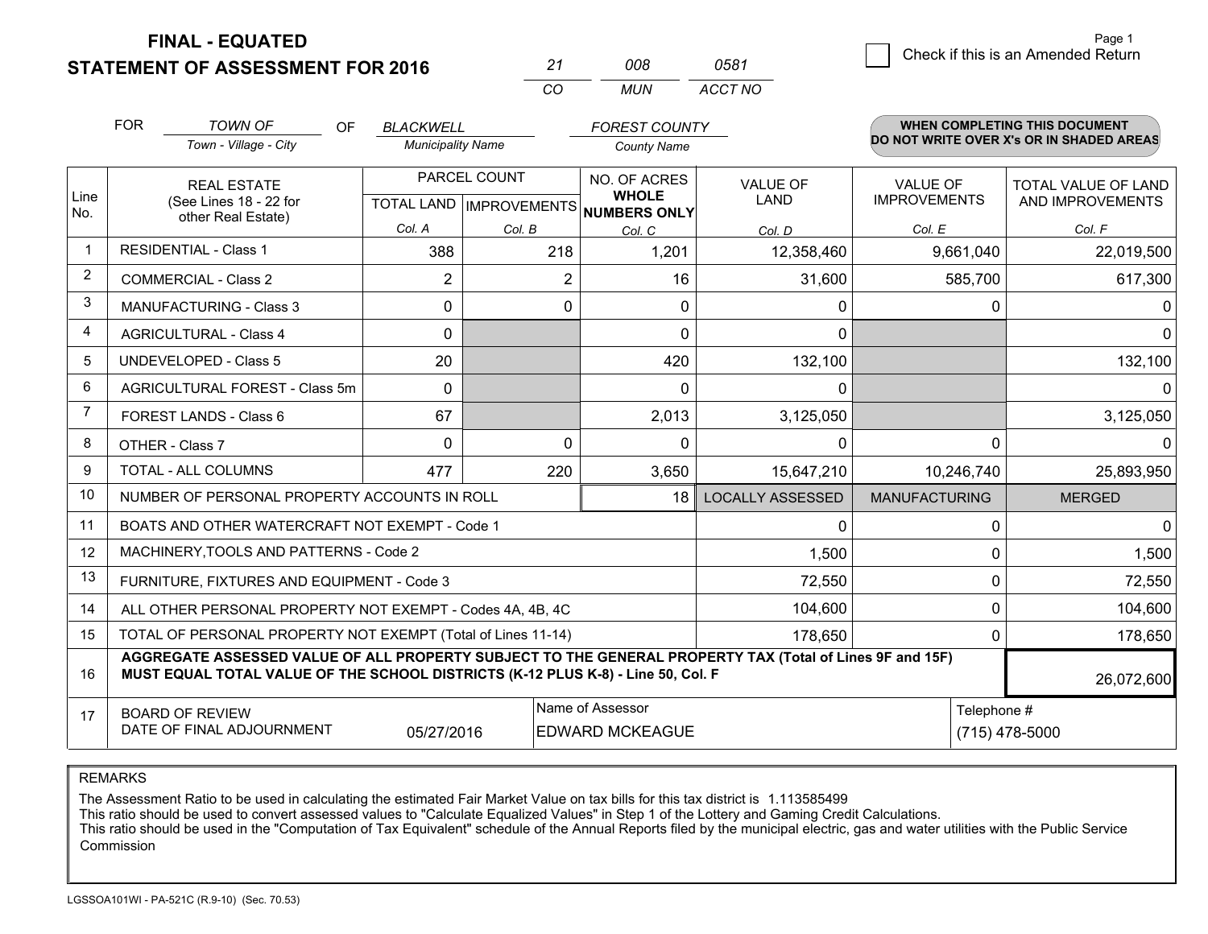**FINAL - EQUATED**
**STATEMENT OF ASSESSMENT FOR 2016**

| 21 | 008 | 0581 |
|---|---|---|
| CO | MUN | ACCT NO |

☐ Check if this is an Amended Return

FOR *TOWN OF* (Town - Village - City) OF *BLACKWELL* (Municipality Name) *FOREST COUNTY* (County Name)

**WHEN COMPLETING THIS DOCUMENT DO NOT WRITE OVER X's OR IN SHADED AREAS**

| Line No. | REAL ESTATE (See Lines 18 - 22 for other Real Estate) | PARCEL COUNT TOTAL LAND Col. A | PARCEL COUNT IMPROVEMENTS Col. B | NO. OF ACRES WHOLE NUMBERS ONLY Col. C | VALUE OF LAND Col. D | VALUE OF IMPROVEMENTS Col. E | TOTAL VALUE OF LAND AND IMPROVEMENTS Col. F |
|---|---|---|---|---|---|---|---|
| 1 | RESIDENTIAL - Class 1 | 388 | 218 | 1,201 | 12,358,460 | 9,661,040 | 22,019,500 |
| 2 | COMMERCIAL - Class 2 | 2 | 2 | 16 | 31,600 | 585,700 | 617,300 |
| 3 | MANUFACTURING - Class 3 | 0 | 0 | 0 | 0 | 0 | 0 |
| 4 | AGRICULTURAL - Class 4 | 0 | | 0 | 0 | | 0 |
| 5 | UNDEVELOPED - Class 5 | 20 | | 420 | 132,100 | | 132,100 |
| 6 | AGRICULTURAL FOREST - Class 5m | 0 | | 0 | 0 | | 0 |
| 7 | FOREST LANDS - Class 6 | 67 | | 2,013 | 3,125,050 | | 3,125,050 |
| 8 | OTHER - Class 7 | 0 | 0 | 0 | 0 | 0 | 0 |
| 9 | TOTAL - ALL COLUMNS | 477 | 220 | 3,650 | 15,647,210 | 10,246,740 | 25,893,950 |
| 10 | NUMBER OF PERSONAL PROPERTY ACCOUNTS IN ROLL | | | 18 | LOCALLY ASSESSED | MANUFACTURING | MERGED |
| 11 | BOATS AND OTHER WATERCRAFT NOT EXEMPT - Code 1 | | | | 0 | 0 | 0 |
| 12 | MACHINERY,TOOLS AND PATTERNS - Code 2 | | | | 1,500 | 0 | 1,500 |
| 13 | FURNITURE, FIXTURES AND EQUIPMENT - Code 3 | | | | 72,550 | 0 | 72,550 |
| 14 | ALL OTHER PERSONAL PROPERTY NOT EXEMPT - Codes 4A, 4B, 4C | | | | 104,600 | 0 | 104,600 |
| 15 | TOTAL OF PERSONAL PROPERTY NOT EXEMPT (Total of Lines 11-14) | | | | 178,650 | 0 | 178,650 |
| 16 | **AGGREGATE ASSESSED VALUE OF ALL PROPERTY SUBJECT TO THE GENERAL PROPERTY TAX (Total of Lines 9F and 15F) MUST EQUAL TOTAL VALUE OF THE SCHOOL DISTRICTS (K-12 PLUS K-8) - Line 50, Col. F** | | | | | | 26,072,600 |
| 17 | BOARD OF REVIEW DATE OF FINAL ADJOURNMENT | 05/27/2016 | Name of Assessor | EDWARD MCKEAGUE | | Telephone # | (715) 478-5000 |

REMARKS

The Assessment Ratio to be used in calculating the estimated Fair Market Value on tax bills for this tax district is 1.113585499
This ratio should be used to convert assessed values to "Calculate Equalized Values" in Step 1 of the Lottery and Gaming Credit Calculations.
This ratio should be used in the "Computation of Tax Equivalent" schedule of the Annual Reports filed by the municipal electric, gas and water utilities with the Public Service Commission

LGSSOA101WI - PA-521C (R.9-10) (Sec. 70.53)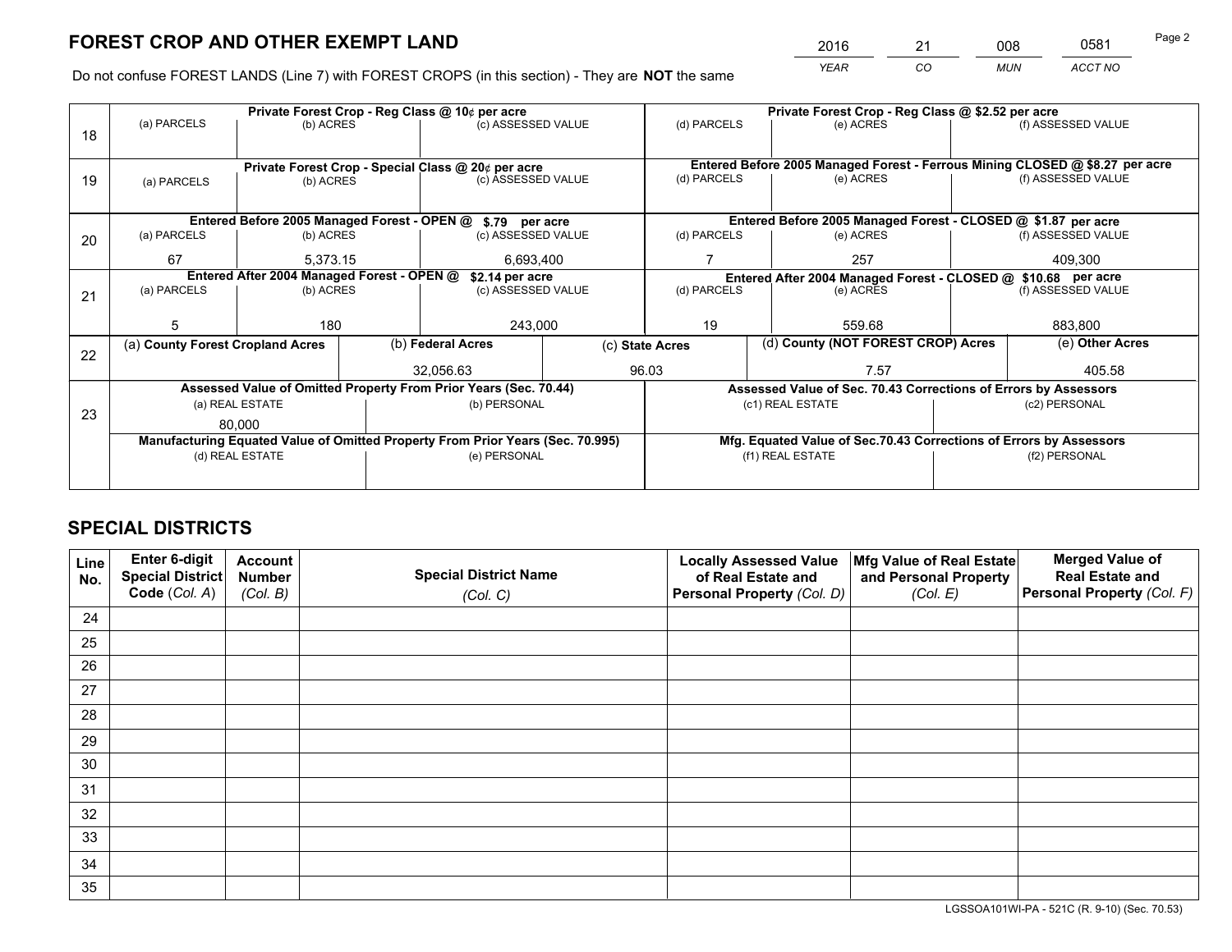# FOREST CROP AND OTHER EXEMPT LAND

| 2016 | 21 | 008 | 0581 |
|---|---|---|---|
| YEAR | CO | MUN | ACCT NO |

Do not confuse FOREST LANDS (Line 7) with FOREST CROPS (in this section) - They are **NOT** the same

| Line | Private Forest Crop - Reg Class @ 10¢ per acre | | | Private Forest Crop - Reg Class @ $2.52 per acre | | |
|---|---|---|---|---|---|---|
| 18 | (a) PARCELS | (b) ACRES | (c) ASSESSED VALUE | (d) PARCELS | (e) ACRES | (f) ASSESSED VALUE |
| | | | | | | |
| | **Private Forest Crop - Special Class @ 20¢ per acre** | | | **Entered Before 2005 Managed Forest - Ferrous Mining CLOSED @ $8.27 per acre** | | |
| 19 | (a) PARCELS | (b) ACRES | (c) ASSESSED VALUE | (d) PARCELS | (e) ACRES | (f) ASSESSED VALUE |
| | | | | | | |
| | **Entered Before 2005 Managed Forest - OPEN @ $.79 per acre** | | | **Entered Before 2005 Managed Forest - CLOSED @ $1.87 per acre** | | |
| 20 | (a) PARCELS | (b) ACRES | (c) ASSESSED VALUE | (d) PARCELS | (e) ACRES | (f) ASSESSED VALUE |
| | 67 | 5,373.15 | 6,693,400 | 7 | 257 | 409,300 |
| | **Entered After 2004 Managed Forest - OPEN @ $2.14 per acre** | | | **Entered After 2004 Managed Forest - CLOSED @ $10.68 per acre** | | |
| 21 | (a) PARCELS | (b) ACRES | (c) ASSESSED VALUE | (d) PARCELS | (e) ACRES | (f) ASSESSED VALUE |
| | 5 | 180 | 243,000 | 19 | 559.68 | 883,800 |

| Line | (a) County Forest Cropland Acres | (b) Federal Acres | (c) State Acres | (d) County (NOT FOREST CROP) Acres | (e) Other Acres |
|---|---|---|---|---|---|
| 22 | | 32,056.63 | 96.03 | 7.57 | 405.58 |

| Line | Assessed Value of Omitted Property From Prior Years (Sec. 70.44) | | Assessed Value of Sec. 70.43 Corrections of Errors by Assessors | |
|---|---|---|---|---|
| 23 | (a) REAL ESTATE | (b) PERSONAL | (c1) REAL ESTATE | (c2) PERSONAL |
| | 80,000 | | | |
| | **Manufacturing Equated Value of Omitted Property From Prior Years (Sec. 70.995)** | | **Mfg. Equated Value of Sec.70.43 Corrections of Errors by Assessors** | |
| | (d) REAL ESTATE | (e) PERSONAL | (f1) REAL ESTATE | (f2) PERSONAL |
| | | | | |

# SPECIAL DISTRICTS

| Line No. | Enter 6-digit Special District Code (Col. A) | Account Number (Col. B) | Special District Name (Col. C) | Locally Assessed Value of Real Estate and Personal Property (Col. D) | Mfg Value of Real Estate and Personal Property (Col. E) | Merged Value of Real Estate and Personal Property (Col. F) |
|---|---|---|---|---|---|---|
| 24 | | | | | | |
| 25 | | | | | | |
| 26 | | | | | | |
| 27 | | | | | | |
| 28 | | | | | | |
| 29 | | | | | | |
| 30 | | | | | | |
| 31 | | | | | | |
| 32 | | | | | | |
| 33 | | | | | | |
| 34 | | | | | | |
| 35 | | | | | | |

LGSSOA101WI-PA - 521C (R. 9-10) (Sec. 70.53)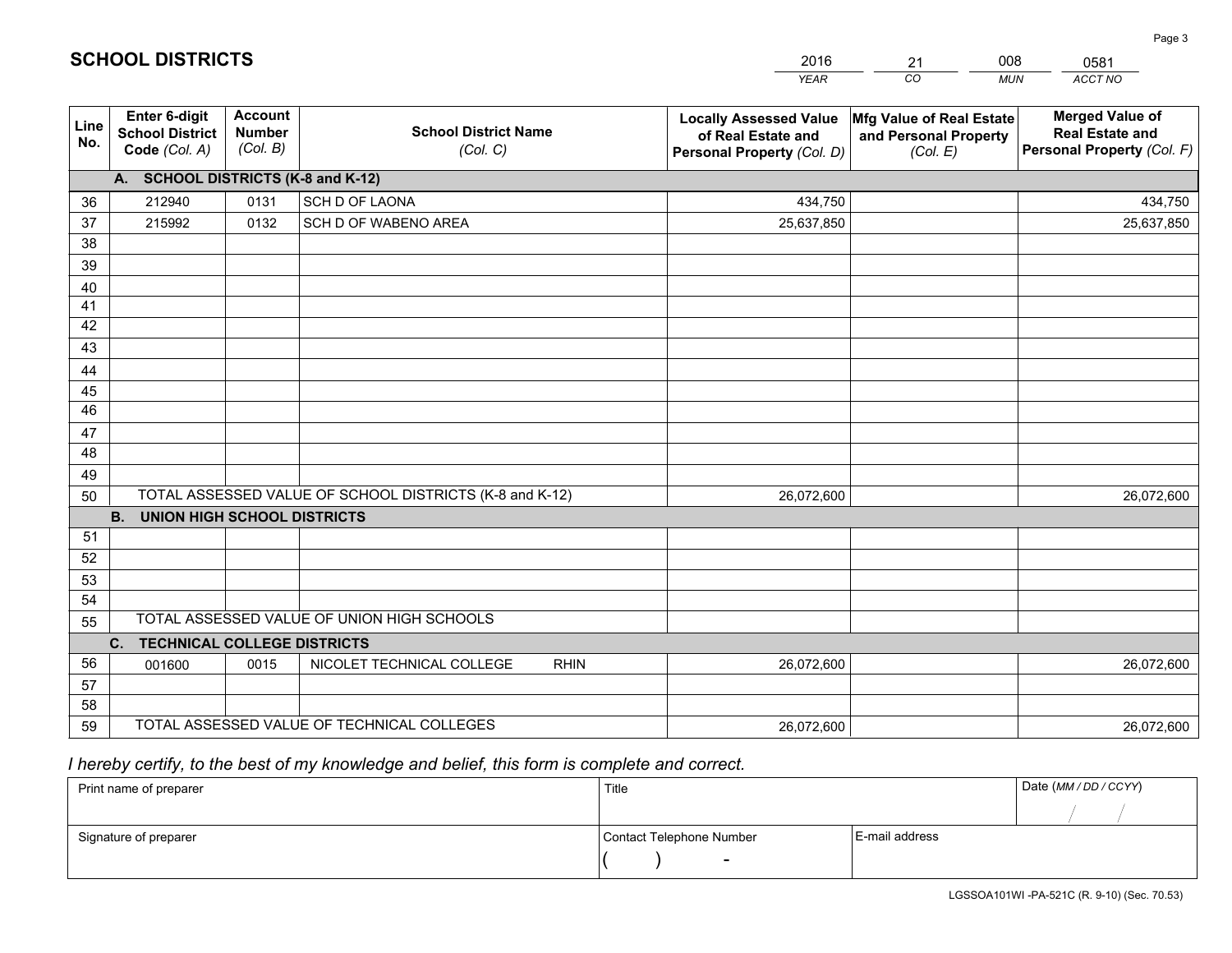## SCHOOL DISTRICTS

| 2016 | 21 | 008 | 0581 |
|---|---|---|---|
| *YEAR* | *CO* | *MUN* | *ACCT NO* |

| Line No. | Enter 6-digit School District Code *(Col. A)* | Account Number *(Col. B)* | School District Name *(Col. C)* | Locally Assessed Value of Real Estate and Personal Property *(Col. D)* | Mfg Value of Real Estate and Personal Property *(Col. E)* | Merged Value of Real Estate and Personal Property *(Col. F)* |
|---|---|---|---|---|---|---|
| | **A. SCHOOL DISTRICTS (K-8 and K-12)** | | | | | |
| 36 | 212940 | 0131 | SCH D OF LAONA | 434,750 | | 434,750 |
| 37 | 215992 | 0132 | SCH D OF WABENO AREA | 25,637,850 | | 25,637,850 |
| 38 | | | | | | |
| 39 | | | | | | |
| 40 | | | | | | |
| 41 | | | | | | |
| 42 | | | | | | |
| 43 | | | | | | |
| 44 | | | | | | |
| 45 | | | | | | |
| 46 | | | | | | |
| 47 | | | | | | |
| 48 | | | | | | |
| 49 | | | | | | |
| 50 | TOTAL ASSESSED VALUE OF SCHOOL DISTRICTS (K-8 and K-12) | | | 26,072,600 | | 26,072,600 |
| | **B. UNION HIGH SCHOOL DISTRICTS** | | | | | |
| 51 | | | | | | |
| 52 | | | | | | |
| 53 | | | | | | |
| 54 | | | | | | |
| 55 | TOTAL ASSESSED VALUE OF UNION HIGH SCHOOLS | | | | | |
| | **C. TECHNICAL COLLEGE DISTRICTS** | | | | | |
| 56 | 001600 | 0015 | NICOLET TECHNICAL COLLEGE RHIN | 26,072,600 | | 26,072,600 |
| 57 | | | | | | |
| 58 | | | | | | |
| 59 | TOTAL ASSESSED VALUE OF TECHNICAL COLLEGES | | | 26,072,600 | | 26,072,600 |

*I hereby certify, to the best of my knowledge and belief, this form is complete and correct.*

| Print name of preparer | Title | | Date *(MM / DD / CCYY)* |
|---|---|---|---|
| | | | / / |
| Signature of preparer | Contact Telephone Number | E-mail address | |
| | ( ) - | | |

LGSSOA101WI -PA-521C (R. 9-10) (Sec. 70.53)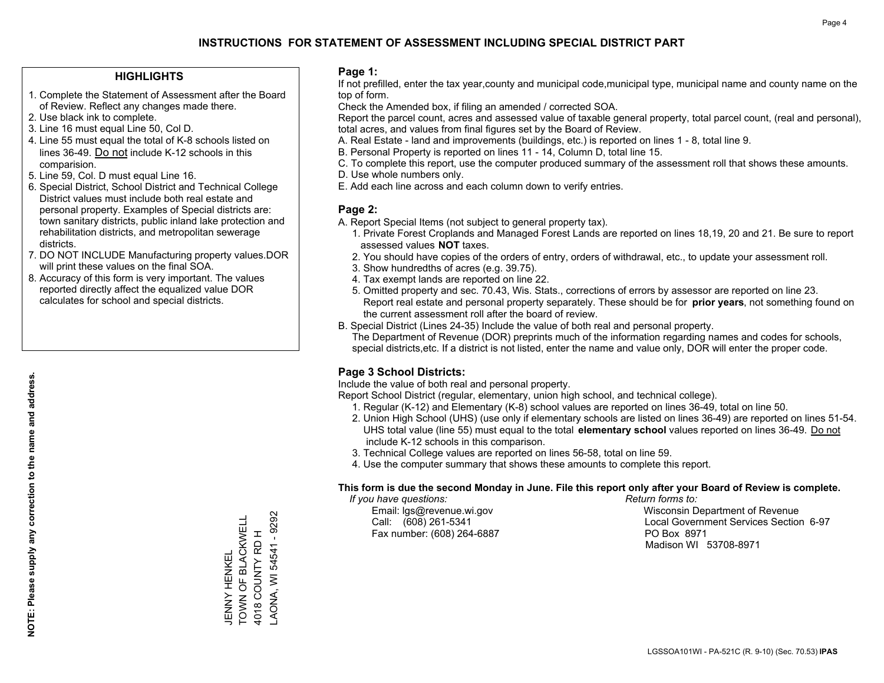# INSTRUCTIONS FOR STATEMENT OF ASSESSMENT INCLUDING SPECIAL DISTRICT PART

## HIGHLIGHTS

1. Complete the Statement of Assessment after the Board of Review. Reflect any changes made there.
2. Use black ink to complete.
3. Line 16 must equal Line 50, Col D.
4. Line 55 must equal the total of K-8 schools listed on lines 36-49. Do not include K-12 schools in this comparision.
5. Line 59, Col. D must equal Line 16.
6. Special District, School District and Technical College District values must include both real estate and personal property. Examples of Special districts are: town sanitary districts, public inland lake protection and rehabilitation districts, and metropolitan sewerage districts.
7. DO NOT INCLUDE Manufacturing property values.DOR will print these values on the final SOA.
8. Accuracy of this form is very important. The values reported directly affect the equalized value DOR calculates for school and special districts.

**NOTE: Please supply any correction to the name and address.**

JENNY HENKEL
TOWN OF BLACKWELL
4018 COUNTY RD H
LAONA, WI 54541 - 9292

## Page 1:

If not prefilled, enter the tax year,county and municipal code,municipal type, municipal name and county name on the top of form.

Check the Amended box, if filing an amended / corrected SOA.

Report the parcel count, acres and assessed value of taxable general property, total parcel count, (real and personal), total acres, and values from final figures set by the Board of Review.

A. Real Estate - land and improvements (buildings, etc.) is reported on lines 1 - 8, total line 9.
B. Personal Property is reported on lines 11 - 14, Column D, total line 15.
C. To complete this report, use the computer produced summary of the assessment roll that shows these amounts.
D. Use whole numbers only.
E. Add each line across and each column down to verify entries.

## Page 2:

A. Report Special Items (not subject to general property tax).
   1. Private Forest Croplands and Managed Forest Lands are reported on lines 18,19, 20 and 21. Be sure to report assessed values **NOT** taxes.
   2. You should have copies of the orders of entry, orders of withdrawal, etc., to update your assessment roll.
   3. Show hundredths of acres (e.g. 39.75).
   4. Tax exempt lands are reported on line 22.
   5. Omitted property and sec. 70.43, Wis. Stats., corrections of errors by assessor are reported on line 23. Report real estate and personal property separately. These should be for **prior years**, not something found on the current assessment roll after the board of review.
B. Special District (Lines 24-35) Include the value of both real and personal property.
   The Department of Revenue (DOR) preprints much of the information regarding names and codes for schools, special districts,etc. If a district is not listed, enter the name and value only, DOR will enter the proper code.

## Page 3 School Districts:

Include the value of both real and personal property.

Report School District (regular, elementary, union high school, and technical college).

1. Regular (K-12) and Elementary (K-8) school values are reported on lines 36-49, total on line 50.
2. Union High School (UHS) (use only if elementary schools are listed on lines 36-49) are reported on lines 51-54. UHS total value (line 55) must equal to the total **elementary school** values reported on lines 36-49. Do not include K-12 schools in this comparison.
3. Technical College values are reported on lines 56-58, total on line 59.
4. Use the computer summary that shows these amounts to complete this report.

**This form is due the second Monday in June. File this report only after your Board of Review is complete.**

*If you have questions:*
Email: lgs@revenue.wi.gov
Call: (608) 261-5341
Fax number: (608) 264-6887

*Return forms to:*
Wisconsin Department of Revenue
Local Government Services Section 6-97
PO Box 8971
Madison WI 53708-8971

LGSSOA101WI - PA-521C (R. 9-10) (Sec. 70.53) **IPAS**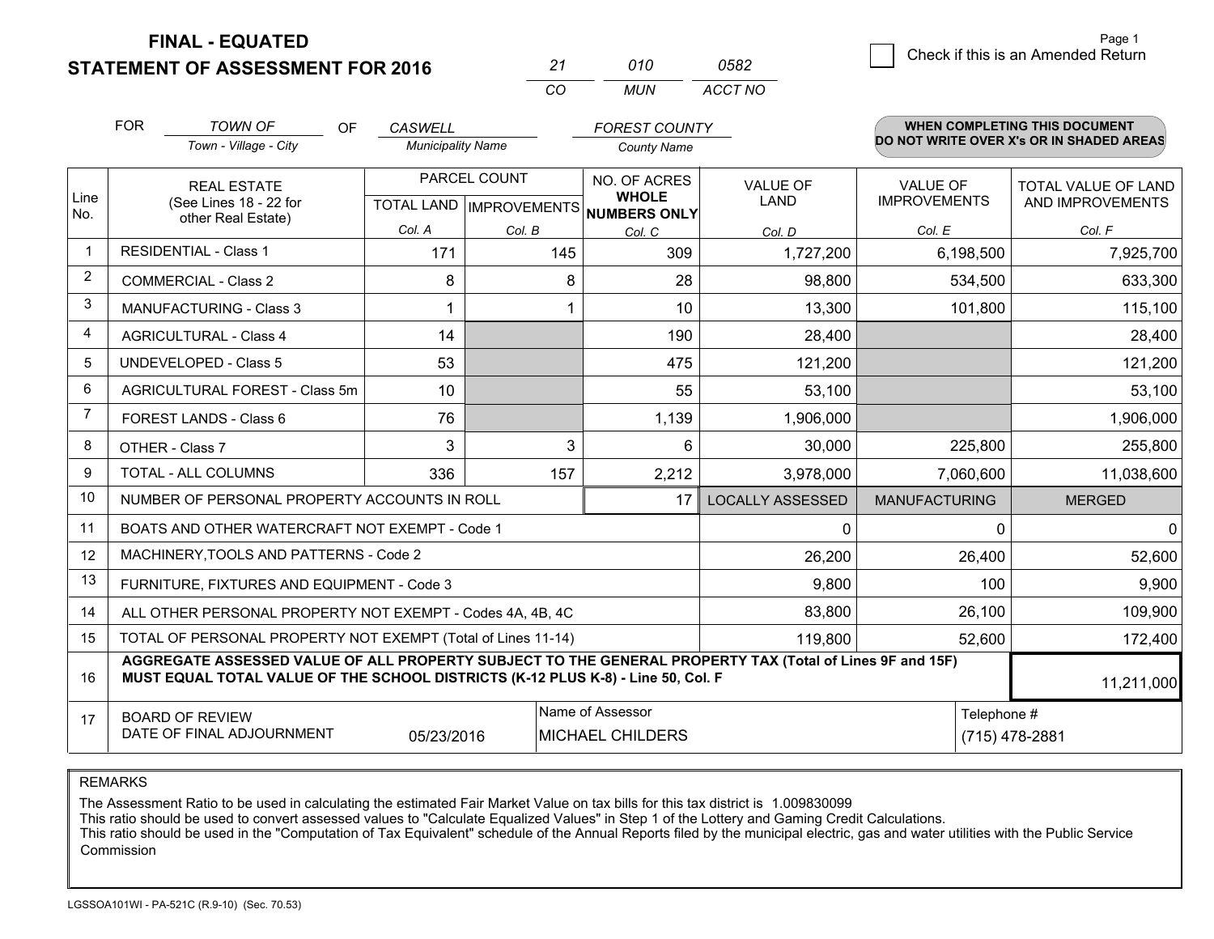**FINAL - EQUATED**

**STATEMENT OF ASSESSMENT FOR 2016**

| 21 | 010 | 0582 |
|---|---|---|
| CO | MUN | ACCT NO |

Page 1

☐ Check if this is an Amended Return

FOR *TOWN OF* (Town - Village - City) OF *CASWELL* (Municipality Name) *FOREST COUNTY* (County Name)

**WHEN COMPLETING THIS DOCUMENT DO NOT WRITE OVER X's OR IN SHADED AREAS**

| Line No. | REAL ESTATE (See Lines 18 - 22 for other Real Estate) | PARCEL COUNT | | NO. OF ACRES **WHOLE NUMBERS ONLY** | VALUE OF LAND | VALUE OF IMPROVEMENTS | TOTAL VALUE OF LAND AND IMPROVEMENTS |
|---|---|---|---|---|---|---|---|
| | | TOTAL LAND | IMPROVEMENTS | | | | |
| | | Col. A | Col. B | Col. C | Col. D | Col. E | Col. F |
| 1 | RESIDENTIAL - Class 1 | 171 | 145 | 309 | 1,727,200 | 6,198,500 | 7,925,700 |
| 2 | COMMERCIAL - Class 2 | 8 | 8 | 28 | 98,800 | 534,500 | 633,300 |
| 3 | MANUFACTURING - Class 3 | 1 | 1 | 10 | 13,300 | 101,800 | 115,100 |
| 4 | AGRICULTURAL - Class 4 | 14 | | 190 | 28,400 | | 28,400 |
| 5 | UNDEVELOPED - Class 5 | 53 | | 475 | 121,200 | | 121,200 |
| 6 | AGRICULTURAL FOREST - Class 5m | 10 | | 55 | 53,100 | | 53,100 |
| 7 | FOREST LANDS - Class 6 | 76 | | 1,139 | 1,906,000 | | 1,906,000 |
| 8 | OTHER - Class 7 | 3 | 3 | 6 | 30,000 | 225,800 | 255,800 |
| 9 | TOTAL - ALL COLUMNS | 336 | 157 | 2,212 | 3,978,000 | 7,060,600 | 11,038,600 |
| 10 | NUMBER OF PERSONAL PROPERTY ACCOUNTS IN ROLL | | | 17 | LOCALLY ASSESSED | MANUFACTURING | MERGED |
| 11 | BOATS AND OTHER WATERCRAFT NOT EXEMPT - Code 1 | | | | 0 | 0 | 0 |
| 12 | MACHINERY,TOOLS AND PATTERNS - Code 2 | | | | 26,200 | 26,400 | 52,600 |
| 13 | FURNITURE, FIXTURES AND EQUIPMENT - Code 3 | | | | 9,800 | 100 | 9,900 |
| 14 | ALL OTHER PERSONAL PROPERTY NOT EXEMPT - Codes 4A, 4B, 4C | | | | 83,800 | 26,100 | 109,900 |
| 15 | TOTAL OF PERSONAL PROPERTY NOT EXEMPT (Total of Lines 11-14) | | | | 119,800 | 52,600 | 172,400 |
| 16 | **AGGREGATE ASSESSED VALUE OF ALL PROPERTY SUBJECT TO THE GENERAL PROPERTY TAX (Total of Lines 9F and 15F) MUST EQUAL TOTAL VALUE OF THE SCHOOL DISTRICTS (K-12 PLUS K-8) - Line 50, Col. F** | | | | | | 11,211,000 |
| 17 | BOARD OF REVIEW DATE OF FINAL ADJOURNMENT | 05/23/2016 | Name of Assessor: MICHAEL CHILDERS | | | Telephone #: (715) 478-2881 | |

REMARKS

The Assessment Ratio to be used in calculating the estimated Fair Market Value on tax bills for this tax district is 1.009830099
This ratio should be used to convert assessed values to "Calculate Equalized Values" in Step 1 of the Lottery and Gaming Credit Calculations.
This ratio should be used in the "Computation of Tax Equivalent" schedule of the Annual Reports filed by the municipal electric, gas and water utilities with the Public Service Commission

LGSSOA101WI - PA-521C (R.9-10) (Sec. 70.53)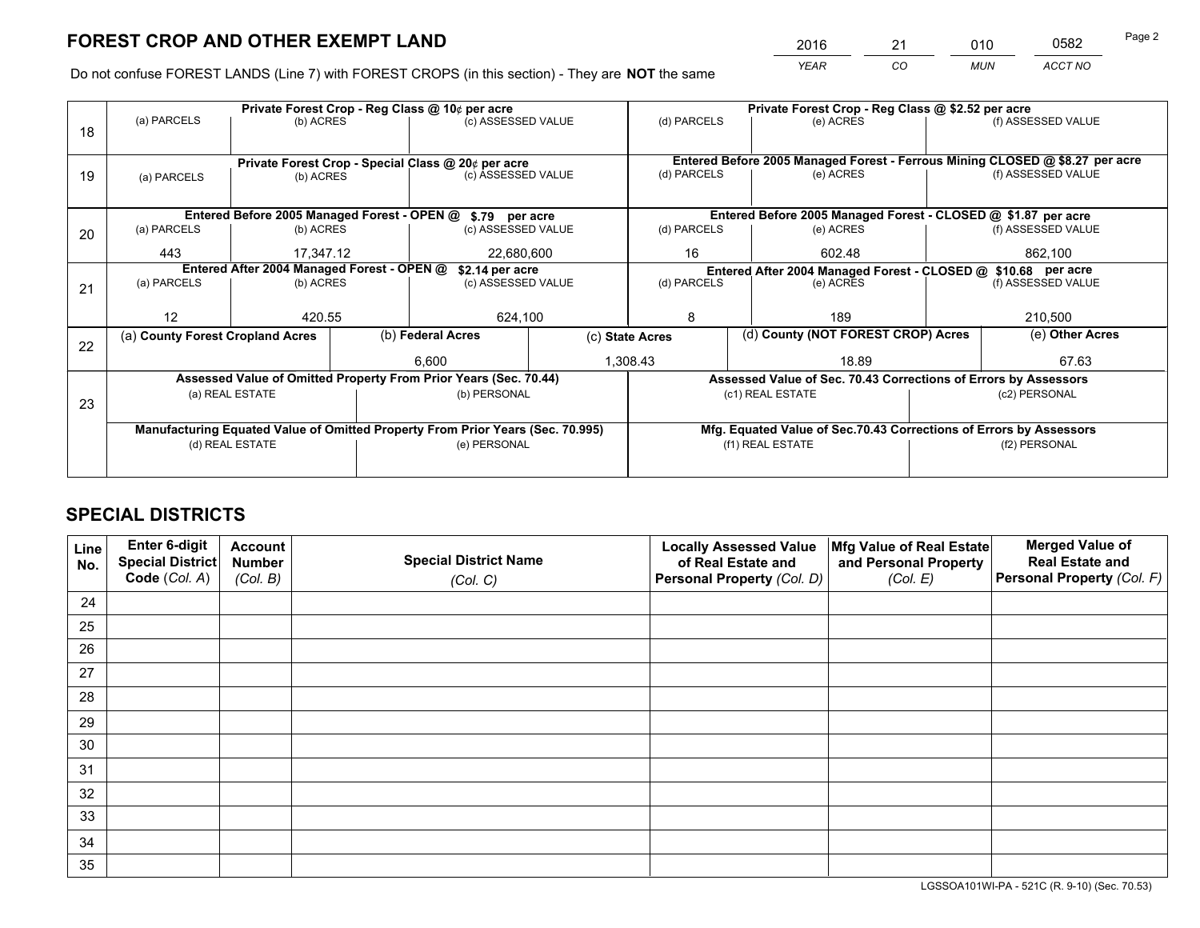# FOREST CROP AND OTHER EXEMPT LAND

| 2016 | 21 | 010 | 0582 |
|---|---|---|---|
| *YEAR* | *CO* | *MUN* | *ACCT NO* |

Do not confuse FOREST LANDS (Line 7) with FOREST CROPS (in this section) - They are **NOT** the same

| Line | Private Forest Crop - Reg Class @ 10¢ per acre | | | Private Forest Crop - Reg Class @ $2.52 per acre | | |
|---|---|---|---|---|---|---|
| 18 | (a) PARCELS | (b) ACRES | (c) ASSESSED VALUE | (d) PARCELS | (e) ACRES | (f) ASSESSED VALUE |
| | | | | | | |
| | **Private Forest Crop - Special Class @ 20¢ per acre** | | | **Entered Before 2005 Managed Forest - Ferrous Mining CLOSED @ $8.27 per acre** | | |
| 19 | (a) PARCELS | (b) ACRES | (c) ASSESSED VALUE | (d) PARCELS | (e) ACRES | (f) ASSESSED VALUE |
| | | | | | | |
| | **Entered Before 2005 Managed Forest - OPEN @ $.79 per acre** | | | **Entered Before 2005 Managed Forest - CLOSED @ $1.87 per acre** | | |
| 20 | (a) PARCELS | (b) ACRES | (c) ASSESSED VALUE | (d) PARCELS | (e) ACRES | (f) ASSESSED VALUE |
| | 443 | 17,347.12 | 22,680,600 | 16 | 602.48 | 862,100 |
| | **Entered After 2004 Managed Forest - OPEN @ $2.14 per acre** | | | **Entered After 2004 Managed Forest - CLOSED @ $10.68 per acre** | | |
| 21 | (a) PARCELS | (b) ACRES | (c) ASSESSED VALUE | (d) PARCELS | (e) ACRES | (f) ASSESSED VALUE |
| | 12 | 420.55 | 624,100 | 8 | 189 | 210,500 |

| Line | (a) County Forest Cropland Acres | (b) Federal Acres | (c) State Acres | (d) County (NOT FOREST CROP) Acres | (e) Other Acres |
|---|---|---|---|---|---|
| 22 | | 6,600 | 1,308.43 | 18.89 | 67.63 |

| Line | Assessed Value of Omitted Property From Prior Years (Sec. 70.44) | | Assessed Value of Sec. 70.43 Corrections of Errors by Assessors | |
|---|---|---|---|---|
| 23 | (a) REAL ESTATE | (b) PERSONAL | (c1) REAL ESTATE | (c2) PERSONAL |
| | | | | |
| | **Manufacturing Equated Value of Omitted Property From Prior Years (Sec. 70.995)** | | **Mfg. Equated Value of Sec.70.43 Corrections of Errors by Assessors** | |
| | (d) REAL ESTATE | (e) PERSONAL | (f1) REAL ESTATE | (f2) PERSONAL |
| | | | | |

# SPECIAL DISTRICTS

| Line No. | Enter 6-digit Special District Code (*Col. A*) | Account Number (*Col. B*) | Special District Name (*Col. C*) | Locally Assessed Value of Real Estate and Personal Property (*Col. D*) | Mfg Value of Real Estate and Personal Property (*Col. E*) | Merged Value of Real Estate and Personal Property (*Col. F*) |
|---|---|---|---|---|---|---|
| 24 | | | | | | |
| 25 | | | | | | |
| 26 | | | | | | |
| 27 | | | | | | |
| 28 | | | | | | |
| 29 | | | | | | |
| 30 | | | | | | |
| 31 | | | | | | |
| 32 | | | | | | |
| 33 | | | | | | |
| 34 | | | | | | |
| 35 | | | | | | |

LGSSOA101WI-PA - 521C (R. 9-10) (Sec. 70.53)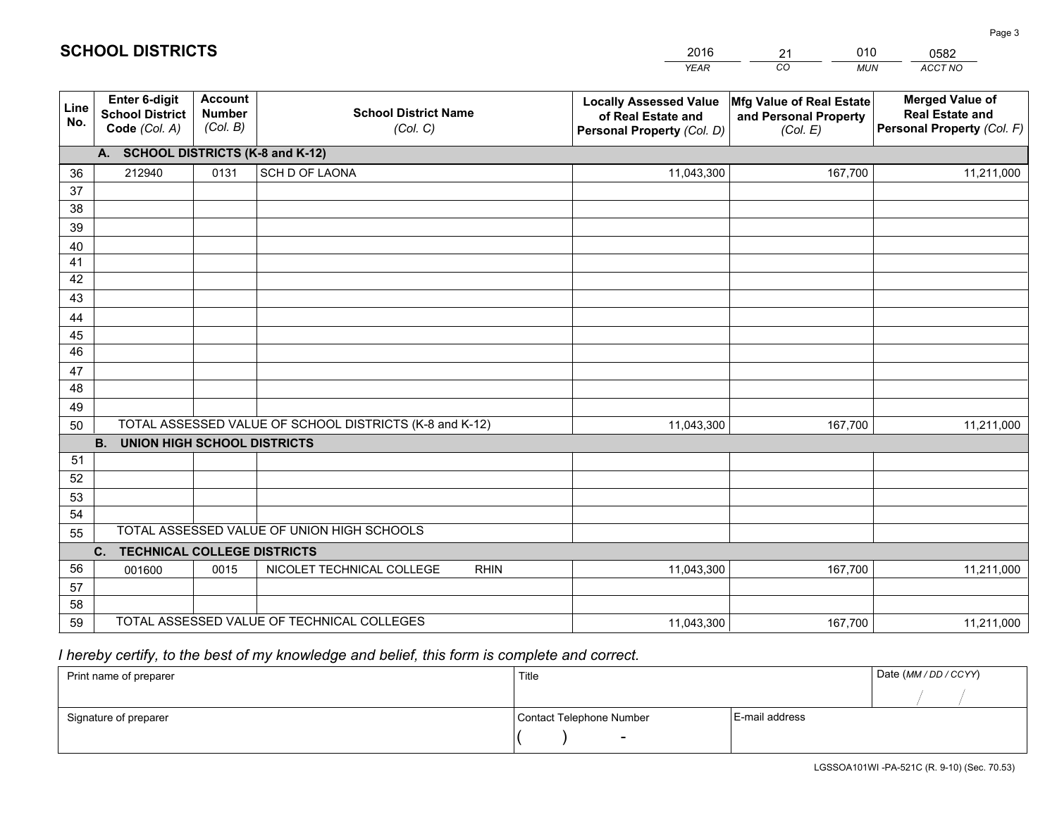# SCHOOL DISTRICTS

| 2016 | 21 | 010 | 0582 |
|---|---|---|---|
| *YEAR* | *CO* | *MUN* | *ACCT NO* |

| Line No. | Enter 6-digit School District Code *(Col. A)* | Account Number *(Col. B)* | School District Name *(Col. C)* | Locally Assessed Value of Real Estate and Personal Property *(Col. D)* | Mfg Value of Real Estate and Personal Property *(Col. E)* | Merged Value of Real Estate and Personal Property *(Col. F)* |
|---|---|---|---|---|---|---|
| | **A. SCHOOL DISTRICTS (K-8 and K-12)** | | | | | |
| 36 | 212940 | 0131 | SCH D OF LAONA | 11,043,300 | 167,700 | 11,211,000 |
| 37 | | | | | | |
| 38 | | | | | | |
| 39 | | | | | | |
| 40 | | | | | | |
| 41 | | | | | | |
| 42 | | | | | | |
| 43 | | | | | | |
| 44 | | | | | | |
| 45 | | | | | | |
| 46 | | | | | | |
| 47 | | | | | | |
| 48 | | | | | | |
| 49 | | | | | | |
| 50 | TOTAL ASSESSED VALUE OF SCHOOL DISTRICTS (K-8 and K-12) | | | 11,043,300 | 167,700 | 11,211,000 |
| | **B. UNION HIGH SCHOOL DISTRICTS** | | | | | |
| 51 | | | | | | |
| 52 | | | | | | |
| 53 | | | | | | |
| 54 | | | | | | |
| 55 | TOTAL ASSESSED VALUE OF UNION HIGH SCHOOLS | | | | | |
| | **C. TECHNICAL COLLEGE DISTRICTS** | | | | | |
| 56 | 001600 | 0015 | NICOLET TECHNICAL COLLEGE RHIN | 11,043,300 | 167,700 | 11,211,000 |
| 57 | | | | | | |
| 58 | | | | | | |
| 59 | TOTAL ASSESSED VALUE OF TECHNICAL COLLEGES | | | 11,043,300 | 167,700 | 11,211,000 |

*I hereby certify, to the best of my knowledge and belief, this form is complete and correct.*

| Print name of preparer | Title | | Date *(MM / DD / CCYY)* |
|---|---|---|---|
| | | | / / |
| Signature of preparer | Contact Telephone Number | E-mail address | |
| | ( ) - | | |

LGSSOA101WI -PA-521C (R. 9-10) (Sec. 70.53)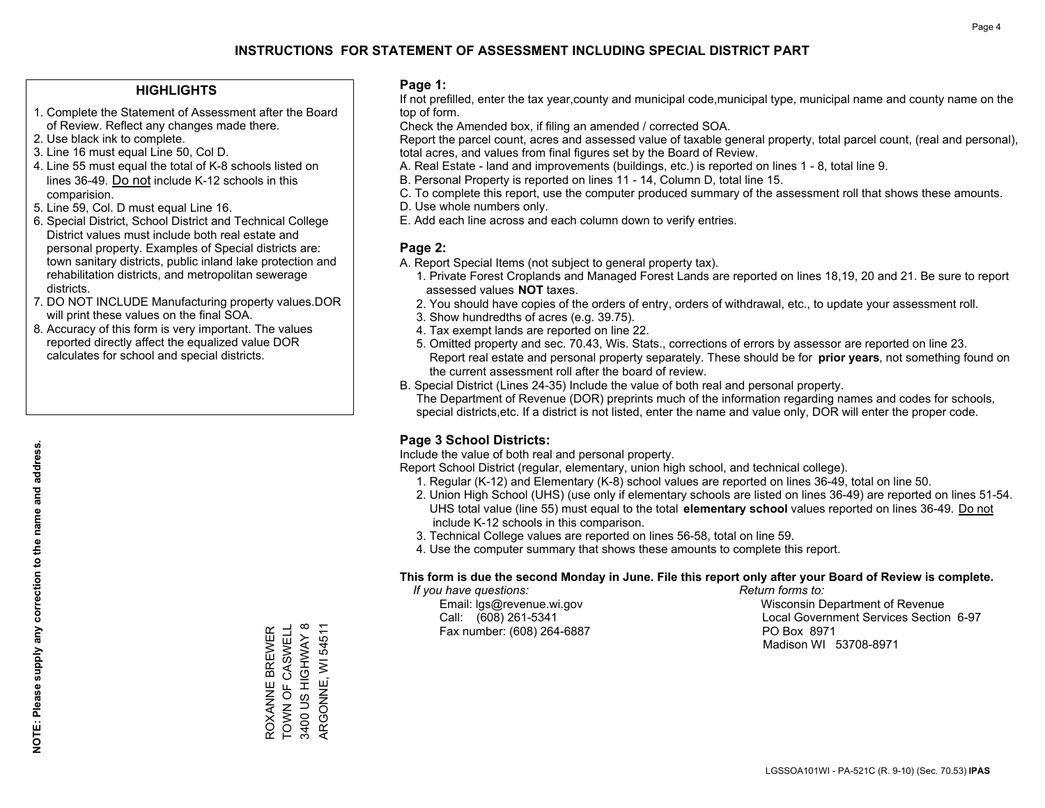# INSTRUCTIONS FOR STATEMENT OF ASSESSMENT INCLUDING SPECIAL DISTRICT PART

## HIGHLIGHTS

1. Complete the Statement of Assessment after the Board of Review. Reflect any changes made there.
2. Use black ink to complete.
3. Line 16 must equal Line 50, Col D.
4. Line 55 must equal the total of K-8 schools listed on lines 36-49. Do not include K-12 schools in this comparision.
5. Line 59, Col. D must equal Line 16.
6. Special District, School District and Technical College District values must include both real estate and personal property. Examples of Special districts are: town sanitary districts, public inland lake protection and rehabilitation districts, and metropolitan sewerage districts.
7. DO NOT INCLUDE Manufacturing property values.DOR will print these values on the final SOA.
8. Accuracy of this form is very important. The values reported directly affect the equalized value DOR calculates for school and special districts.

**NOTE: Please supply any correction to the name and address.**

ROXANNE BREWER
TOWN OF CASWELL
3400 US HIGHWAY 8
ARGONNE, WI 54511

## Page 1:

If not prefilled, enter the tax year,county and municipal code,municipal type, municipal name and county name on the top of form.

Check the Amended box, if filing an amended / corrected SOA.

Report the parcel count, acres and assessed value of taxable general property, total parcel count, (real and personal), total acres, and values from final figures set by the Board of Review.

A. Real Estate - land and improvements (buildings, etc.) is reported on lines 1 - 8, total line 9.
B. Personal Property is reported on lines 11 - 14, Column D, total line 15.
C. To complete this report, use the computer produced summary of the assessment roll that shows these amounts.
D. Use whole numbers only.
E. Add each line across and each column down to verify entries.

## Page 2:

A. Report Special Items (not subject to general property tax).
   1. Private Forest Croplands and Managed Forest Lands are reported on lines 18,19, 20 and 21. Be sure to report assessed values **NOT** taxes.
   2. You should have copies of the orders of entry, orders of withdrawal, etc., to update your assessment roll.
   3. Show hundredths of acres (e.g. 39.75).
   4. Tax exempt lands are reported on line 22.
   5. Omitted property and sec. 70.43, Wis. Stats., corrections of errors by assessor are reported on line 23. Report real estate and personal property separately. These should be for **prior years**, not something found on the current assessment roll after the board of review.

B. Special District (Lines 24-35) Include the value of both real and personal property.
   The Department of Revenue (DOR) preprints much of the information regarding names and codes for schools, special districts,etc. If a district is not listed, enter the name and value only, DOR will enter the proper code.

## Page 3 School Districts:

Include the value of both real and personal property.

Report School District (regular, elementary, union high school, and technical college).

1. Regular (K-12) and Elementary (K-8) school values are reported on lines 36-49, total on line 50.
2. Union High School (UHS) (use only if elementary schools are listed on lines 36-49) are reported on lines 51-54. UHS total value (line 55) must equal to the total **elementary school** values reported on lines 36-49. Do not include K-12 schools in this comparison.
3. Technical College values are reported on lines 56-58, total on line 59.
4. Use the computer summary that shows these amounts to complete this report.

**This form is due the second Monday in June. File this report only after your Board of Review is complete.**

*If you have questions:*
Email: lgs@revenue.wi.gov
Call: (608) 261-5341
Fax number: (608) 264-6887

*Return forms to:*
Wisconsin Department of Revenue
Local Government Services Section 6-97
PO Box 8971
Madison WI 53708-8971

LGSSOA101WI - PA-521C (R. 9-10) (Sec. 70.53) **IPAS**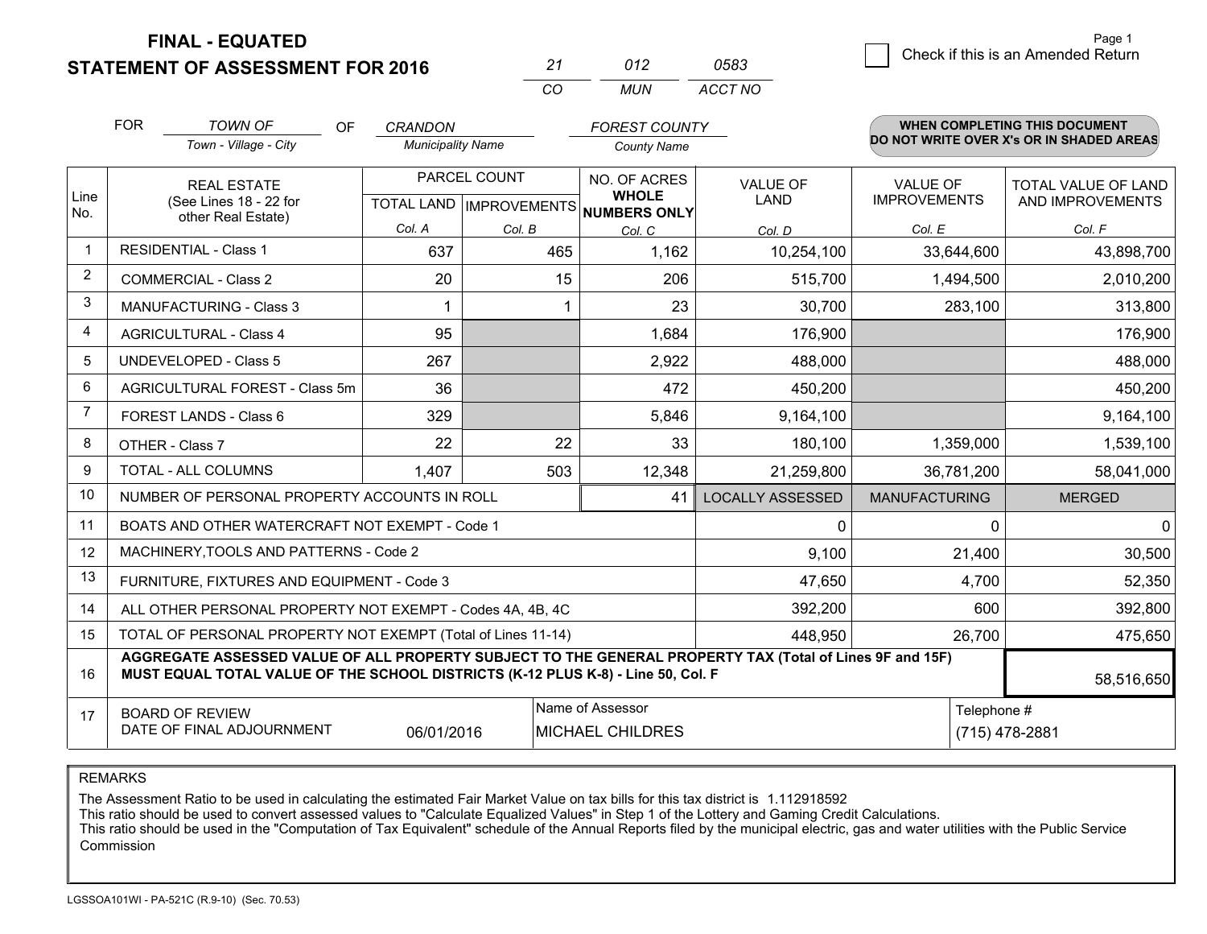**FINAL - EQUATED**
**STATEMENT OF ASSESSMENT FOR 2016**

| 21 | 012 | 0583 |
|---|---|---|
| CO | MUN | ACCT NO |

Page 1

☐ Check if this is an Amended Return

FOR *TOWN OF* (Town - Village - City) OF *CRANDON* (Municipality Name) *FOREST COUNTY* (County Name)

**WHEN COMPLETING THIS DOCUMENT DO NOT WRITE OVER X's OR IN SHADED AREAS**

| Line No. | REAL ESTATE (See Lines 18 - 22 for other Real Estate) | PARCEL COUNT TOTAL LAND Col. A | PARCEL COUNT IMPROVEMENTS Col. B | NO. OF ACRES WHOLE NUMBERS ONLY Col. C | VALUE OF LAND Col. D | VALUE OF IMPROVEMENTS Col. E | TOTAL VALUE OF LAND AND IMPROVEMENTS Col. F |
|---|---|---|---|---|---|---|---|
| 1 | RESIDENTIAL - Class 1 | 637 | 465 | 1,162 | 10,254,100 | 33,644,600 | 43,898,700 |
| 2 | COMMERCIAL - Class 2 | 20 | 15 | 206 | 515,700 | 1,494,500 | 2,010,200 |
| 3 | MANUFACTURING - Class 3 | 1 | 1 | 23 | 30,700 | 283,100 | 313,800 |
| 4 | AGRICULTURAL - Class 4 | 95 | | 1,684 | 176,900 | | 176,900 |
| 5 | UNDEVELOPED - Class 5 | 267 | | 2,922 | 488,000 | | 488,000 |
| 6 | AGRICULTURAL FOREST - Class 5m | 36 | | 472 | 450,200 | | 450,200 |
| 7 | FOREST LANDS - Class 6 | 329 | | 5,846 | 9,164,100 | | 9,164,100 |
| 8 | OTHER - Class 7 | 22 | 22 | 33 | 180,100 | 1,359,000 | 1,539,100 |
| 9 | TOTAL - ALL COLUMNS | 1,407 | 503 | 12,348 | 21,259,800 | 36,781,200 | 58,041,000 |
| 10 | NUMBER OF PERSONAL PROPERTY ACCOUNTS IN ROLL | | | 41 | LOCALLY ASSESSED | MANUFACTURING | MERGED |
| 11 | BOATS AND OTHER WATERCRAFT NOT EXEMPT - Code 1 | | | | 0 | 0 | 0 |
| 12 | MACHINERY,TOOLS AND PATTERNS - Code 2 | | | | 9,100 | 21,400 | 30,500 |
| 13 | FURNITURE, FIXTURES AND EQUIPMENT - Code 3 | | | | 47,650 | 4,700 | 52,350 |
| 14 | ALL OTHER PERSONAL PROPERTY NOT EXEMPT - Codes 4A, 4B, 4C | | | | 392,200 | 600 | 392,800 |
| 15 | TOTAL OF PERSONAL PROPERTY NOT EXEMPT (Total of Lines 11-14) | | | | 448,950 | 26,700 | 475,650 |
| 16 | **AGGREGATE ASSESSED VALUE OF ALL PROPERTY SUBJECT TO THE GENERAL PROPERTY TAX (Total of Lines 9F and 15F) MUST EQUAL TOTAL VALUE OF THE SCHOOL DISTRICTS (K-12 PLUS K-8) - Line 50, Col. F** | | | | | | 58,516,650 |
| 17 | BOARD OF REVIEW DATE OF FINAL ADJOURNMENT | 06/01/2016 | Name of Assessor | MICHAEL CHILDRES | | Telephone # | (715) 478-2881 |

REMARKS

The Assessment Ratio to be used in calculating the estimated Fair Market Value on tax bills for this tax district is 1.112918592
This ratio should be used to convert assessed values to "Calculate Equalized Values" in Step 1 of the Lottery and Gaming Credit Calculations.
This ratio should be used in the "Computation of Tax Equivalent" schedule of the Annual Reports filed by the municipal electric, gas and water utilities with the Public Service Commission

LGSSOA101WI - PA-521C (R.9-10) (Sec. 70.53)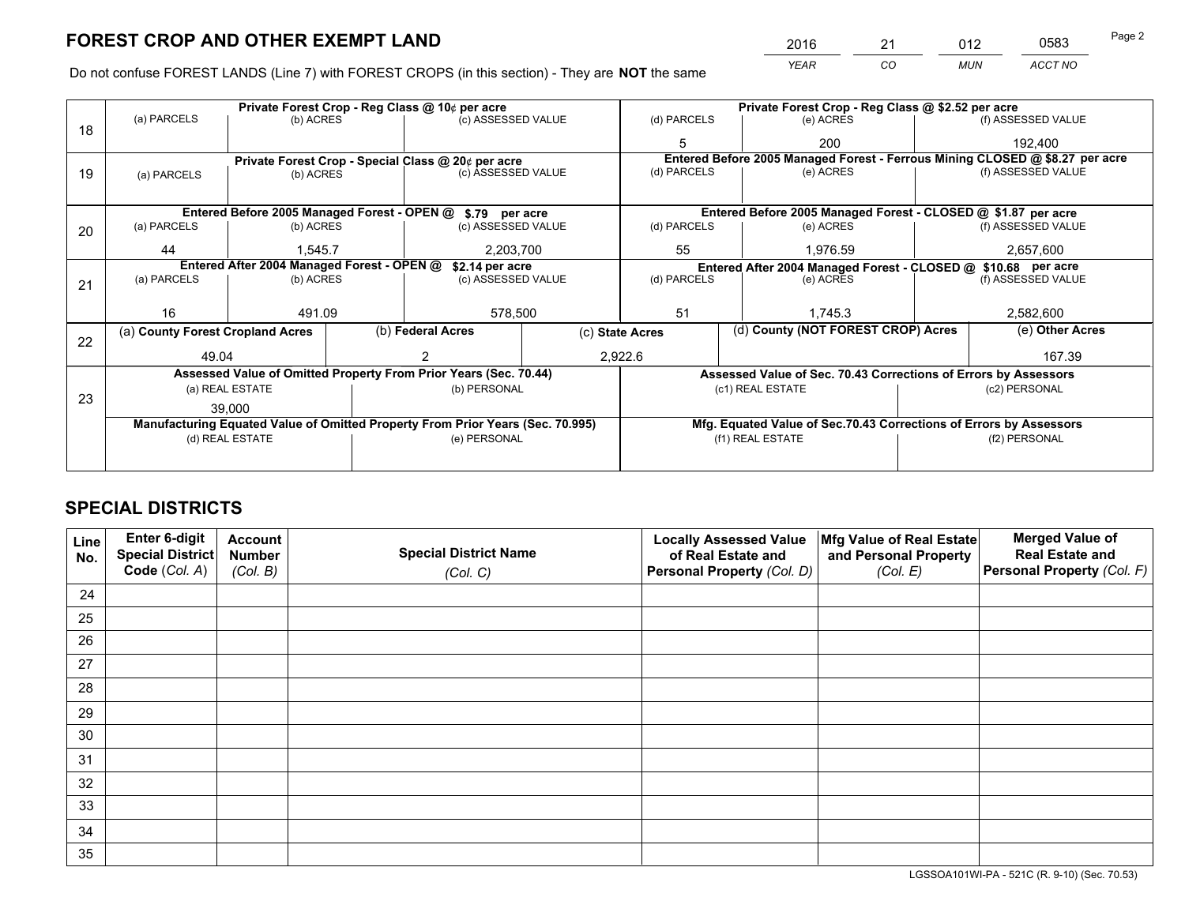# FOREST CROP AND OTHER EXEMPT LAND

| 2016 | 21 | 012 | 0583 |
|---|---|---|---|
| *YEAR* | *CO* | *MUN* | *ACCT NO* |

Do not confuse FOREST LANDS (Line 7) with FOREST CROPS (in this section) - They are **NOT** the same

| Line | Private Forest Crop - Reg Class @ 10¢ per acre | | | Private Forest Crop - Reg Class @ $2.52 per acre | | |
|---|---|---|---|---|---|---|
| | (a) PARCELS | (b) ACRES | (c) ASSESSED VALUE | (d) PARCELS | (e) ACRES | (f) ASSESSED VALUE |
| 18 | | | | 5 | 200 | 192,400 |
| | **Private Forest Crop - Special Class @ 20¢ per acre** | | | **Entered Before 2005 Managed Forest - Ferrous Mining CLOSED @ $8.27 per acre** | | |
| | (a) PARCELS | (b) ACRES | (c) ASSESSED VALUE | (d) PARCELS | (e) ACRES | (f) ASSESSED VALUE |
| 19 | | | | | | |
| | **Entered Before 2005 Managed Forest - OPEN @ $.79 per acre** | | | **Entered Before 2005 Managed Forest - CLOSED @ $1.87 per acre** | | |
| | (a) PARCELS | (b) ACRES | (c) ASSESSED VALUE | (d) PARCELS | (e) ACRES | (f) ASSESSED VALUE |
| 20 | 44 | 1,545.7 | 2,203,700 | 55 | 1,976.59 | 2,657,600 |
| | **Entered After 2004 Managed Forest - OPEN @ $2.14 per acre** | | | **Entered After 2004 Managed Forest - CLOSED @ $10.68 per acre** | | |
| | (a) PARCELS | (b) ACRES | (c) ASSESSED VALUE | (d) PARCELS | (e) ACRES | (f) ASSESSED VALUE |
| 21 | 16 | 491.09 | 578,500 | 51 | 1,745.3 | 2,582,600 |

| Line | (a) County Forest Cropland Acres | (b) Federal Acres | (c) State Acres | (d) County (NOT FOREST CROP) Acres | (e) Other Acres |
|---|---|---|---|---|---|
| 22 | 49.04 | 2 | 2,922.6 | | 167.39 |

| Line | Assessed Value of Omitted Property From Prior Years (Sec. 70.44) | | Assessed Value of Sec. 70.43 Corrections of Errors by Assessors | |
|---|---|---|---|---|
| | (a) REAL ESTATE | (b) PERSONAL | (c1) REAL ESTATE | (c2) PERSONAL |
| 23 | 39,000 | | | |
| | **Manufacturing Equated Value of Omitted Property From Prior Years (Sec. 70.995)** | | **Mfg. Equated Value of Sec.70.43 Corrections of Errors by Assessors** | |
| | (d) REAL ESTATE | (e) PERSONAL | (f1) REAL ESTATE | (f2) PERSONAL |
| | | | | |

# SPECIAL DISTRICTS

| Line No. | Enter 6-digit Special District Code (*Col. A*) | Account Number (*Col. B*) | Special District Name (*Col. C*) | Locally Assessed Value of Real Estate and Personal Property (*Col. D*) | Mfg Value of Real Estate and Personal Property (*Col. E*) | Merged Value of Real Estate and Personal Property (*Col. F*) |
|---|---|---|---|---|---|---|
| 24 | | | | | | |
| 25 | | | | | | |
| 26 | | | | | | |
| 27 | | | | | | |
| 28 | | | | | | |
| 29 | | | | | | |
| 30 | | | | | | |
| 31 | | | | | | |
| 32 | | | | | | |
| 33 | | | | | | |
| 34 | | | | | | |
| 35 | | | | | | |

LGSSOA101WI-PA - 521C (R. 9-10) (Sec. 70.53)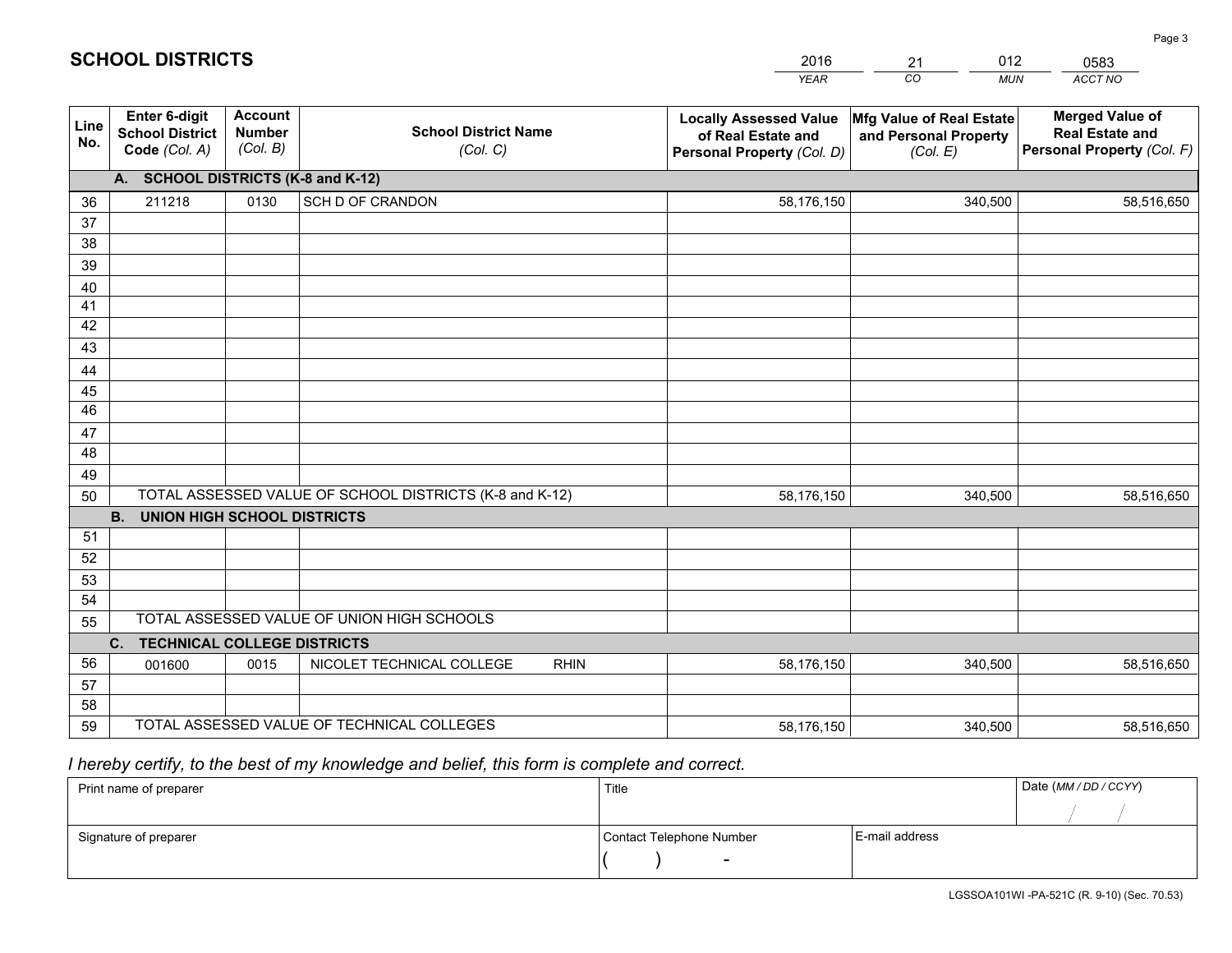# SCHOOL DISTRICTS

| 2016 | 21 | 012 | 0583 |
|---|---|---|---|
| *YEAR* | *CO* | *MUN* | *ACCT NO* |

| Line No. | Enter 6-digit School District Code *(Col. A)* | Account Number *(Col. B)* | School District Name *(Col. C)* | Locally Assessed Value of Real Estate and Personal Property *(Col. D)* | Mfg Value of Real Estate and Personal Property *(Col. E)* | Merged Value of Real Estate and Personal Property *(Col. F)* |
|---|---|---|---|---|---|---|
| **A. SCHOOL DISTRICTS (K-8 and K-12)** | | | | | | |
| 36 | 211218 | 0130 | SCH D OF CRANDON | 58,176,150 | 340,500 | 58,516,650 |
| 37 | | | | | | |
| 38 | | | | | | |
| 39 | | | | | | |
| 40 | | | | | | |
| 41 | | | | | | |
| 42 | | | | | | |
| 43 | | | | | | |
| 44 | | | | | | |
| 45 | | | | | | |
| 46 | | | | | | |
| 47 | | | | | | |
| 48 | | | | | | |
| 49 | | | | | | |
| 50 | TOTAL ASSESSED VALUE OF SCHOOL DISTRICTS (K-8 and K-12) | | | 58,176,150 | 340,500 | 58,516,650 |
| **B. UNION HIGH SCHOOL DISTRICTS** | | | | | | |
| 51 | | | | | | |
| 52 | | | | | | |
| 53 | | | | | | |
| 54 | | | | | | |
| 55 | TOTAL ASSESSED VALUE OF UNION HIGH SCHOOLS | | | | | |
| **C. TECHNICAL COLLEGE DISTRICTS** | | | | | | |
| 56 | 001600 | 0015 | NICOLET TECHNICAL COLLEGE RHIN | 58,176,150 | 340,500 | 58,516,650 |
| 57 | | | | | | |
| 58 | | | | | | |
| 59 | TOTAL ASSESSED VALUE OF TECHNICAL COLLEGES | | | 58,176,150 | 340,500 | 58,516,650 |

*I hereby certify, to the best of my knowledge and belief, this form is complete and correct.*

| Print name of preparer | Title | | Date *(MM / DD / CCYY)* |
|---|---|---|---|
| | | | / / |
| Signature of preparer | Contact Telephone Number | E-mail address | |
| | ( ) - | | |

LGSSOA101WI -PA-521C (R. 9-10) (Sec. 70.53)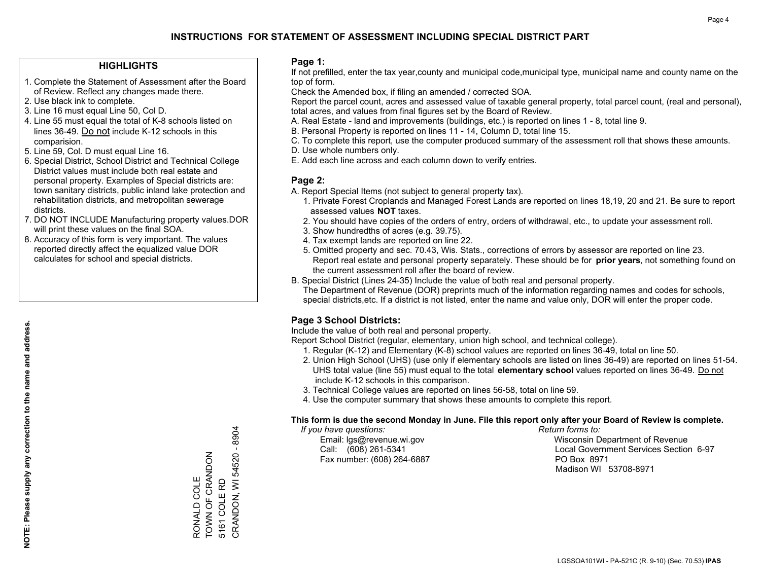# INSTRUCTIONS FOR STATEMENT OF ASSESSMENT INCLUDING SPECIAL DISTRICT PART

## HIGHLIGHTS

1. Complete the Statement of Assessment after the Board of Review. Reflect any changes made there.
2. Use black ink to complete.
3. Line 16 must equal Line 50, Col D.
4. Line 55 must equal the total of K-8 schools listed on lines 36-49. Do not include K-12 schools in this comparision.
5. Line 59, Col. D must equal Line 16.
6. Special District, School District and Technical College District values must include both real estate and personal property. Examples of Special districts are: town sanitary districts, public inland lake protection and rehabilitation districts, and metropolitan sewerage districts.
7. DO NOT INCLUDE Manufacturing property values.DOR will print these values on the final SOA.
8. Accuracy of this form is very important. The values reported directly affect the equalized value DOR calculates for school and special districts.

**NOTE: Please supply any correction to the name and address.**

RONALD COLE
TOWN OF CRANDON
5161 COLE RD
CRANDON, WI 54520 - 8904

## Page 1:

If not prefilled, enter the tax year,county and municipal code,municipal type, municipal name and county name on the top of form.

Check the Amended box, if filing an amended / corrected SOA.

Report the parcel count, acres and assessed value of taxable general property, total parcel count, (real and personal), total acres, and values from final figures set by the Board of Review.

A. Real Estate - land and improvements (buildings, etc.) is reported on lines 1 - 8, total line 9.
B. Personal Property is reported on lines 11 - 14, Column D, total line 15.
C. To complete this report, use the computer produced summary of the assessment roll that shows these amounts.
D. Use whole numbers only.
E. Add each line across and each column down to verify entries.

## Page 2:

A. Report Special Items (not subject to general property tax).
   1. Private Forest Croplands and Managed Forest Lands are reported on lines 18,19, 20 and 21. Be sure to report assessed values **NOT** taxes.
   2. You should have copies of the orders of entry, orders of withdrawal, etc., to update your assessment roll.
   3. Show hundredths of acres (e.g. 39.75).
   4. Tax exempt lands are reported on line 22.
   5. Omitted property and sec. 70.43, Wis. Stats., corrections of errors by assessor are reported on line 23. Report real estate and personal property separately. These should be for **prior years**, not something found on the current assessment roll after the board of review.
B. Special District (Lines 24-35) Include the value of both real and personal property. The Department of Revenue (DOR) preprints much of the information regarding names and codes for schools, special districts,etc. If a district is not listed, enter the name and value only, DOR will enter the proper code.

## Page 3 School Districts:

Include the value of both real and personal property.

Report School District (regular, elementary, union high school, and technical college).

1. Regular (K-12) and Elementary (K-8) school values are reported on lines 36-49, total on line 50.
2. Union High School (UHS) (use only if elementary schools are listed on lines 36-49) are reported on lines 51-54. UHS total value (line 55) must equal to the total **elementary school** values reported on lines 36-49. Do not include K-12 schools in this comparison.
3. Technical College values are reported on lines 56-58, total on line 59.
4. Use the computer summary that shows these amounts to complete this report.

**This form is due the second Monday in June. File this report only after your Board of Review is complete.**

*If you have questions:*
Email: lgs@revenue.wi.gov
Call: (608) 261-5341
Fax number: (608) 264-6887

*Return forms to:*
Wisconsin Department of Revenue
Local Government Services Section 6-97
PO Box 8971
Madison WI 53708-8971

LGSSOA101WI - PA-521C (R. 9-10) (Sec. 70.53) **IPAS**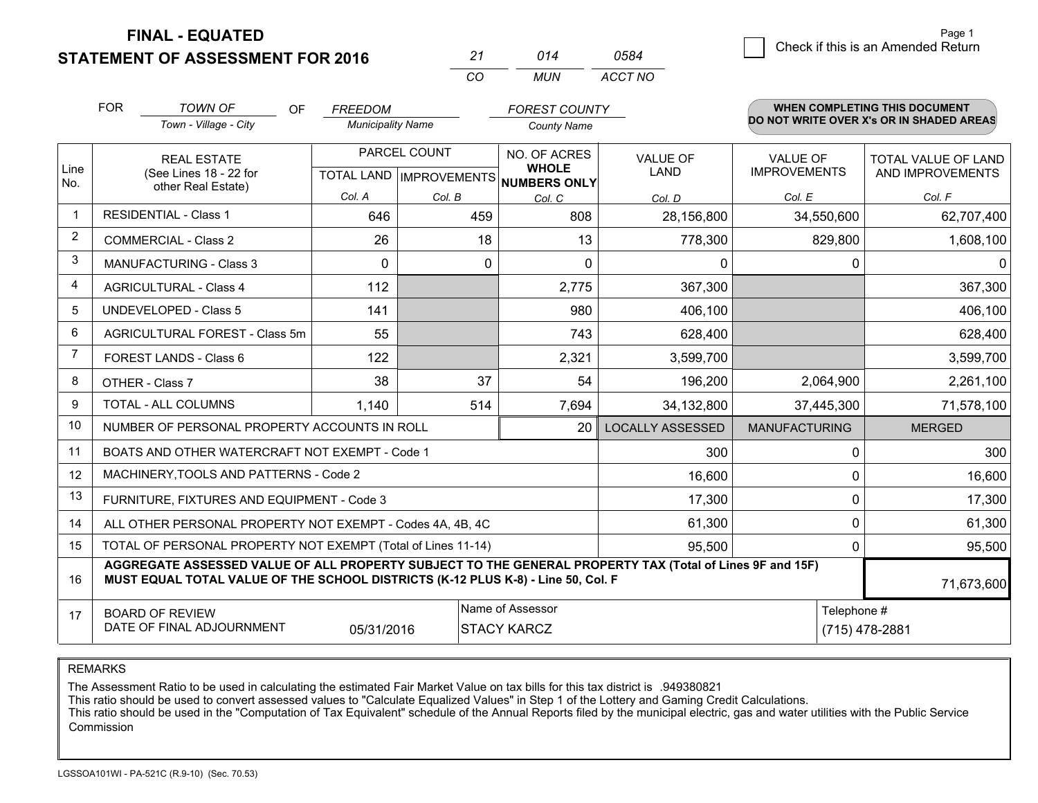# FINAL - EQUATED
## STATEMENT OF ASSESSMENT FOR 2016

| 21 | 014 | 0584 |
|---|---|---|
| CO | MUN | ACCT NO |

☐ Check if this is an Amended Return

FOR *TOWN OF* (Town - Village - City) OF *FREEDOM* (Municipality Name) *FOREST COUNTY* (County Name)

**WHEN COMPLETING THIS DOCUMENT DO NOT WRITE OVER X's OR IN SHADED AREAS**

| Line No. | REAL ESTATE (See Lines 18 - 22 for other Real Estate) | PARCEL COUNT TOTAL LAND Col. A | PARCEL COUNT IMPROVEMENTS Col. B | NO. OF ACRES WHOLE NUMBERS ONLY Col. C | VALUE OF LAND Col. D | VALUE OF IMPROVEMENTS Col. E | TOTAL VALUE OF LAND AND IMPROVEMENTS Col. F |
|---|---|---|---|---|---|---|---|
| 1 | RESIDENTIAL - Class 1 | 646 | 459 | 808 | 28,156,800 | 34,550,600 | 62,707,400 |
| 2 | COMMERCIAL - Class 2 | 26 | 18 | 13 | 778,300 | 829,800 | 1,608,100 |
| 3 | MANUFACTURING - Class 3 | 0 | 0 | 0 | 0 | 0 | 0 |
| 4 | AGRICULTURAL - Class 4 | 112 | | 2,775 | 367,300 | | 367,300 |
| 5 | UNDEVELOPED - Class 5 | 141 | | 980 | 406,100 | | 406,100 |
| 6 | AGRICULTURAL FOREST - Class 5m | 55 | | 743 | 628,400 | | 628,400 |
| 7 | FOREST LANDS - Class 6 | 122 | | 2,321 | 3,599,700 | | 3,599,700 |
| 8 | OTHER - Class 7 | 38 | 37 | 54 | 196,200 | 2,064,900 | 2,261,100 |
| 9 | TOTAL - ALL COLUMNS | 1,140 | 514 | 7,694 | 34,132,800 | 37,445,300 | 71,578,100 |
| 10 | NUMBER OF PERSONAL PROPERTY ACCOUNTS IN ROLL | | | 20 | LOCALLY ASSESSED | MANUFACTURING | MERGED |
| 11 | BOATS AND OTHER WATERCRAFT NOT EXEMPT - Code 1 | | | | 300 | 0 | 300 |
| 12 | MACHINERY,TOOLS AND PATTERNS - Code 2 | | | | 16,600 | 0 | 16,600 |
| 13 | FURNITURE, FIXTURES AND EQUIPMENT - Code 3 | | | | 17,300 | 0 | 17,300 |
| 14 | ALL OTHER PERSONAL PROPERTY NOT EXEMPT - Codes 4A, 4B, 4C | | | | 61,300 | 0 | 61,300 |
| 15 | TOTAL OF PERSONAL PROPERTY NOT EXEMPT (Total of Lines 11-14) | | | | 95,500 | 0 | 95,500 |
| 16 | **AGGREGATE ASSESSED VALUE OF ALL PROPERTY SUBJECT TO THE GENERAL PROPERTY TAX (Total of Lines 9F and 15F) MUST EQUAL TOTAL VALUE OF THE SCHOOL DISTRICTS (K-12 PLUS K-8) - Line 50, Col. F** | | | | | | 71,673,600 |
| 17 | BOARD OF REVIEW DATE OF FINAL ADJOURNMENT | 05/31/2016 | | Name of Assessor: STACY KARCZ | | Telephone #: (715) 478-2881 | |

REMARKS

The Assessment Ratio to be used in calculating the estimated Fair Market Value on tax bills for this tax district is .949380821
This ratio should be used to convert assessed values to "Calculate Equalized Values" in Step 1 of the Lottery and Gaming Credit Calculations.
This ratio should be used in the "Computation of Tax Equivalent" schedule of the Annual Reports filed by the municipal electric, gas and water utilities with the Public Service Commission

LGSSOA101WI - PA-521C (R.9-10) (Sec. 70.53)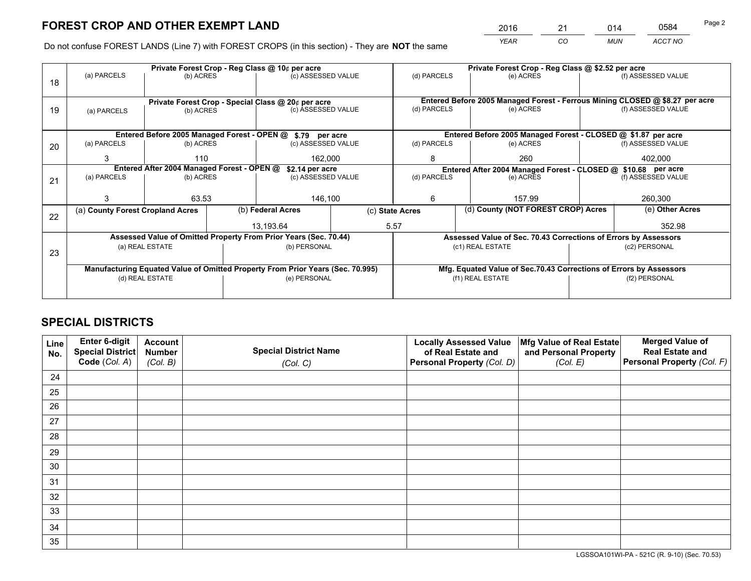# FOREST CROP AND OTHER EXEMPT LAND

| 2016 | 21 | 014 | 0584 |
|---|---|---|---|
| *YEAR* | *CO* | *MUN* | *ACCT NO* |

Do not confuse FOREST LANDS (Line 7) with FOREST CROPS (in this section) - They are **NOT** the same

| Line | | | | | | |
|---|---|---|---|---|---|---|
| 18 | **Private Forest Crop - Reg Class @ 10¢ per acre** | | | **Private Forest Crop - Reg Class @ $2.52 per acre** | | |
| | (a) PARCELS | (b) ACRES | (c) ASSESSED VALUE | (d) PARCELS | (e) ACRES | (f) ASSESSED VALUE |
| | | | | | | |
| 19 | **Private Forest Crop - Special Class @ 20¢ per acre** | | | **Entered Before 2005 Managed Forest - Ferrous Mining CLOSED @ $8.27 per acre** | | |
| | (a) PARCELS | (b) ACRES | (c) ASSESSED VALUE | (d) PARCELS | (e) ACRES | (f) ASSESSED VALUE |
| | | | | | | |
| 20 | **Entered Before 2005 Managed Forest - OPEN @ $.79 per acre** | | | **Entered Before 2005 Managed Forest - CLOSED @ $1.87 per acre** | | |
| | (a) PARCELS | (b) ACRES | (c) ASSESSED VALUE | (d) PARCELS | (e) ACRES | (f) ASSESSED VALUE |
| | 3 | 110 | 162,000 | 8 | 260 | 402,000 |
| 21 | **Entered After 2004 Managed Forest - OPEN @ $2.14 per acre** | | | **Entered After 2004 Managed Forest - CLOSED @ $10.68 per acre** | | |
| | (a) PARCELS | (b) ACRES | (c) ASSESSED VALUE | (d) PARCELS | (e) ACRES | (f) ASSESSED VALUE |
| | 3 | 63.53 | 146,100 | 6 | 157.99 | 260,300 |

| Line | (a) County Forest Cropland Acres | (b) Federal Acres | (c) State Acres | (d) County (NOT FOREST CROP) Acres | (e) Other Acres |
|---|---|---|---|---|---|
| 22 | | 13,193.64 | 5.57 | | 352.98 |

| Line | | | | |
|---|---|---|---|---|
| 23 | **Assessed Value of Omitted Property From Prior Years (Sec. 70.44)** | | **Assessed Value of Sec. 70.43 Corrections of Errors by Assessors** | |
| | (a) REAL ESTATE | (b) PERSONAL | (c1) REAL ESTATE | (c2) PERSONAL |
| | | | | |
| | **Manufacturing Equated Value of Omitted Property From Prior Years (Sec. 70.995)** | | **Mfg. Equated Value of Sec.70.43 Corrections of Errors by Assessors** | |
| | (d) REAL ESTATE | (e) PERSONAL | (f1) REAL ESTATE | (f2) PERSONAL |
| | | | | |

# SPECIAL DISTRICTS

| Line No. | Enter 6-digit Special District Code (*Col. A*) | Account Number (*Col. B*) | Special District Name (*Col. C*) | Locally Assessed Value of Real Estate and Personal Property (*Col. D*) | Mfg Value of Real Estate and Personal Property (*Col. E*) | Merged Value of Real Estate and Personal Property (*Col. F*) |
|---|---|---|---|---|---|---|
| 24 | | | | | | |
| 25 | | | | | | |
| 26 | | | | | | |
| 27 | | | | | | |
| 28 | | | | | | |
| 29 | | | | | | |
| 30 | | | | | | |
| 31 | | | | | | |
| 32 | | | | | | |
| 33 | | | | | | |
| 34 | | | | | | |
| 35 | | | | | | |

LGSSOA101WI-PA - 521C (R. 9-10) (Sec. 70.53)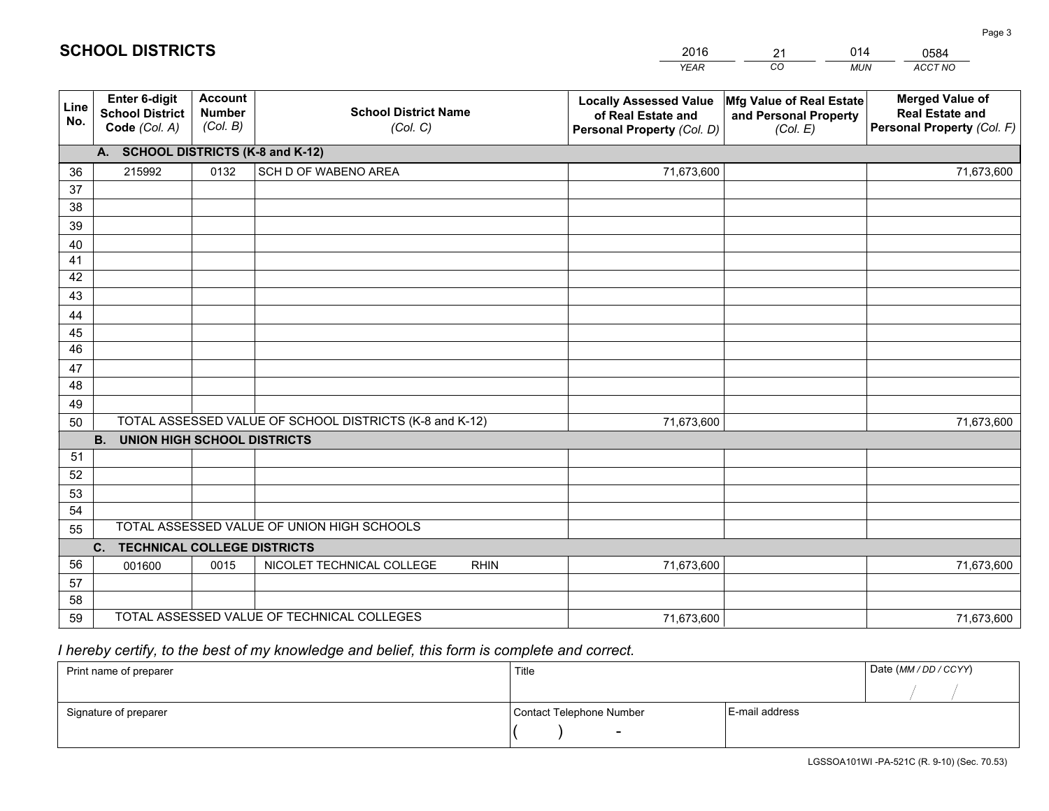# SCHOOL DISTRICTS

| YEAR | CO | MUN | ACCT NO |
|---|---|---|---|
| 2016 | 21 | 014 | 0584 |

| Line No. | Enter 6-digit School District Code (Col. A) | Account Number (Col. B) | School District Name (Col. C) | Locally Assessed Value of Real Estate and Personal Property (Col. D) | Mfg Value of Real Estate and Personal Property (Col. E) | Merged Value of Real Estate and Personal Property (Col. F) |
|---|---|---|---|---|---|---|
| | **A. SCHOOL DISTRICTS (K-8 and K-12)** | | | | | |
| 36 | 215992 | 0132 | SCH D OF WABENO AREA | 71,673,600 | | 71,673,600 |
| 37 | | | | | | |
| 38 | | | | | | |
| 39 | | | | | | |
| 40 | | | | | | |
| 41 | | | | | | |
| 42 | | | | | | |
| 43 | | | | | | |
| 44 | | | | | | |
| 45 | | | | | | |
| 46 | | | | | | |
| 47 | | | | | | |
| 48 | | | | | | |
| 49 | | | | | | |
| 50 | TOTAL ASSESSED VALUE OF SCHOOL DISTRICTS (K-8 and K-12) | | | 71,673,600 | | 71,673,600 |
| | **B. UNION HIGH SCHOOL DISTRICTS** | | | | | |
| 51 | | | | | | |
| 52 | | | | | | |
| 53 | | | | | | |
| 54 | | | | | | |
| 55 | TOTAL ASSESSED VALUE OF UNION HIGH SCHOOLS | | | | | |
| | **C. TECHNICAL COLLEGE DISTRICTS** | | | | | |
| 56 | 001600 | 0015 | NICOLET TECHNICAL COLLEGE RHIN | 71,673,600 | | 71,673,600 |
| 57 | | | | | | |
| 58 | | | | | | |
| 59 | TOTAL ASSESSED VALUE OF TECHNICAL COLLEGES | | | 71,673,600 | | 71,673,600 |

*I hereby certify, to the best of my knowledge and belief, this form is complete and correct.*

| Print name of preparer | Title | | Date (MM / DD / CCYY) |
|---|---|---|---|
| | | | / / |
| Signature of preparer | Contact Telephone Number | E-mail address | |
| | ( ) - | | |

LGSSOA101WI -PA-521C (R. 9-10) (Sec. 70.53)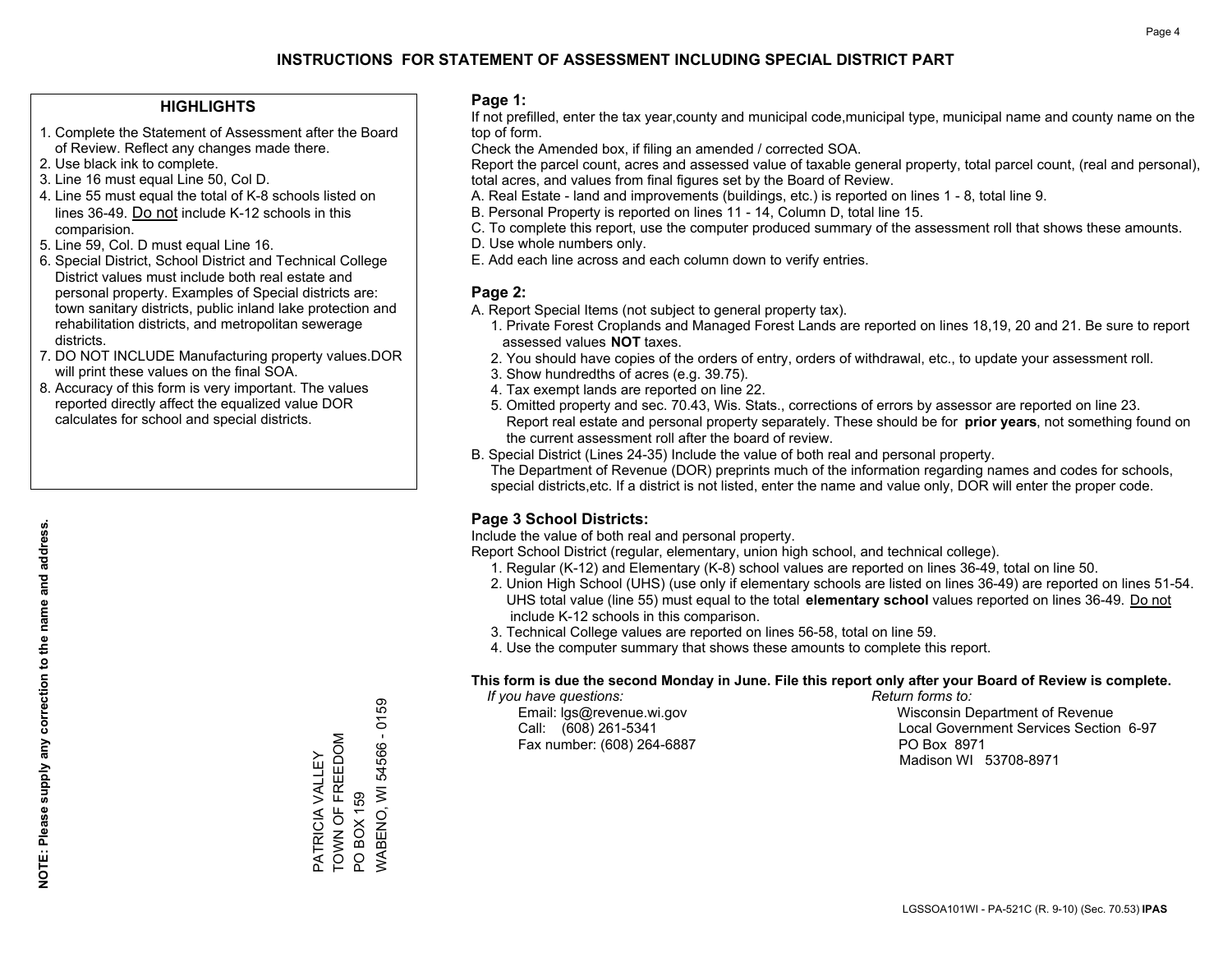# INSTRUCTIONS FOR STATEMENT OF ASSESSMENT INCLUDING SPECIAL DISTRICT PART

## HIGHLIGHTS

1. Complete the Statement of Assessment after the Board of Review. Reflect any changes made there.
2. Use black ink to complete.
3. Line 16 must equal Line 50, Col D.
4. Line 55 must equal the total of K-8 schools listed on lines 36-49. Do not include K-12 schools in this comparision.
5. Line 59, Col. D must equal Line 16.
6. Special District, School District and Technical College District values must include both real estate and personal property. Examples of Special districts are: town sanitary districts, public inland lake protection and rehabilitation districts, and metropolitan sewerage districts.
7. DO NOT INCLUDE Manufacturing property values.DOR will print these values on the final SOA.
8. Accuracy of this form is very important. The values reported directly affect the equalized value DOR calculates for school and special districts.

**NOTE: Please supply any correction to the name and address.**

PATRICIA VALLEY
TOWN OF FREEDOM
PO BOX 159
WABENO, WI 54566 - 0159

## Page 1:

If not prefilled, enter the tax year,county and municipal code,municipal type, municipal name and county name on the top of form.

Check the Amended box, if filing an amended / corrected SOA.

Report the parcel count, acres and assessed value of taxable general property, total parcel count, (real and personal), total acres, and values from final figures set by the Board of Review.

A. Real Estate - land and improvements (buildings, etc.) is reported on lines 1 - 8, total line 9.
B. Personal Property is reported on lines 11 - 14, Column D, total line 15.
C. To complete this report, use the computer produced summary of the assessment roll that shows these amounts.
D. Use whole numbers only.
E. Add each line across and each column down to verify entries.

## Page 2:

A. Report Special Items (not subject to general property tax).
   1. Private Forest Croplands and Managed Forest Lands are reported on lines 18,19, 20 and 21. Be sure to report assessed values **NOT** taxes.
   2. You should have copies of the orders of entry, orders of withdrawal, etc., to update your assessment roll.
   3. Show hundredths of acres (e.g. 39.75).
   4. Tax exempt lands are reported on line 22.
   5. Omitted property and sec. 70.43, Wis. Stats., corrections of errors by assessor are reported on line 23. Report real estate and personal property separately. These should be for **prior years**, not something found on the current assessment roll after the board of review.
B. Special District (Lines 24-35) Include the value of both real and personal property.
   The Department of Revenue (DOR) preprints much of the information regarding names and codes for schools, special districts,etc. If a district is not listed, enter the name and value only, DOR will enter the proper code.

## Page 3 School Districts:

Include the value of both real and personal property.

Report School District (regular, elementary, union high school, and technical college).

1. Regular (K-12) and Elementary (K-8) school values are reported on lines 36-49, total on line 50.
2. Union High School (UHS) (use only if elementary schools are listed on lines 36-49) are reported on lines 51-54. UHS total value (line 55) must equal to the total **elementary school** values reported on lines 36-49. Do not include K-12 schools in this comparison.
3. Technical College values are reported on lines 56-58, total on line 59.
4. Use the computer summary that shows these amounts to complete this report.

**This form is due the second Monday in June. File this report only after your Board of Review is complete.**

*If you have questions:*
Email: lgs@revenue.wi.gov
Call: (608) 261-5341
Fax number: (608) 264-6887

*Return forms to:*
Wisconsin Department of Revenue
Local Government Services Section 6-97
PO Box 8971
Madison WI 53708-8971

LGSSOA101WI - PA-521C (R. 9-10) (Sec. 70.53) **IPAS**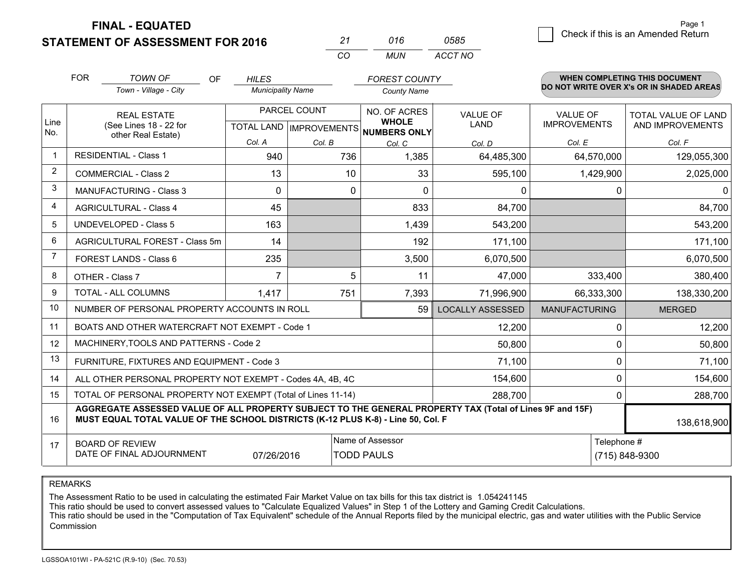# FINAL - EQUATED
## STATEMENT OF ASSESSMENT FOR 2016

| 21 | 016 | 0585 |
|---|---|---|
| CO | MUN | ACCT NO |

Page 1

☐ Check if this is an Amended Return

FOR *TOWN OF* (Town - Village - City) OF *HILES* (Municipality Name) *FOREST COUNTY* (County Name)

**WHEN COMPLETING THIS DOCUMENT DO NOT WRITE OVER X's OR IN SHADED AREAS**

| Line No. | REAL ESTATE (See Lines 18 - 22 for other Real Estate) | PARCEL COUNT TOTAL LAND Col. A | PARCEL COUNT IMPROVEMENTS Col. B | NO. OF ACRES WHOLE NUMBERS ONLY Col. C | VALUE OF LAND Col. D | VALUE OF IMPROVEMENTS Col. E | TOTAL VALUE OF LAND AND IMPROVEMENTS Col. F |
|---|---|---|---|---|---|---|---|
| 1 | RESIDENTIAL - Class 1 | 940 | 736 | 1,385 | 64,485,300 | 64,570,000 | 129,055,300 |
| 2 | COMMERCIAL - Class 2 | 13 | 10 | 33 | 595,100 | 1,429,900 | 2,025,000 |
| 3 | MANUFACTURING - Class 3 | 0 | 0 | 0 | 0 | 0 | 0 |
| 4 | AGRICULTURAL - Class 4 | 45 | | 833 | 84,700 | | 84,700 |
| 5 | UNDEVELOPED - Class 5 | 163 | | 1,439 | 543,200 | | 543,200 |
| 6 | AGRICULTURAL FOREST - Class 5m | 14 | | 192 | 171,100 | | 171,100 |
| 7 | FOREST LANDS - Class 6 | 235 | | 3,500 | 6,070,500 | | 6,070,500 |
| 8 | OTHER - Class 7 | 7 | 5 | 11 | 47,000 | 333,400 | 380,400 |
| 9 | TOTAL - ALL COLUMNS | 1,417 | 751 | 7,393 | 71,996,900 | 66,333,300 | 138,330,200 |
| 10 | NUMBER OF PERSONAL PROPERTY ACCOUNTS IN ROLL | | | 59 | LOCALLY ASSESSED | MANUFACTURING | MERGED |
| 11 | BOATS AND OTHER WATERCRAFT NOT EXEMPT - Code 1 | | | | 12,200 | 0 | 12,200 |
| 12 | MACHINERY,TOOLS AND PATTERNS - Code 2 | | | | 50,800 | 0 | 50,800 |
| 13 | FURNITURE, FIXTURES AND EQUIPMENT - Code 3 | | | | 71,100 | 0 | 71,100 |
| 14 | ALL OTHER PERSONAL PROPERTY NOT EXEMPT - Codes 4A, 4B, 4C | | | | 154,600 | 0 | 154,600 |
| 15 | TOTAL OF PERSONAL PROPERTY NOT EXEMPT (Total of Lines 11-14) | | | | 288,700 | 0 | 288,700 |
| 16 | **AGGREGATE ASSESSED VALUE OF ALL PROPERTY SUBJECT TO THE GENERAL PROPERTY TAX (Total of Lines 9F and 15F) MUST EQUAL TOTAL VALUE OF THE SCHOOL DISTRICTS (K-12 PLUS K-8) - Line 50, Col. F** | | | | | | 138,618,900 |
| 17 | BOARD OF REVIEW DATE OF FINAL ADJOURNMENT | 07/26/2016 | Name of Assessor: TODD PAULS | | | Telephone #: (715) 848-9300 | |

REMARKS

The Assessment Ratio to be used in calculating the estimated Fair Market Value on tax bills for this tax district is 1.054241145
This ratio should be used to convert assessed values to "Calculate Equalized Values" in Step 1 of the Lottery and Gaming Credit Calculations.
This ratio should be used in the "Computation of Tax Equivalent" schedule of the Annual Reports filed by the municipal electric, gas and water utilities with the Public Service Commission

LGSSOA101WI - PA-521C (R.9-10) (Sec. 70.53)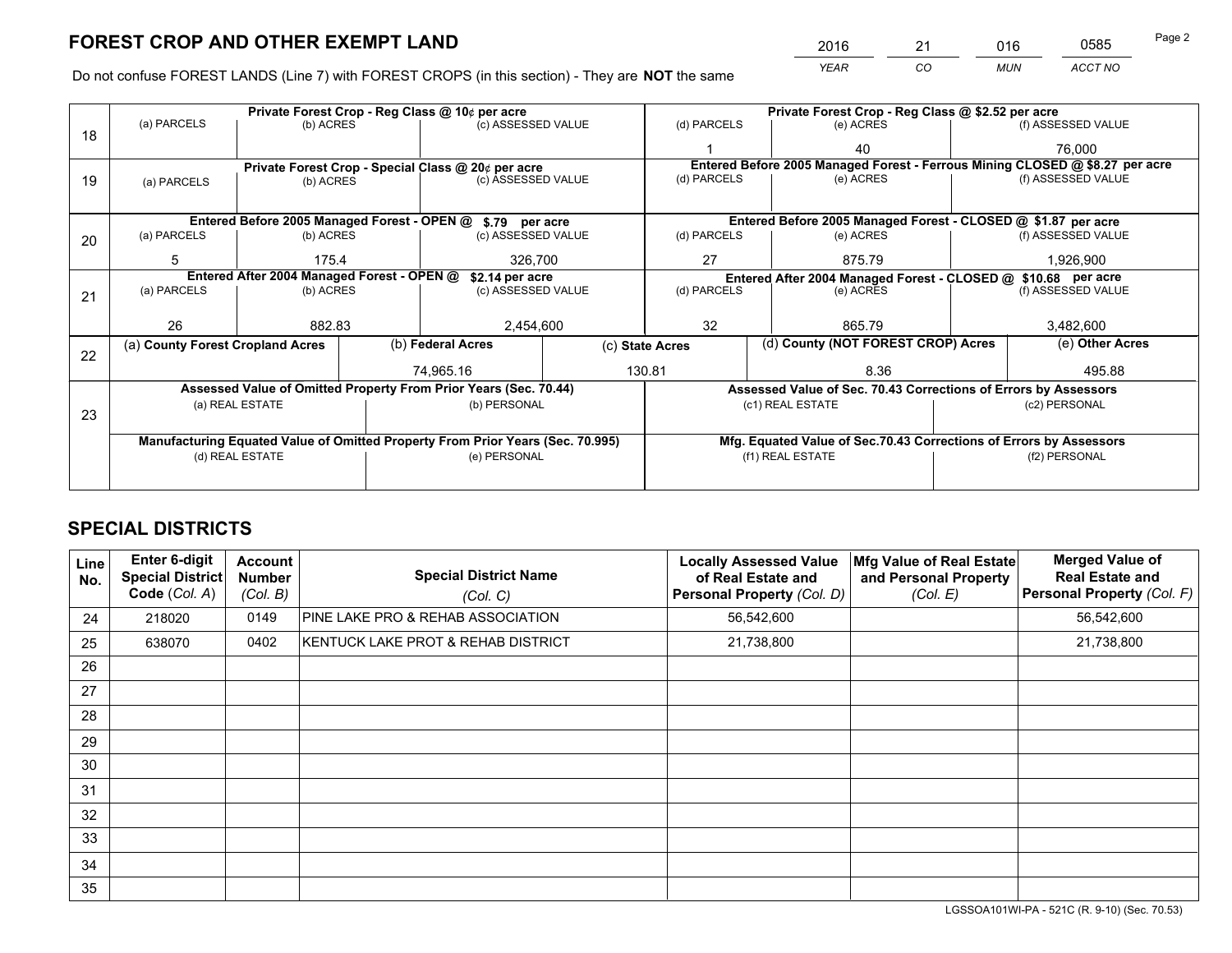# FOREST CROP AND OTHER EXEMPT LAND

| 2016 | 21 | 016 | 0585 |
|---|---|---|---|
| YEAR | CO | MUN | ACCT NO |

Do not confuse FOREST LANDS (Line 7) with FOREST CROPS (in this section) - They are **NOT** the same

| Line | Private Forest Crop - Reg Class @ 10¢ per acre | | | Private Forest Crop - Reg Class @ $2.52 per acre | | |
|---|---|---|---|---|---|---|
| 18 | (a) PARCELS | (b) ACRES | (c) ASSESSED VALUE | (d) PARCELS | (e) ACRES | (f) ASSESSED VALUE |
| | | | | 1 | 40 | 76,000 |
| | **Private Forest Crop - Special Class @ 20¢ per acre** | | | **Entered Before 2005 Managed Forest - Ferrous Mining CLOSED @ $8.27 per acre** | | |
| 19 | (a) PARCELS | (b) ACRES | (c) ASSESSED VALUE | (d) PARCELS | (e) ACRES | (f) ASSESSED VALUE |
| | | | | | | |
| | **Entered Before 2005 Managed Forest - OPEN @ $.79 per acre** | | | **Entered Before 2005 Managed Forest - CLOSED @ $1.87 per acre** | | |
| 20 | (a) PARCELS | (b) ACRES | (c) ASSESSED VALUE | (d) PARCELS | (e) ACRES | (f) ASSESSED VALUE |
| | 5 | 175.4 | 326,700 | 27 | 875.79 | 1,926,900 |
| | **Entered After 2004 Managed Forest - OPEN @ $2.14 per acre** | | | **Entered After 2004 Managed Forest - CLOSED @ $10.68 per acre** | | |
| 21 | (a) PARCELS | (b) ACRES | (c) ASSESSED VALUE | (d) PARCELS | (e) ACRES | (f) ASSESSED VALUE |
| | 26 | 882.83 | 2,454,600 | 32 | 865.79 | 3,482,600 |

| Line | (a) County Forest Cropland Acres | (b) Federal Acres | (c) State Acres | (d) County (NOT FOREST CROP) Acres | (e) Other Acres |
|---|---|---|---|---|---|
| 22 | | 74,965.16 | 130.81 | 8.36 | 495.88 |

| Line | Assessed Value of Omitted Property From Prior Years (Sec. 70.44) | | Assessed Value of Sec. 70.43 Corrections of Errors by Assessors | |
|---|---|---|---|---|
| 23 | (a) REAL ESTATE | (b) PERSONAL | (c1) REAL ESTATE | (c2) PERSONAL |
| | | | | |
| | **Manufacturing Equated Value of Omitted Property From Prior Years (Sec. 70.995)** | | **Mfg. Equated Value of Sec.70.43 Corrections of Errors by Assessors** | |
| | (d) REAL ESTATE | (e) PERSONAL | (f1) REAL ESTATE | (f2) PERSONAL |
| | | | | |

# SPECIAL DISTRICTS

| Line No. | Enter 6-digit Special District Code (Col. A) | Account Number (Col. B) | Special District Name (Col. C) | Locally Assessed Value of Real Estate and Personal Property (Col. D) | Mfg Value of Real Estate and Personal Property (Col. E) | Merged Value of Real Estate and Personal Property (Col. F) |
|---|---|---|---|---|---|---|
| 24 | 218020 | 0149 | PINE LAKE PRO & REHAB ASSOCIATION | 56,542,600 | | 56,542,600 |
| 25 | 638070 | 0402 | KENTUCK LAKE PROT & REHAB DISTRICT | 21,738,800 | | 21,738,800 |
| 26 | | | | | | |
| 27 | | | | | | |
| 28 | | | | | | |
| 29 | | | | | | |
| 30 | | | | | | |
| 31 | | | | | | |
| 32 | | | | | | |
| 33 | | | | | | |
| 34 | | | | | | |
| 35 | | | | | | |

LGSSOA101WI-PA - 521C (R. 9-10) (Sec. 70.53)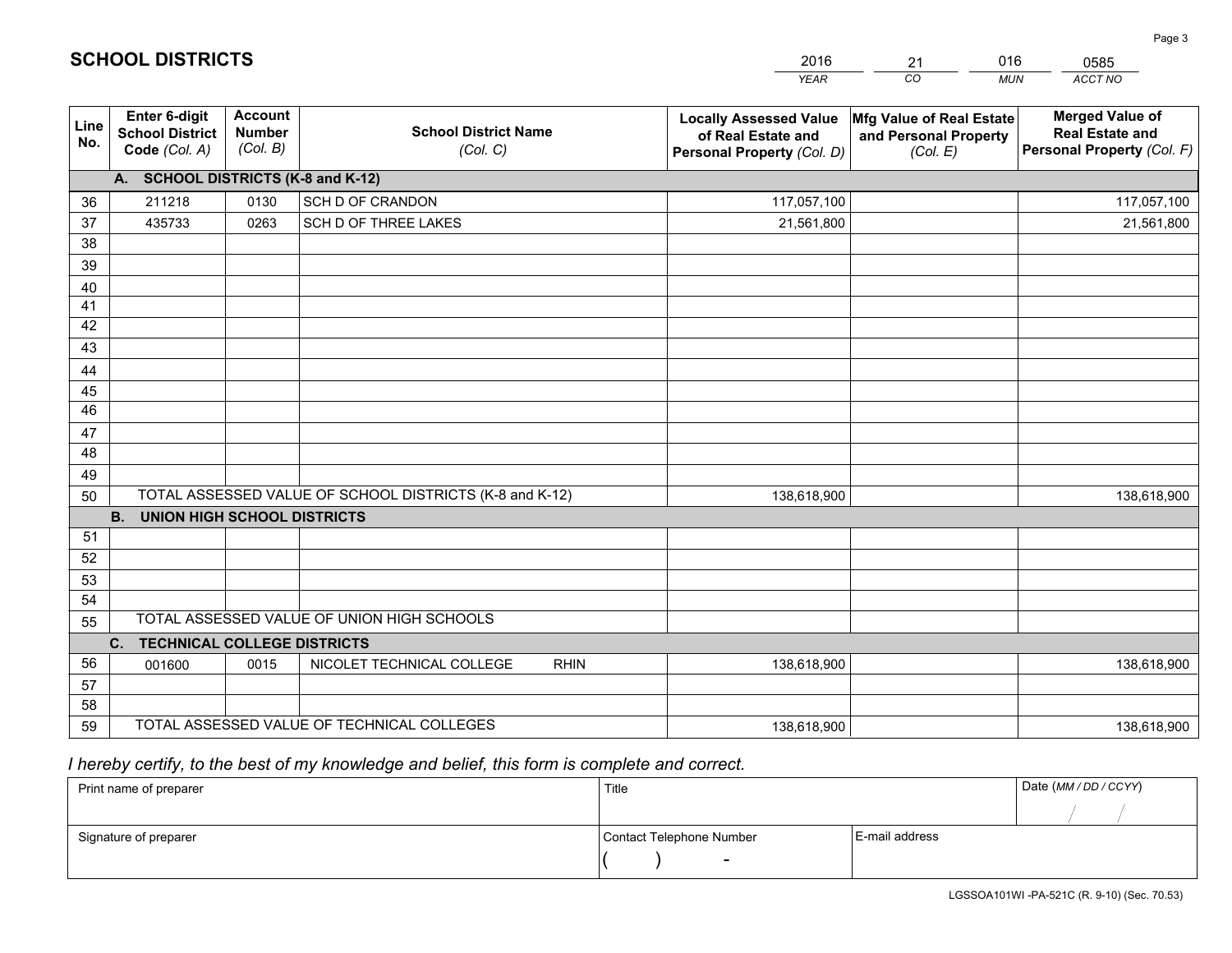# SCHOOL DISTRICTS

| 2016 | 21 | 016 | 0585 |
|---|---|---|---|
| YEAR | CO | MUN | ACCT NO |

| Line No. | Enter 6-digit School District Code (Col. A) | Account Number (Col. B) | School District Name (Col. C) | Locally Assessed Value of Real Estate and Personal Property (Col. D) | Mfg Value of Real Estate and Personal Property (Col. E) | Merged Value of Real Estate and Personal Property (Col. F) |
|---|---|---|---|---|---|---|
| | **A. SCHOOL DISTRICTS (K-8 and K-12)** | | | | | |
| 36 | 211218 | 0130 | SCH D OF CRANDON | 117,057,100 | | 117,057,100 |
| 37 | 435733 | 0263 | SCH D OF THREE LAKES | 21,561,800 | | 21,561,800 |
| 38 | | | | | | |
| 39 | | | | | | |
| 40 | | | | | | |
| 41 | | | | | | |
| 42 | | | | | | |
| 43 | | | | | | |
| 44 | | | | | | |
| 45 | | | | | | |
| 46 | | | | | | |
| 47 | | | | | | |
| 48 | | | | | | |
| 49 | | | | | | |
| 50 | TOTAL ASSESSED VALUE OF SCHOOL DISTRICTS (K-8 and K-12) | | | 138,618,900 | | 138,618,900 |
| | **B. UNION HIGH SCHOOL DISTRICTS** | | | | | |
| 51 | | | | | | |
| 52 | | | | | | |
| 53 | | | | | | |
| 54 | | | | | | |
| 55 | TOTAL ASSESSED VALUE OF UNION HIGH SCHOOLS | | | | | |
| | **C. TECHNICAL COLLEGE DISTRICTS** | | | | | |
| 56 | 001600 | 0015 | NICOLET TECHNICAL COLLEGE RHIN | 138,618,900 | | 138,618,900 |
| 57 | | | | | | |
| 58 | | | | | | |
| 59 | TOTAL ASSESSED VALUE OF TECHNICAL COLLEGES | | | 138,618,900 | | 138,618,900 |

*I hereby certify, to the best of my knowledge and belief, this form is complete and correct.*

| Print name of preparer | Title | | Date (MM / DD / CCYY) |
|---|---|---|---|
| | | | / / |
| Signature of preparer | Contact Telephone Number | E-mail address | |
| | ( ) - | | |

LGSSOA101WI -PA-521C (R. 9-10) (Sec. 70.53)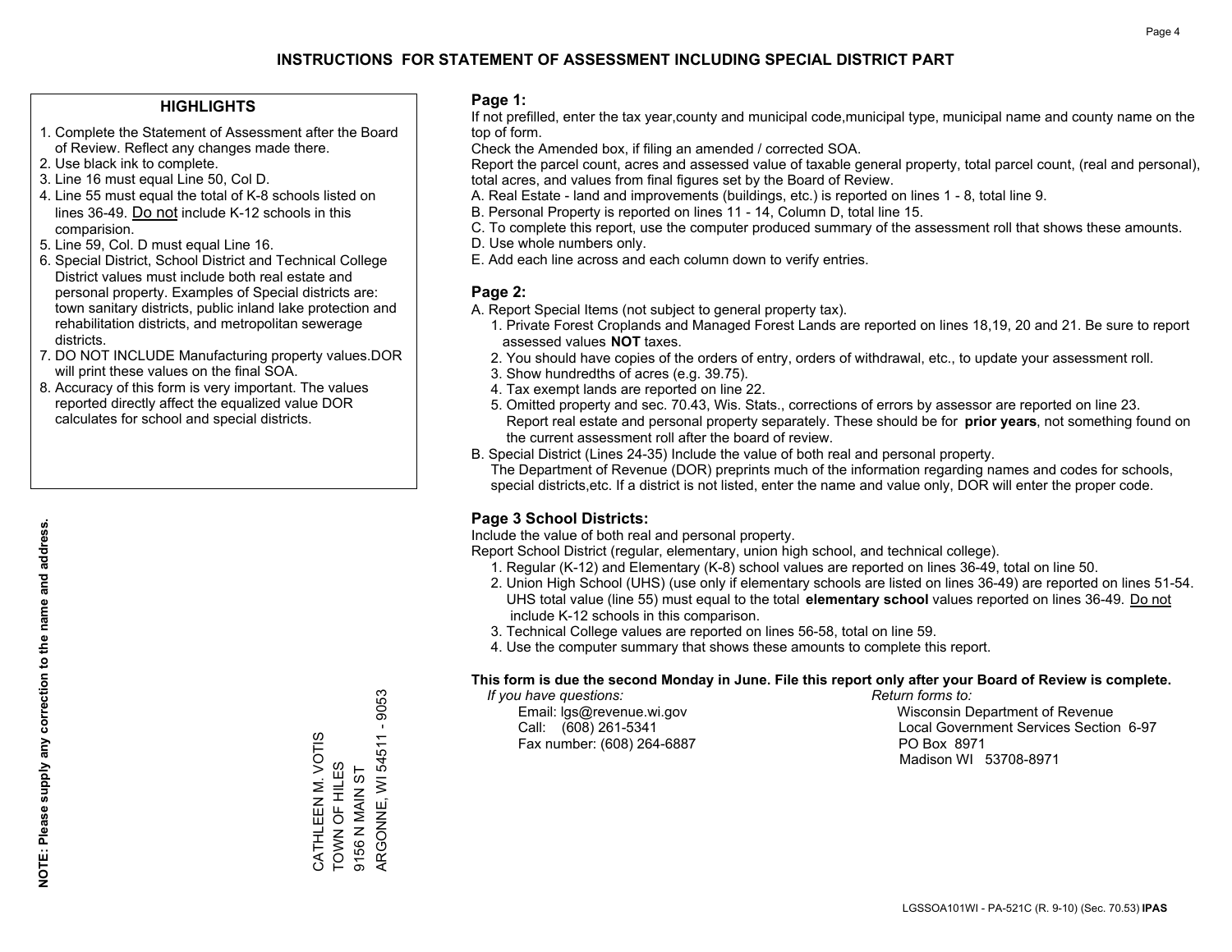# INSTRUCTIONS FOR STATEMENT OF ASSESSMENT INCLUDING SPECIAL DISTRICT PART

## HIGHLIGHTS

1. Complete the Statement of Assessment after the Board of Review. Reflect any changes made there.
2. Use black ink to complete.
3. Line 16 must equal Line 50, Col D.
4. Line 55 must equal the total of K-8 schools listed on lines 36-49. Do not include K-12 schools in this comparision.
5. Line 59, Col. D must equal Line 16.
6. Special District, School District and Technical College District values must include both real estate and personal property. Examples of Special districts are: town sanitary districts, public inland lake protection and rehabilitation districts, and metropolitan sewerage districts.
7. DO NOT INCLUDE Manufacturing property values.DOR will print these values on the final SOA.
8. Accuracy of this form is very important. The values reported directly affect the equalized value DOR calculates for school and special districts.

**NOTE: Please supply any correction to the name and address.**

CATHLEEN M. VOTIS
TOWN OF HILES
9156 N MAIN ST
ARGONNE, WI 54511 - 9053

## Page 1:

If not prefilled, enter the tax year,county and municipal code,municipal type, municipal name and county name on the top of form.

Check the Amended box, if filing an amended / corrected SOA.

Report the parcel count, acres and assessed value of taxable general property, total parcel count, (real and personal), total acres, and values from final figures set by the Board of Review.

A. Real Estate - land and improvements (buildings, etc.) is reported on lines 1 - 8, total line 9.
B. Personal Property is reported on lines 11 - 14, Column D, total line 15.
C. To complete this report, use the computer produced summary of the assessment roll that shows these amounts.
D. Use whole numbers only.
E. Add each line across and each column down to verify entries.

## Page 2:

A. Report Special Items (not subject to general property tax).
   1. Private Forest Croplands and Managed Forest Lands are reported on lines 18,19, 20 and 21. Be sure to report assessed values **NOT** taxes.
   2. You should have copies of the orders of entry, orders of withdrawal, etc., to update your assessment roll.
   3. Show hundredths of acres (e.g. 39.75).
   4. Tax exempt lands are reported on line 22.
   5. Omitted property and sec. 70.43, Wis. Stats., corrections of errors by assessor are reported on line 23. Report real estate and personal property separately. These should be for **prior years**, not something found on the current assessment roll after the board of review.
B. Special District (Lines 24-35) Include the value of both real and personal property.
   The Department of Revenue (DOR) preprints much of the information regarding names and codes for schools, special districts,etc. If a district is not listed, enter the name and value only, DOR will enter the proper code.

## Page 3 School Districts:

Include the value of both real and personal property.

Report School District (regular, elementary, union high school, and technical college).

1. Regular (K-12) and Elementary (K-8) school values are reported on lines 36-49, total on line 50.
2. Union High School (UHS) (use only if elementary schools are listed on lines 36-49) are reported on lines 51-54. UHS total value (line 55) must equal to the total **elementary school** values reported on lines 36-49. Do not include K-12 schools in this comparison.
3. Technical College values are reported on lines 56-58, total on line 59.
4. Use the computer summary that shows these amounts to complete this report.

**This form is due the second Monday in June. File this report only after your Board of Review is complete.**

*If you have questions:*
Email: lgs@revenue.wi.gov
Call: (608) 261-5341
Fax number: (608) 264-6887

*Return forms to:*
Wisconsin Department of Revenue
Local Government Services Section 6-97
PO Box 8971
Madison WI 53708-8971

LGSSOA101WI - PA-521C (R. 9-10) (Sec. 70.53) **IPAS**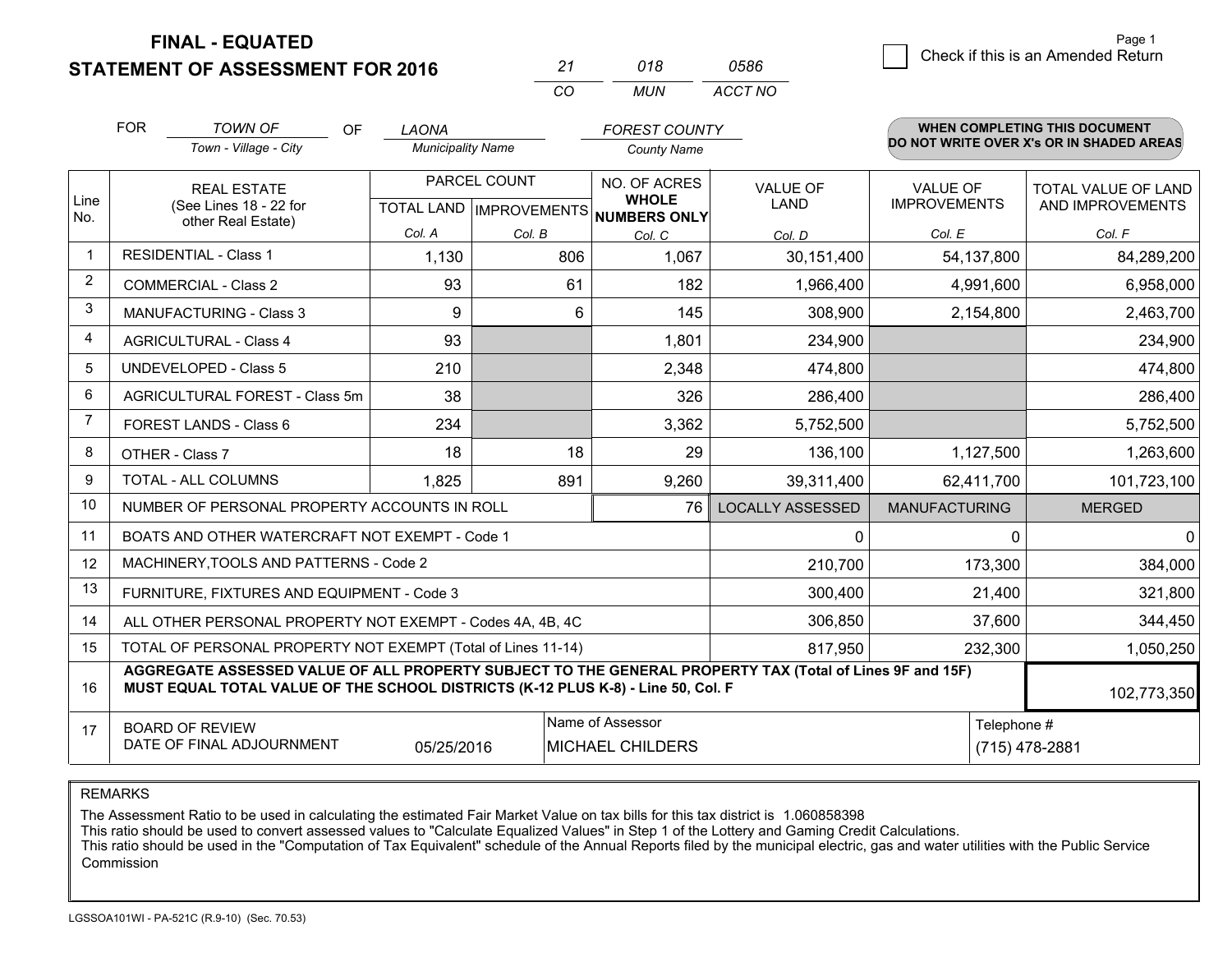# FINAL - EQUATED
# STATEMENT OF ASSESSMENT FOR 2016

| 21 | 018 | 0586 |
|---|---|---|
| CO | MUN | ACCT NO |

Page 1

☐ Check if this is an Amended Return

FOR *TOWN OF* (Town - Village - City) OF *LAONA* (Municipality Name) *FOREST COUNTY* (County Name)

**WHEN COMPLETING THIS DOCUMENT DO NOT WRITE OVER X's OR IN SHADED AREAS**

| Line No. | REAL ESTATE (See Lines 18 - 22 for other Real Estate) | PARCEL COUNT | | NO. OF ACRES WHOLE NUMBERS ONLY | VALUE OF LAND | VALUE OF IMPROVEMENTS | TOTAL VALUE OF LAND AND IMPROVEMENTS |
|---|---|---|---|---|---|---|---|
| | | TOTAL LAND | IMPROVEMENTS | | | | |
| | | Col. A | Col. B | Col. C | Col. D | Col. E | Col. F |
| 1 | RESIDENTIAL - Class 1 | 1,130 | 806 | 1,067 | 30,151,400 | 54,137,800 | 84,289,200 |
| 2 | COMMERCIAL - Class 2 | 93 | 61 | 182 | 1,966,400 | 4,991,600 | 6,958,000 |
| 3 | MANUFACTURING - Class 3 | 9 | 6 | 145 | 308,900 | 2,154,800 | 2,463,700 |
| 4 | AGRICULTURAL - Class 4 | 93 | | 1,801 | 234,900 | | 234,900 |
| 5 | UNDEVELOPED - Class 5 | 210 | | 2,348 | 474,800 | | 474,800 |
| 6 | AGRICULTURAL FOREST - Class 5m | 38 | | 326 | 286,400 | | 286,400 |
| 7 | FOREST LANDS - Class 6 | 234 | | 3,362 | 5,752,500 | | 5,752,500 |
| 8 | OTHER - Class 7 | 18 | 18 | 29 | 136,100 | 1,127,500 | 1,263,600 |
| 9 | TOTAL - ALL COLUMNS | 1,825 | 891 | 9,260 | 39,311,400 | 62,411,700 | 101,723,100 |
| 10 | NUMBER OF PERSONAL PROPERTY ACCOUNTS IN ROLL | | | 76 | LOCALLY ASSESSED | MANUFACTURING | MERGED |
| 11 | BOATS AND OTHER WATERCRAFT NOT EXEMPT - Code 1 | | | | 0 | 0 | 0 |
| 12 | MACHINERY,TOOLS AND PATTERNS - Code 2 | | | | 210,700 | 173,300 | 384,000 |
| 13 | FURNITURE, FIXTURES AND EQUIPMENT - Code 3 | | | | 300,400 | 21,400 | 321,800 |
| 14 | ALL OTHER PERSONAL PROPERTY NOT EXEMPT - Codes 4A, 4B, 4C | | | | 306,850 | 37,600 | 344,450 |
| 15 | TOTAL OF PERSONAL PROPERTY NOT EXEMPT (Total of Lines 11-14) | | | | 817,950 | 232,300 | 1,050,250 |
| 16 | **AGGREGATE ASSESSED VALUE OF ALL PROPERTY SUBJECT TO THE GENERAL PROPERTY TAX (Total of Lines 9F and 15F) MUST EQUAL TOTAL VALUE OF THE SCHOOL DISTRICTS (K-12 PLUS K-8) - Line 50, Col. F** | | | | | | 102,773,350 |
| 17 | BOARD OF REVIEW DATE OF FINAL ADJOURNMENT | 05/25/2016 | Name of Assessor: MICHAEL CHILDERS | | | Telephone #: (715) 478-2881 | |

REMARKS

The Assessment Ratio to be used in calculating the estimated Fair Market Value on tax bills for this tax district is 1.060858398
This ratio should be used to convert assessed values to "Calculate Equalized Values" in Step 1 of the Lottery and Gaming Credit Calculations.
This ratio should be used in the "Computation of Tax Equivalent" schedule of the Annual Reports filed by the municipal electric, gas and water utilities with the Public Service Commission

LGSSOA101WI - PA-521C (R.9-10) (Sec. 70.53)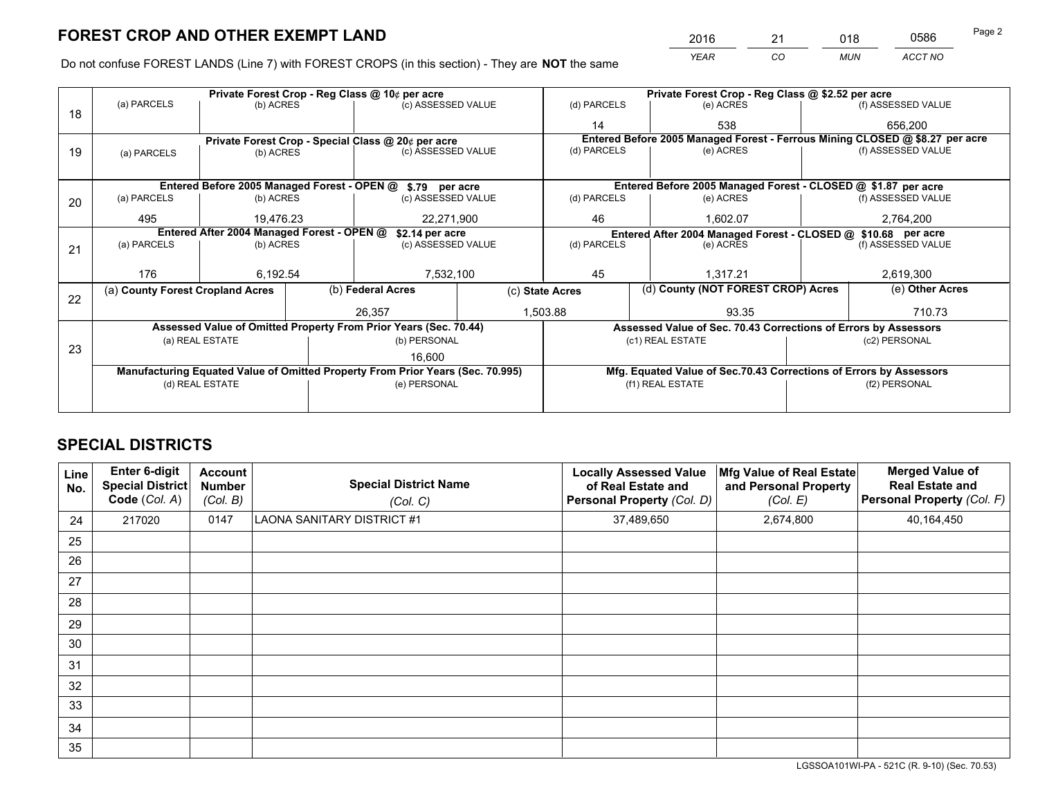# FOREST CROP AND OTHER EXEMPT LAND

| 2016 | 21 | 018 | 0586 |
|---|---|---|---|
| *YEAR* | *CO* | *MUN* | *ACCT NO* |

Do not confuse FOREST LANDS (Line 7) with FOREST CROPS (in this section) - They are **NOT** the same

| Line | Private Forest Crop - Reg Class @ 10¢ per acre | | | Private Forest Crop - Reg Class @ $2.52 per acre | | |
|---|---|---|---|---|---|---|
| 18 | (a) PARCELS | (b) ACRES | (c) ASSESSED VALUE | (d) PARCELS | (e) ACRES | (f) ASSESSED VALUE |
| | | | | 14 | 538 | 656,200 |
| | **Private Forest Crop - Special Class @ 20¢ per acre** | | | **Entered Before 2005 Managed Forest - Ferrous Mining CLOSED @ $8.27 per acre** | | |
| 19 | (a) PARCELS | (b) ACRES | (c) ASSESSED VALUE | (d) PARCELS | (e) ACRES | (f) ASSESSED VALUE |
| | | | | | | |
| | **Entered Before 2005 Managed Forest - OPEN @ $.79 per acre** | | | **Entered Before 2005 Managed Forest - CLOSED @ $1.87 per acre** | | |
| 20 | (a) PARCELS | (b) ACRES | (c) ASSESSED VALUE | (d) PARCELS | (e) ACRES | (f) ASSESSED VALUE |
| | 495 | 19,476.23 | 22,271,900 | 46 | 1,602.07 | 2,764,200 |
| | **Entered After 2004 Managed Forest - OPEN @ $2.14 per acre** | | | **Entered After 2004 Managed Forest - CLOSED @ $10.68 per acre** | | |
| 21 | (a) PARCELS | (b) ACRES | (c) ASSESSED VALUE | (d) PARCELS | (e) ACRES | (f) ASSESSED VALUE |
| | 176 | 6,192.54 | 7,532,100 | 45 | 1,317.21 | 2,619,300 |

| Line | (a) County Forest Cropland Acres | (b) Federal Acres | (c) State Acres | (d) County (NOT FOREST CROP) Acres | (e) Other Acres |
|---|---|---|---|---|---|
| 22 | | 26,357 | 1,503.88 | 93.35 | 710.73 |

| Line | Assessed Value of Omitted Property From Prior Years (Sec. 70.44) | | Assessed Value of Sec. 70.43 Corrections of Errors by Assessors | |
|---|---|---|---|---|
| 23 | (a) REAL ESTATE | (b) PERSONAL | (c1) REAL ESTATE | (c2) PERSONAL |
| | | 16,600 | | |
| | **Manufacturing Equated Value of Omitted Property From Prior Years (Sec. 70.995)** | | **Mfg. Equated Value of Sec.70.43 Corrections of Errors by Assessors** | |
| | (d) REAL ESTATE | (e) PERSONAL | (f1) REAL ESTATE | (f2) PERSONAL |
| | | | | |

# SPECIAL DISTRICTS

| Line No. | Enter 6-digit Special District Code (*Col. A*) | Account Number (*Col. B*) | Special District Name (*Col. C*) | Locally Assessed Value of Real Estate and Personal Property (*Col. D*) | Mfg Value of Real Estate and Personal Property (*Col. E*) | Merged Value of Real Estate and Personal Property (*Col. F*) |
|---|---|---|---|---|---|---|
| 24 | 217020 | 0147 | LAONA SANITARY DISTRICT #1 | 37,489,650 | 2,674,800 | 40,164,450 |
| 25 | | | | | | |
| 26 | | | | | | |
| 27 | | | | | | |
| 28 | | | | | | |
| 29 | | | | | | |
| 30 | | | | | | |
| 31 | | | | | | |
| 32 | | | | | | |
| 33 | | | | | | |
| 34 | | | | | | |
| 35 | | | | | | |

LGSSOA101WI-PA - 521C (R. 9-10) (Sec. 70.53)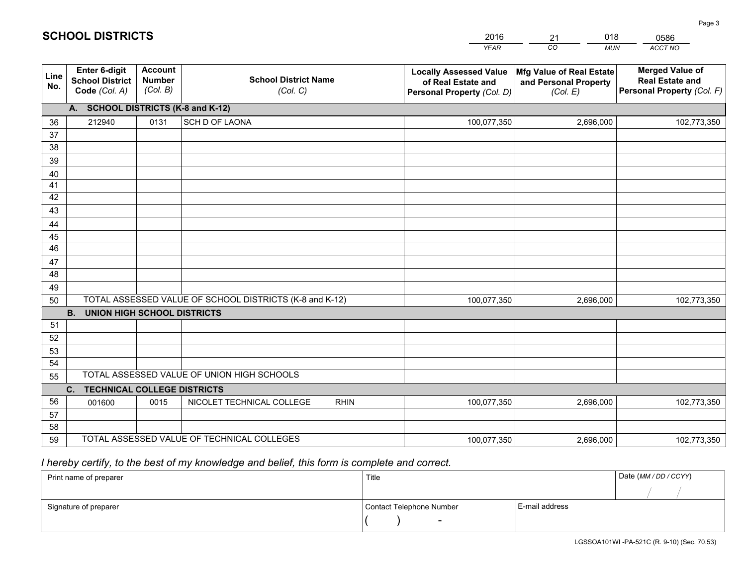# SCHOOL DISTRICTS

| 2016 | 21 | 018 | 0586 |
|---|---|---|---|
| *YEAR* | *CO* | *MUN* | *ACCT NO* |

| Line No. | Enter 6-digit School District Code *(Col. A)* | Account Number *(Col. B)* | School District Name *(Col. C)* | Locally Assessed Value of Real Estate and Personal Property *(Col. D)* | Mfg Value of Real Estate and Personal Property *(Col. E)* | Merged Value of Real Estate and Personal Property *(Col. F)* |
|---|---|---|---|---|---|---|
| | **A. SCHOOL DISTRICTS (K-8 and K-12)** | | | | | |
| 36 | 212940 | 0131 | SCH D OF LAONA | 100,077,350 | 2,696,000 | 102,773,350 |
| 37 | | | | | | |
| 38 | | | | | | |
| 39 | | | | | | |
| 40 | | | | | | |
| 41 | | | | | | |
| 42 | | | | | | |
| 43 | | | | | | |
| 44 | | | | | | |
| 45 | | | | | | |
| 46 | | | | | | |
| 47 | | | | | | |
| 48 | | | | | | |
| 49 | | | | | | |
| 50 | TOTAL ASSESSED VALUE OF SCHOOL DISTRICTS (K-8 and K-12) | | | 100,077,350 | 2,696,000 | 102,773,350 |
| | **B. UNION HIGH SCHOOL DISTRICTS** | | | | | |
| 51 | | | | | | |
| 52 | | | | | | |
| 53 | | | | | | |
| 54 | | | | | | |
| 55 | TOTAL ASSESSED VALUE OF UNION HIGH SCHOOLS | | | | | |
| | **C. TECHNICAL COLLEGE DISTRICTS** | | | | | |
| 56 | 001600 | 0015 | NICOLET TECHNICAL COLLEGE RHIN | 100,077,350 | 2,696,000 | 102,773,350 |
| 57 | | | | | | |
| 58 | | | | | | |
| 59 | TOTAL ASSESSED VALUE OF TECHNICAL COLLEGES | | | 100,077,350 | 2,696,000 | 102,773,350 |

*I hereby certify, to the best of my knowledge and belief, this form is complete and correct.*

| Print name of preparer | Title | | Date *(MM / DD / CCYY)* |
|---|---|---|---|
| | | | / / |
| Signature of preparer | Contact Telephone Number | E-mail address | |
| | ( ) - | | |

LGSSOA101WI -PA-521C (R. 9-10) (Sec. 70.53)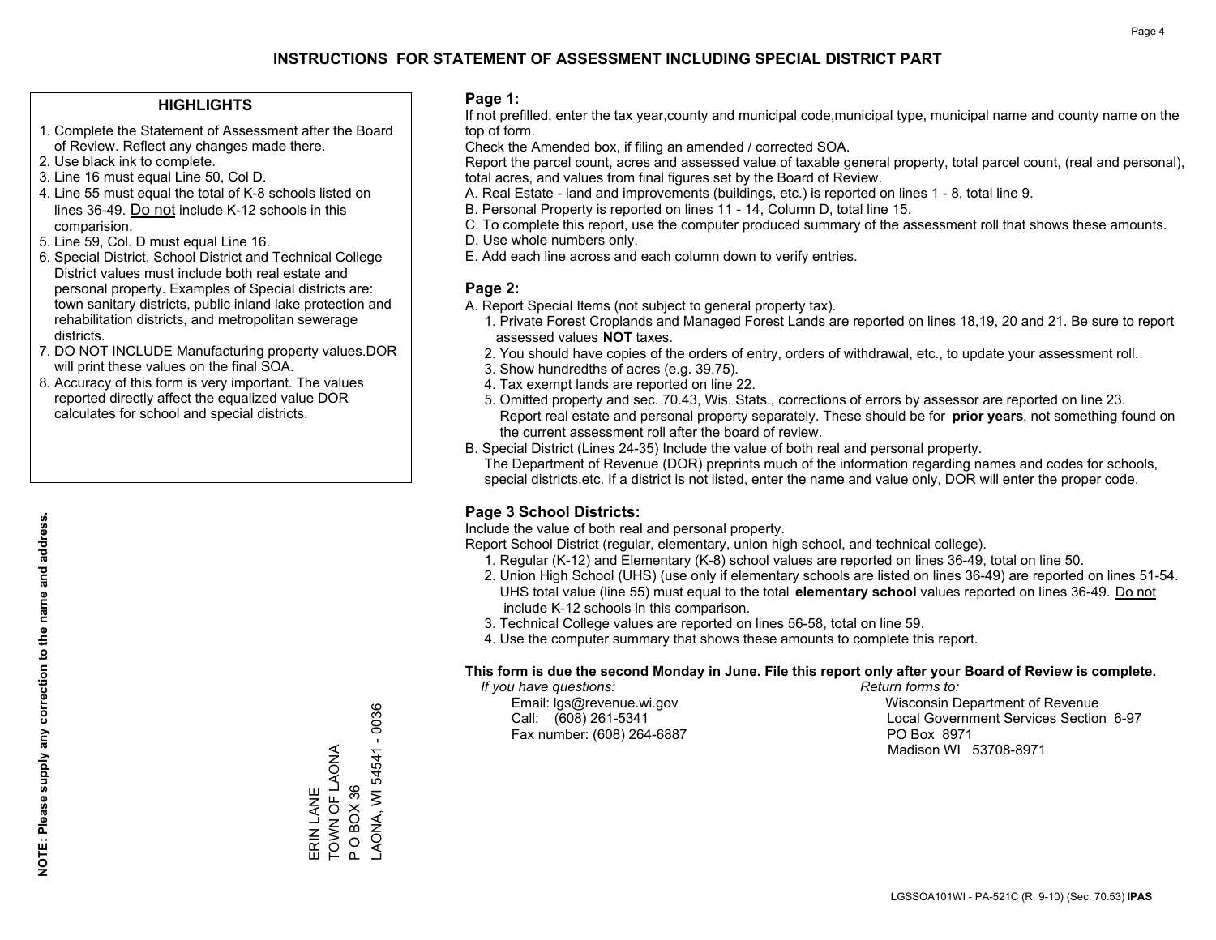# INSTRUCTIONS FOR STATEMENT OF ASSESSMENT INCLUDING SPECIAL DISTRICT PART

## HIGHLIGHTS

1. Complete the Statement of Assessment after the Board of Review. Reflect any changes made there.
2. Use black ink to complete.
3. Line 16 must equal Line 50, Col D.
4. Line 55 must equal the total of K-8 schools listed on lines 36-49. Do not include K-12 schools in this comparision.
5. Line 59, Col. D must equal Line 16.
6. Special District, School District and Technical College District values must include both real estate and personal property. Examples of Special districts are: town sanitary districts, public inland lake protection and rehabilitation districts, and metropolitan sewerage districts.
7. DO NOT INCLUDE Manufacturing property values.DOR will print these values on the final SOA.
8. Accuracy of this form is very important. The values reported directly affect the equalized value DOR calculates for school and special districts.

**NOTE: Please supply any correction to the name and address.**

ERIN LANE
TOWN OF LAONA
P O BOX 36
LAONA, WI 54541 - 0036

## Page 1:

If not prefilled, enter the tax year,county and municipal code,municipal type, municipal name and county name on the top of form.

Check the Amended box, if filing an amended / corrected SOA.

Report the parcel count, acres and assessed value of taxable general property, total parcel count, (real and personal), total acres, and values from final figures set by the Board of Review.

A. Real Estate - land and improvements (buildings, etc.) is reported on lines 1 - 8, total line 9.
B. Personal Property is reported on lines 11 - 14, Column D, total line 15.
C. To complete this report, use the computer produced summary of the assessment roll that shows these amounts.
D. Use whole numbers only.
E. Add each line across and each column down to verify entries.

## Page 2:

A. Report Special Items (not subject to general property tax).
   1. Private Forest Croplands and Managed Forest Lands are reported on lines 18,19, 20 and 21. Be sure to report assessed values **NOT** taxes.
   2. You should have copies of the orders of entry, orders of withdrawal, etc., to update your assessment roll.
   3. Show hundredths of acres (e.g. 39.75).
   4. Tax exempt lands are reported on line 22.
   5. Omitted property and sec. 70.43, Wis. Stats., corrections of errors by assessor are reported on line 23. Report real estate and personal property separately. These should be for **prior years**, not something found on the current assessment roll after the board of review.
B. Special District (Lines 24-35) Include the value of both real and personal property.
   The Department of Revenue (DOR) preprints much of the information regarding names and codes for schools, special districts,etc. If a district is not listed, enter the name and value only, DOR will enter the proper code.

## Page 3 School Districts:

Include the value of both real and personal property.

Report School District (regular, elementary, union high school, and technical college).

1. Regular (K-12) and Elementary (K-8) school values are reported on lines 36-49, total on line 50.
2. Union High School (UHS) (use only if elementary schools are listed on lines 36-49) are reported on lines 51-54. UHS total value (line 55) must equal to the total **elementary school** values reported on lines 36-49. Do not include K-12 schools in this comparison.
3. Technical College values are reported on lines 56-58, total on line 59.
4. Use the computer summary that shows these amounts to complete this report.

**This form is due the second Monday in June. File this report only after your Board of Review is complete.**

*If you have questions:*
Email: lgs@revenue.wi.gov
Call: (608) 261-5341
Fax number: (608) 264-6887

*Return forms to:*
Wisconsin Department of Revenue
Local Government Services Section 6-97
PO Box 8971
Madison WI 53708-8971

LGSSOA101WI - PA-521C (R. 9-10) (Sec. 70.53) **IPAS**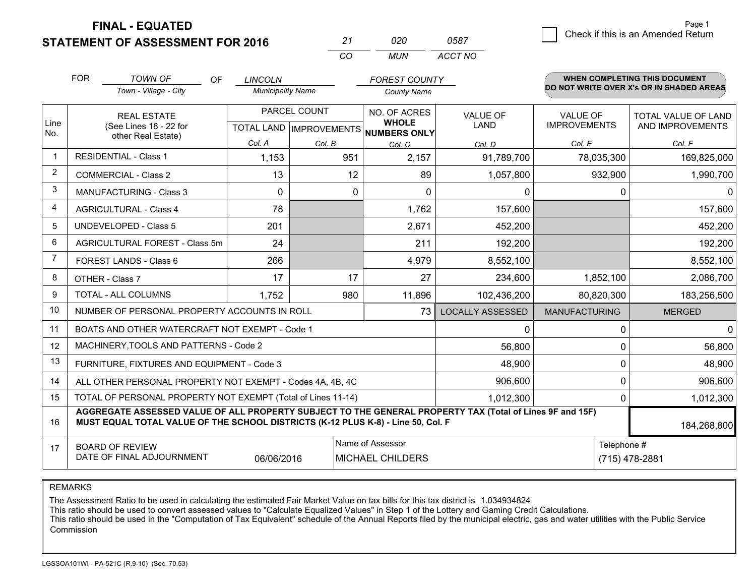# FINAL - EQUATED
# STATEMENT OF ASSESSMENT FOR 2016

| 21 | 020 | 0587 |
|---|---|---|
| CO | MUN | ACCT NO |

Page 1

☐ Check if this is an Amended Return

FOR *TOWN OF* (Town - Village - City) OF *LINCOLN* (Municipality Name) *FOREST COUNTY* (County Name)

**WHEN COMPLETING THIS DOCUMENT DO NOT WRITE OVER X's OR IN SHADED AREAS**

| Line No. | REAL ESTATE (See Lines 18 - 22 for other Real Estate) | PARCEL COUNT TOTAL LAND Col. A | PARCEL COUNT IMPROVEMENTS Col. B | NO. OF ACRES WHOLE NUMBERS ONLY Col. C | VALUE OF LAND Col. D | VALUE OF IMPROVEMENTS Col. E | TOTAL VALUE OF LAND AND IMPROVEMENTS Col. F |
|---|---|---|---|---|---|---|---|
| 1 | RESIDENTIAL - Class 1 | 1,153 | 951 | 2,157 | 91,789,700 | 78,035,300 | 169,825,000 |
| 2 | COMMERCIAL - Class 2 | 13 | 12 | 89 | 1,057,800 | 932,900 | 1,990,700 |
| 3 | MANUFACTURING - Class 3 | 0 | 0 | 0 | 0 | 0 | 0 |
| 4 | AGRICULTURAL - Class 4 | 78 | | 1,762 | 157,600 | | 157,600 |
| 5 | UNDEVELOPED - Class 5 | 201 | | 2,671 | 452,200 | | 452,200 |
| 6 | AGRICULTURAL FOREST - Class 5m | 24 | | 211 | 192,200 | | 192,200 |
| 7 | FOREST LANDS - Class 6 | 266 | | 4,979 | 8,552,100 | | 8,552,100 |
| 8 | OTHER - Class 7 | 17 | 17 | 27 | 234,600 | 1,852,100 | 2,086,700 |
| 9 | TOTAL - ALL COLUMNS | 1,752 | 980 | 11,896 | 102,436,200 | 80,820,300 | 183,256,500 |
| 10 | NUMBER OF PERSONAL PROPERTY ACCOUNTS IN ROLL | | | 73 | LOCALLY ASSESSED | MANUFACTURING | MERGED |
| 11 | BOATS AND OTHER WATERCRAFT NOT EXEMPT - Code 1 | | | | 0 | 0 | 0 |
| 12 | MACHINERY,TOOLS AND PATTERNS - Code 2 | | | | 56,800 | 0 | 56,800 |
| 13 | FURNITURE, FIXTURES AND EQUIPMENT - Code 3 | | | | 48,900 | 0 | 48,900 |
| 14 | ALL OTHER PERSONAL PROPERTY NOT EXEMPT - Codes 4A, 4B, 4C | | | | 906,600 | 0 | 906,600 |
| 15 | TOTAL OF PERSONAL PROPERTY NOT EXEMPT (Total of Lines 11-14) | | | | 1,012,300 | 0 | 1,012,300 |
| 16 | **AGGREGATE ASSESSED VALUE OF ALL PROPERTY SUBJECT TO THE GENERAL PROPERTY TAX (Total of Lines 9F and 15F) MUST EQUAL TOTAL VALUE OF THE SCHOOL DISTRICTS (K-12 PLUS K-8) - Line 50, Col. F** | | | | | | 184,268,800 |
| 17 | BOARD OF REVIEW DATE OF FINAL ADJOURNMENT | 06/06/2016 | Name of Assessor: MICHAEL CHILDERS | | | Telephone #: (715) 478-2881 | |

REMARKS

The Assessment Ratio to be used in calculating the estimated Fair Market Value on tax bills for this tax district is 1.034934824
This ratio should be used to convert assessed values to "Calculate Equalized Values" in Step 1 of the Lottery and Gaming Credit Calculations.
This ratio should be used in the "Computation of Tax Equivalent" schedule of the Annual Reports filed by the municipal electric, gas and water utilities with the Public Service Commission

LGSSOA101WI - PA-521C (R.9-10) (Sec. 70.53)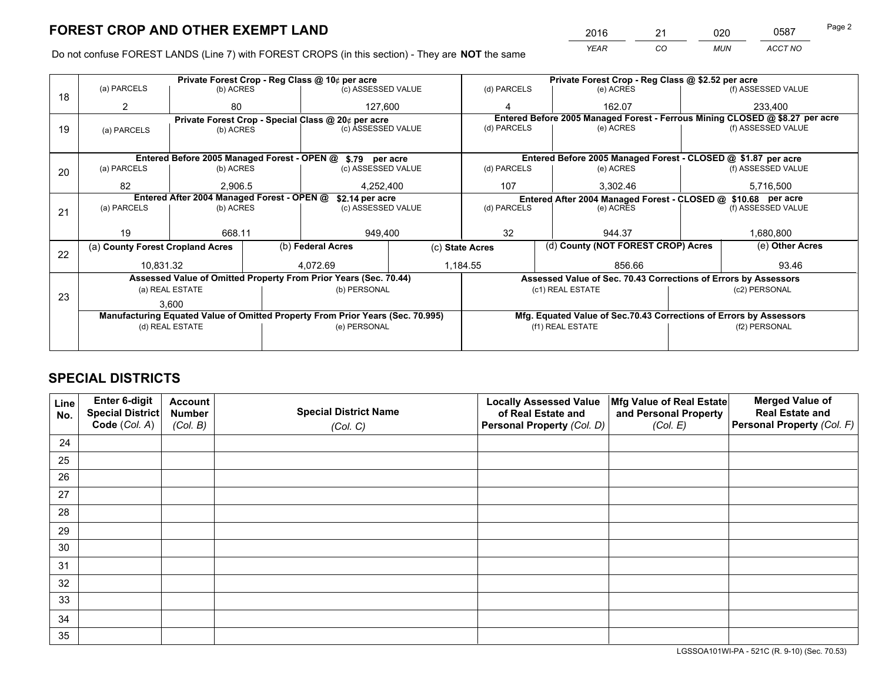# FOREST CROP AND OTHER EXEMPT LAND

| 2016 | 21 | 020 | 0587 |
|---|---|---|---|
| *YEAR* | *CO* | *MUN* | *ACCT NO* |

Do not confuse FOREST LANDS (Line 7) with FOREST CROPS (in this section) - They are **NOT** the same

| Line | Private Forest Crop - Reg Class @ 10¢ per acre | | | Private Forest Crop - Reg Class @ $2.52 per acre | | |
|---|---|---|---|---|---|---|
| | (a) PARCELS | (b) ACRES | (c) ASSESSED VALUE | (d) PARCELS | (e) ACRES | (f) ASSESSED VALUE |
| 18 | 2 | 80 | 127,600 | 4 | 162.07 | 233,400 |
| | **Private Forest Crop - Special Class @ 20¢ per acre** | | | **Entered Before 2005 Managed Forest - Ferrous Mining CLOSED @ $8.27 per acre** | | |
| 19 | (a) PARCELS | (b) ACRES | (c) ASSESSED VALUE | (d) PARCELS | (e) ACRES | (f) ASSESSED VALUE |
| | | | | | | |
| | **Entered Before 2005 Managed Forest - OPEN @ $.79 per acre** | | | **Entered Before 2005 Managed Forest - CLOSED @ $1.87 per acre** | | |
| 20 | (a) PARCELS | (b) ACRES | (c) ASSESSED VALUE | (d) PARCELS | (e) ACRES | (f) ASSESSED VALUE |
| | 82 | 2,906.5 | 4,252,400 | 107 | 3,302.46 | 5,716,500 |
| | **Entered After 2004 Managed Forest - OPEN @ $2.14 per acre** | | | **Entered After 2004 Managed Forest - CLOSED @ $10.68 per acre** | | |
| 21 | (a) PARCELS | (b) ACRES | (c) ASSESSED VALUE | (d) PARCELS | (e) ACRES | (f) ASSESSED VALUE |
| | 19 | 668.11 | 949,400 | 32 | 944.37 | 1,680,800 |

| Line | (a) County Forest Cropland Acres | (b) Federal Acres | (c) State Acres | (d) County (NOT FOREST CROP) Acres | (e) Other Acres |
|---|---|---|---|---|---|
| 22 | 10,831.32 | 4,072.69 | 1,184.55 | 856.66 | 93.46 |

| Line | Assessed Value of Omitted Property From Prior Years (Sec. 70.44) | | Assessed Value of Sec. 70.43 Corrections of Errors by Assessors | |
|---|---|---|---|---|
| | (a) REAL ESTATE | (b) PERSONAL | (c1) REAL ESTATE | (c2) PERSONAL |
| 23 | 3,600 | | | |
| | **Manufacturing Equated Value of Omitted Property From Prior Years (Sec. 70.995)** | | **Mfg. Equated Value of Sec.70.43 Corrections of Errors by Assessors** | |
| | (d) REAL ESTATE | (e) PERSONAL | (f1) REAL ESTATE | (f2) PERSONAL |
| | | | | |

# SPECIAL DISTRICTS

| Line No. | Enter 6-digit Special District Code (Col. A) | Account Number (Col. B) | Special District Name (Col. C) | Locally Assessed Value of Real Estate and Personal Property (Col. D) | Mfg Value of Real Estate and Personal Property (Col. E) | Merged Value of Real Estate and Personal Property (Col. F) |
|---|---|---|---|---|---|---|
| 24 | | | | | | |
| 25 | | | | | | |
| 26 | | | | | | |
| 27 | | | | | | |
| 28 | | | | | | |
| 29 | | | | | | |
| 30 | | | | | | |
| 31 | | | | | | |
| 32 | | | | | | |
| 33 | | | | | | |
| 34 | | | | | | |
| 35 | | | | | | |

LGSSOA101WI-PA - 521C (R. 9-10) (Sec. 70.53)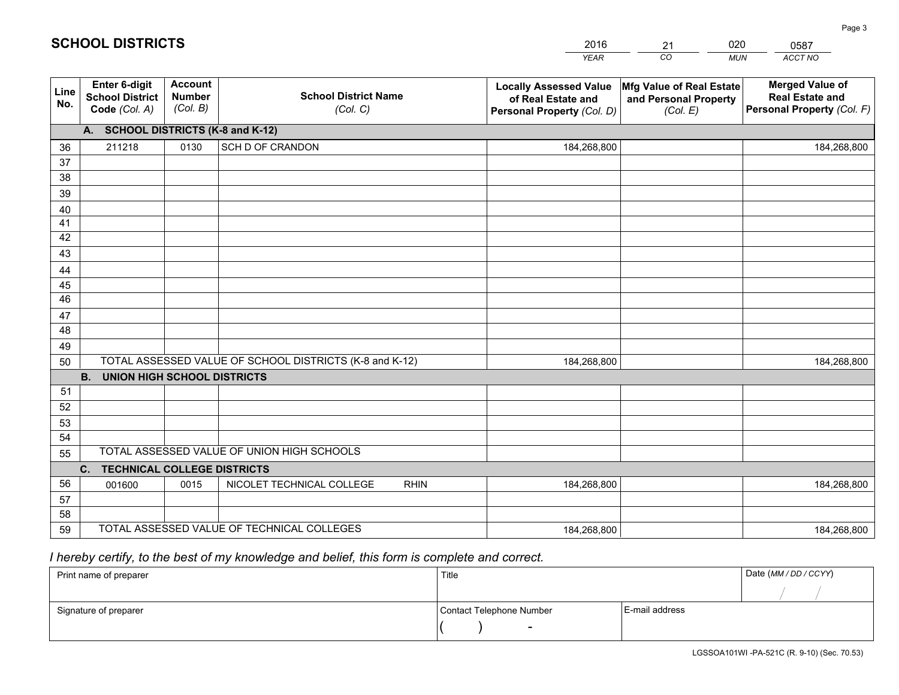# SCHOOL DISTRICTS

| 2016 | 21 | 020 | 0587 |
|---|---|---|---|
| *YEAR* | *CO* | *MUN* | *ACCT NO* |

| Line No. | Enter 6-digit School District Code *(Col. A)* | Account Number *(Col. B)* | School District Name *(Col. C)* | Locally Assessed Value of Real Estate and Personal Property *(Col. D)* | Mfg Value of Real Estate and Personal Property *(Col. E)* | Merged Value of Real Estate and Personal Property *(Col. F)* |
|---|---|---|---|---|---|---|
| | **A. SCHOOL DISTRICTS (K-8 and K-12)** | | | | | |
| 36 | 211218 | 0130 | SCH D OF CRANDON | 184,268,800 | | 184,268,800 |
| 37 | | | | | | |
| 38 | | | | | | |
| 39 | | | | | | |
| 40 | | | | | | |
| 41 | | | | | | |
| 42 | | | | | | |
| 43 | | | | | | |
| 44 | | | | | | |
| 45 | | | | | | |
| 46 | | | | | | |
| 47 | | | | | | |
| 48 | | | | | | |
| 49 | | | | | | |
| 50 | TOTAL ASSESSED VALUE OF SCHOOL DISTRICTS (K-8 and K-12) | | | 184,268,800 | | 184,268,800 |
| | **B. UNION HIGH SCHOOL DISTRICTS** | | | | | |
| 51 | | | | | | |
| 52 | | | | | | |
| 53 | | | | | | |
| 54 | | | | | | |
| 55 | TOTAL ASSESSED VALUE OF UNION HIGH SCHOOLS | | | | | |
| | **C. TECHNICAL COLLEGE DISTRICTS** | | | | | |
| 56 | 001600 | 0015 | NICOLET TECHNICAL COLLEGE RHIN | 184,268,800 | | 184,268,800 |
| 57 | | | | | | |
| 58 | | | | | | |
| 59 | TOTAL ASSESSED VALUE OF TECHNICAL COLLEGES | | | 184,268,800 | | 184,268,800 |

*I hereby certify, to the best of my knowledge and belief, this form is complete and correct.*

| Print name of preparer | Title | | Date *(MM / DD / CCYY)* |
|---|---|---|---|
| | | | / / |
| Signature of preparer | Contact Telephone Number | E-mail address | |
| | ( ) - | | |

LGSSOA101WI -PA-521C (R. 9-10) (Sec. 70.53)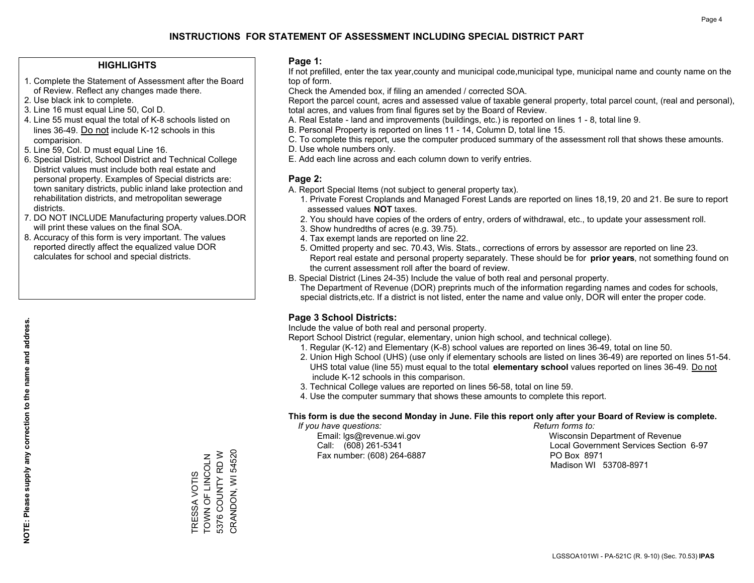# INSTRUCTIONS FOR STATEMENT OF ASSESSMENT INCLUDING SPECIAL DISTRICT PART

## HIGHLIGHTS

1. Complete the Statement of Assessment after the Board of Review. Reflect any changes made there.
2. Use black ink to complete.
3. Line 16 must equal Line 50, Col D.
4. Line 55 must equal the total of K-8 schools listed on lines 36-49. Do not include K-12 schools in this comparision.
5. Line 59, Col. D must equal Line 16.
6. Special District, School District and Technical College District values must include both real estate and personal property. Examples of Special districts are: town sanitary districts, public inland lake protection and rehabilitation districts, and metropolitan sewerage districts.
7. DO NOT INCLUDE Manufacturing property values.DOR will print these values on the final SOA.
8. Accuracy of this form is very important. The values reported directly affect the equalized value DOR calculates for school and special districts.

**NOTE: Please supply any correction to the name and address.**

TRESSA VOTIS
TOWN OF LINCOLN
5376 COUNTY RD W
CRANDON, WI 54520

## Page 1:

If not prefilled, enter the tax year,county and municipal code,municipal type, municipal name and county name on the top of form.

Check the Amended box, if filing an amended / corrected SOA.

Report the parcel count, acres and assessed value of taxable general property, total parcel count, (real and personal), total acres, and values from final figures set by the Board of Review.

A. Real Estate - land and improvements (buildings, etc.) is reported on lines 1 - 8, total line 9.
B. Personal Property is reported on lines 11 - 14, Column D, total line 15.
C. To complete this report, use the computer produced summary of the assessment roll that shows these amounts.
D. Use whole numbers only.
E. Add each line across and each column down to verify entries.

## Page 2:

A. Report Special Items (not subject to general property tax).
   1. Private Forest Croplands and Managed Forest Lands are reported on lines 18,19, 20 and 21. Be sure to report assessed values **NOT** taxes.
   2. You should have copies of the orders of entry, orders of withdrawal, etc., to update your assessment roll.
   3. Show hundredths of acres (e.g. 39.75).
   4. Tax exempt lands are reported on line 22.
   5. Omitted property and sec. 70.43, Wis. Stats., corrections of errors by assessor are reported on line 23. Report real estate and personal property separately. These should be for **prior years**, not something found on the current assessment roll after the board of review.
B. Special District (Lines 24-35) Include the value of both real and personal property.
   The Department of Revenue (DOR) preprints much of the information regarding names and codes for schools, special districts,etc. If a district is not listed, enter the name and value only, DOR will enter the proper code.

## Page 3 School Districts:

Include the value of both real and personal property.

Report School District (regular, elementary, union high school, and technical college).

1. Regular (K-12) and Elementary (K-8) school values are reported on lines 36-49, total on line 50.
2. Union High School (UHS) (use only if elementary schools are listed on lines 36-49) are reported on lines 51-54. UHS total value (line 55) must equal to the total **elementary school** values reported on lines 36-49. Do not include K-12 schools in this comparison.
3. Technical College values are reported on lines 56-58, total on line 59.
4. Use the computer summary that shows these amounts to complete this report.

**This form is due the second Monday in June. File this report only after your Board of Review is complete.**

*If you have questions:*
Email: lgs@revenue.wi.gov
Call: (608) 261-5341
Fax number: (608) 264-6887

*Return forms to:*
Wisconsin Department of Revenue
Local Government Services Section 6-97
PO Box 8971
Madison WI 53708-8971

LGSSOA101WI - PA-521C (R. 9-10) (Sec. 70.53) **IPAS**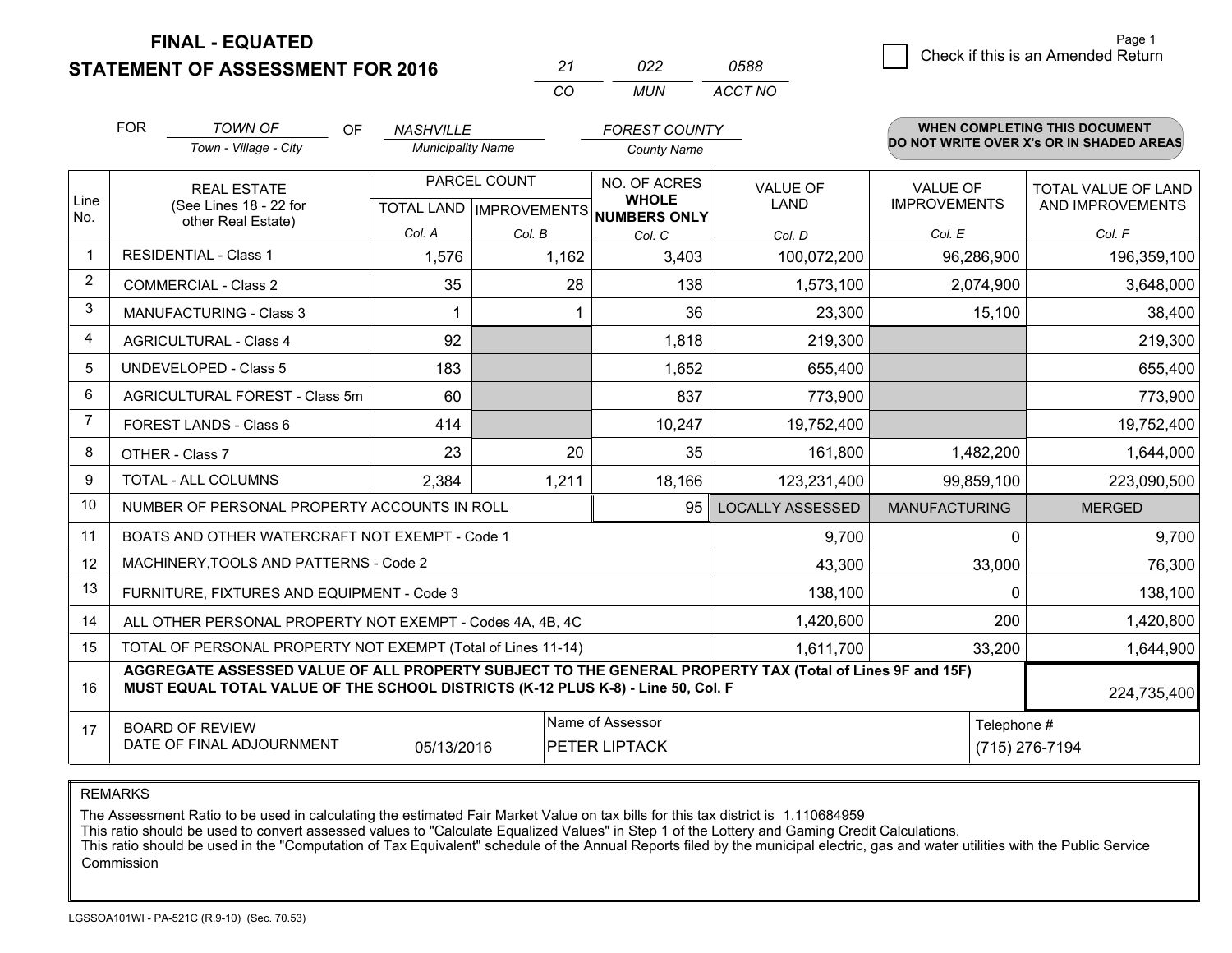# FINAL - EQUATED
## STATEMENT OF ASSESSMENT FOR 2016

| 21 | 022 | 0588 |
|---|---|---|
| CO | MUN | ACCT NO |

Page 1

☐ Check if this is an Amended Return

FOR *TOWN OF* (Town - Village - City) OF *NASHVILLE* (Municipality Name) *FOREST COUNTY* (County Name)

**WHEN COMPLETING THIS DOCUMENT DO NOT WRITE OVER X's OR IN SHADED AREAS**

| Line No. | REAL ESTATE (See Lines 18 - 22 for other Real Estate) | PARCEL COUNT | | NO. OF ACRES WHOLE NUMBERS ONLY | VALUE OF LAND | VALUE OF IMPROVEMENTS | TOTAL VALUE OF LAND AND IMPROVEMENTS |
|---|---|---|---|---|---|---|---|
| | | TOTAL LAND Col. A | IMPROVEMENTS Col. B | Col. C | Col. D | Col. E | Col. F |
| 1 | RESIDENTIAL - Class 1 | 1,576 | 1,162 | 3,403 | 100,072,200 | 96,286,900 | 196,359,100 |
| 2 | COMMERCIAL - Class 2 | 35 | 28 | 138 | 1,573,100 | 2,074,900 | 3,648,000 |
| 3 | MANUFACTURING - Class 3 | 1 | 1 | 36 | 23,300 | 15,100 | 38,400 |
| 4 | AGRICULTURAL - Class 4 | 92 | | 1,818 | 219,300 | | 219,300 |
| 5 | UNDEVELOPED - Class 5 | 183 | | 1,652 | 655,400 | | 655,400 |
| 6 | AGRICULTURAL FOREST - Class 5m | 60 | | 837 | 773,900 | | 773,900 |
| 7 | FOREST LANDS - Class 6 | 414 | | 10,247 | 19,752,400 | | 19,752,400 |
| 8 | OTHER - Class 7 | 23 | 20 | 35 | 161,800 | 1,482,200 | 1,644,000 |
| 9 | TOTAL - ALL COLUMNS | 2,384 | 1,211 | 18,166 | 123,231,400 | 99,859,100 | 223,090,500 |
| 10 | NUMBER OF PERSONAL PROPERTY ACCOUNTS IN ROLL | | | 95 | LOCALLY ASSESSED | MANUFACTURING | MERGED |
| 11 | BOATS AND OTHER WATERCRAFT NOT EXEMPT - Code 1 | | | | 9,700 | 0 | 9,700 |
| 12 | MACHINERY,TOOLS AND PATTERNS - Code 2 | | | | 43,300 | 33,000 | 76,300 |
| 13 | FURNITURE, FIXTURES AND EQUIPMENT - Code 3 | | | | 138,100 | 0 | 138,100 |
| 14 | ALL OTHER PERSONAL PROPERTY NOT EXEMPT - Codes 4A, 4B, 4C | | | | 1,420,600 | 200 | 1,420,800 |
| 15 | TOTAL OF PERSONAL PROPERTY NOT EXEMPT (Total of Lines 11-14) | | | | 1,611,700 | 33,200 | 1,644,900 |
| 16 | **AGGREGATE ASSESSED VALUE OF ALL PROPERTY SUBJECT TO THE GENERAL PROPERTY TAX (Total of Lines 9F and 15F) MUST EQUAL TOTAL VALUE OF THE SCHOOL DISTRICTS (K-12 PLUS K-8) - Line 50, Col. F** | | | | | | 224,735,400 |
| 17 | BOARD OF REVIEW DATE OF FINAL ADJOURNMENT | 05/13/2016 | | Name of Assessor: PETER LIPTACK | | Telephone #: (715) 276-7194 | |

REMARKS

The Assessment Ratio to be used in calculating the estimated Fair Market Value on tax bills for this tax district is 1.110684959
This ratio should be used to convert assessed values to "Calculate Equalized Values" in Step 1 of the Lottery and Gaming Credit Calculations.
This ratio should be used in the "Computation of Tax Equivalent" schedule of the Annual Reports filed by the municipal electric, gas and water utilities with the Public Service Commission

LGSSOA101WI - PA-521C (R.9-10) (Sec. 70.53)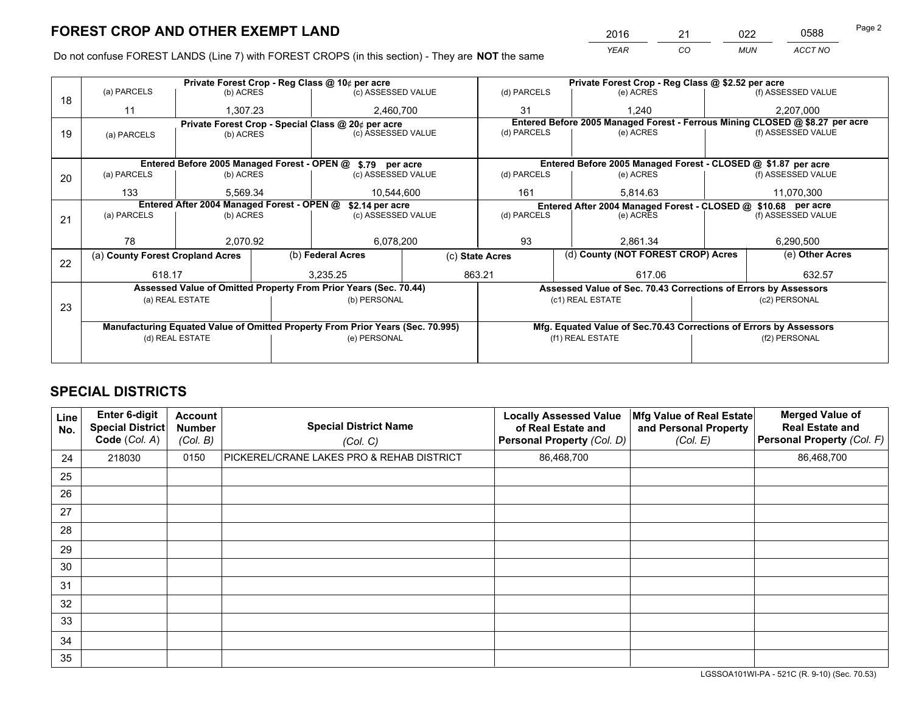# FOREST CROP AND OTHER EXEMPT LAND

| 2016 | 21 | 022 | 0588 |
|---|---|---|---|
| *YEAR* | *CO* | *MUN* | *ACCT NO* |

Do not confuse FOREST LANDS (Line 7) with FOREST CROPS (in this section) - They are **NOT** the same

| Line | | | | | | |
|---|---|---|---|---|---|---|
| 18 | **Private Forest Crop - Reg Class @ 10¢ per acre** | | | **Private Forest Crop - Reg Class @ $2.52 per acre** | | |
| | (a) PARCELS | (b) ACRES | (c) ASSESSED VALUE | (d) PARCELS | (e) ACRES | (f) ASSESSED VALUE |
| | 11 | 1,307.23 | 2,460,700 | 31 | 1,240 | 2,207,000 |
| 19 | **Private Forest Crop - Special Class @ 20¢ per acre** | | | **Entered Before 2005 Managed Forest - Ferrous Mining CLOSED @ $8.27 per acre** | | |
| | (a) PARCELS | (b) ACRES | (c) ASSESSED VALUE | (d) PARCELS | (e) ACRES | (f) ASSESSED VALUE |
| | | | | | | |
| 20 | **Entered Before 2005 Managed Forest - OPEN @ $.79 per acre** | | | **Entered Before 2005 Managed Forest - CLOSED @ $1.87 per acre** | | |
| | (a) PARCELS | (b) ACRES | (c) ASSESSED VALUE | (d) PARCELS | (e) ACRES | (f) ASSESSED VALUE |
| | 133 | 5,569.34 | 10,544,600 | 161 | 5,814.63 | 11,070,300 |
| 21 | **Entered After 2004 Managed Forest - OPEN @ $2.14 per acre** | | | **Entered After 2004 Managed Forest - CLOSED @ $10.68 per acre** | | |
| | (a) PARCELS | (b) ACRES | (c) ASSESSED VALUE | (d) PARCELS | (e) ACRES | (f) ASSESSED VALUE |
| | 78 | 2,070.92 | 6,078,200 | 93 | 2,861.34 | 6,290,500 |

| Line | (a) County Forest Cropland Acres | (b) Federal Acres | (c) State Acres | (d) County (NOT FOREST CROP) Acres | (e) Other Acres |
|---|---|---|---|---|---|
| 22 | 618.17 | 3,235.25 | 863.21 | 617.06 | 632.57 |

| Line | **Assessed Value of Omitted Property From Prior Years (Sec. 70.44)** | | **Assessed Value of Sec. 70.43 Corrections of Errors by Assessors** | |
|---|---|---|---|---|
| 23 | (a) REAL ESTATE | (b) PERSONAL | (c1) REAL ESTATE | (c2) PERSONAL |
| | | | | |
| | **Manufacturing Equated Value of Omitted Property From Prior Years (Sec. 70.995)** | | **Mfg. Equated Value of Sec.70.43 Corrections of Errors by Assessors** | |
| | (d) REAL ESTATE | (e) PERSONAL | (f1) REAL ESTATE | (f2) PERSONAL |
| | | | | |

# SPECIAL DISTRICTS

| Line No. | Enter 6-digit Special District Code (*Col. A*) | Account Number (*Col. B*) | Special District Name (*Col. C*) | Locally Assessed Value of Real Estate and Personal Property (*Col. D*) | Mfg Value of Real Estate and Personal Property (*Col. E*) | Merged Value of Real Estate and Personal Property (*Col. F*) |
|---|---|---|---|---|---|---|
| 24 | 218030 | 0150 | PICKEREL/CRANE LAKES PRO & REHAB DISTRICT | 86,468,700 | | 86,468,700 |
| 25 | | | | | | |
| 26 | | | | | | |
| 27 | | | | | | |
| 28 | | | | | | |
| 29 | | | | | | |
| 30 | | | | | | |
| 31 | | | | | | |
| 32 | | | | | | |
| 33 | | | | | | |
| 34 | | | | | | |
| 35 | | | | | | |

LGSSOA101WI-PA - 521C (R. 9-10) (Sec. 70.53)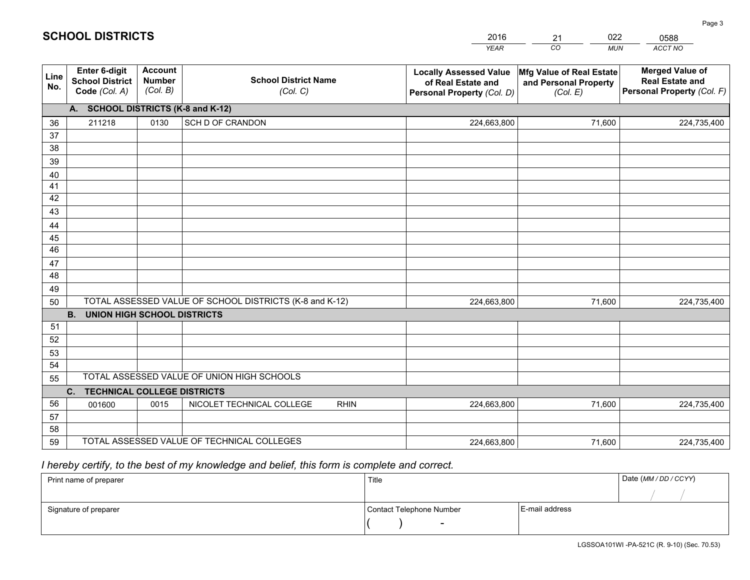# SCHOOL DISTRICTS

| 2016 | 21 | 022 | 0588 |
|---|---|---|---|
| *YEAR* | *CO* | *MUN* | *ACCT NO* |

| Line No. | Enter 6-digit School District Code (Col. A) | Account Number (Col. B) | School District Name (Col. C) | Locally Assessed Value of Real Estate and Personal Property (Col. D) | Mfg Value of Real Estate and Personal Property (Col. E) | Merged Value of Real Estate and Personal Property (Col. F) |
|---|---|---|---|---|---|---|
| **A. SCHOOL DISTRICTS (K-8 and K-12)** | | | | | | |
| 36 | 211218 | 0130 | SCH D OF CRANDON | 224,663,800 | 71,600 | 224,735,400 |
| 37 | | | | | | |
| 38 | | | | | | |
| 39 | | | | | | |
| 40 | | | | | | |
| 41 | | | | | | |
| 42 | | | | | | |
| 43 | | | | | | |
| 44 | | | | | | |
| 45 | | | | | | |
| 46 | | | | | | |
| 47 | | | | | | |
| 48 | | | | | | |
| 49 | | | | | | |
| 50 | TOTAL ASSESSED VALUE OF SCHOOL DISTRICTS (K-8 and K-12) | | | 224,663,800 | 71,600 | 224,735,400 |
| **B. UNION HIGH SCHOOL DISTRICTS** | | | | | | |
| 51 | | | | | | |
| 52 | | | | | | |
| 53 | | | | | | |
| 54 | | | | | | |
| 55 | TOTAL ASSESSED VALUE OF UNION HIGH SCHOOLS | | | | | |
| **C. TECHNICAL COLLEGE DISTRICTS** | | | | | | |
| 56 | 001600 | 0015 | NICOLET TECHNICAL COLLEGE RHIN | 224,663,800 | 71,600 | 224,735,400 |
| 57 | | | | | | |
| 58 | | | | | | |
| 59 | TOTAL ASSESSED VALUE OF TECHNICAL COLLEGES | | | 224,663,800 | 71,600 | 224,735,400 |

*I hereby certify, to the best of my knowledge and belief, this form is complete and correct.*

| Print name of preparer | Title | | Date (MM / DD / CCYY) |
|---|---|---|---|
| | | | / / |
| Signature of preparer | Contact Telephone Number | E-mail address | |
| | ( ) - | | |

LGSSOA101WI -PA-521C (R. 9-10) (Sec. 70.53)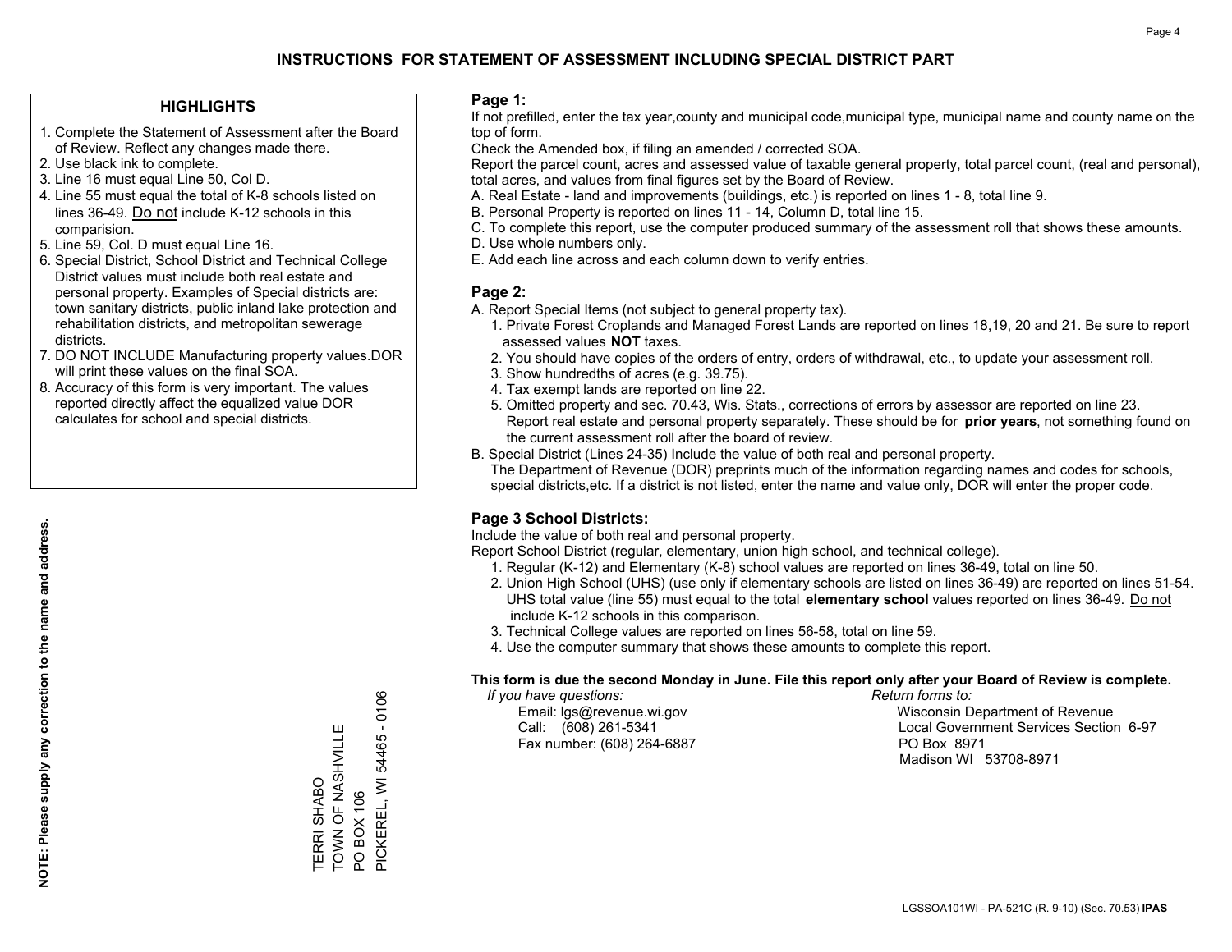# INSTRUCTIONS FOR STATEMENT OF ASSESSMENT INCLUDING SPECIAL DISTRICT PART

## HIGHLIGHTS

1. Complete the Statement of Assessment after the Board of Review. Reflect any changes made there.
2. Use black ink to complete.
3. Line 16 must equal Line 50, Col D.
4. Line 55 must equal the total of K-8 schools listed on lines 36-49. Do not include K-12 schools in this comparision.
5. Line 59, Col. D must equal Line 16.
6. Special District, School District and Technical College District values must include both real estate and personal property. Examples of Special districts are: town sanitary districts, public inland lake protection and rehabilitation districts, and metropolitan sewerage districts.
7. DO NOT INCLUDE Manufacturing property values.DOR will print these values on the final SOA.
8. Accuracy of this form is very important. The values reported directly affect the equalized value DOR calculates for school and special districts.

**NOTE: Please supply any correction to the name and address.**

TERRI SHABO
TOWN OF NASHVILLE
PO BOX 106
PICKEREL, WI 54465 - 0106

## Page 1:

If not prefilled, enter the tax year,county and municipal code,municipal type, municipal name and county name on the top of form.

Check the Amended box, if filing an amended / corrected SOA.

Report the parcel count, acres and assessed value of taxable general property, total parcel count, (real and personal), total acres, and values from final figures set by the Board of Review.

A. Real Estate - land and improvements (buildings, etc.) is reported on lines 1 - 8, total line 9.
B. Personal Property is reported on lines 11 - 14, Column D, total line 15.
C. To complete this report, use the computer produced summary of the assessment roll that shows these amounts.
D. Use whole numbers only.
E. Add each line across and each column down to verify entries.

## Page 2:

A. Report Special Items (not subject to general property tax).
   1. Private Forest Croplands and Managed Forest Lands are reported on lines 18,19, 20 and 21. Be sure to report assessed values **NOT** taxes.
   2. You should have copies of the orders of entry, orders of withdrawal, etc., to update your assessment roll.
   3. Show hundredths of acres (e.g. 39.75).
   4. Tax exempt lands are reported on line 22.
   5. Omitted property and sec. 70.43, Wis. Stats., corrections of errors by assessor are reported on line 23. Report real estate and personal property separately. These should be for **prior years**, not something found on the current assessment roll after the board of review.
B. Special District (Lines 24-35) Include the value of both real and personal property.
   The Department of Revenue (DOR) preprints much of the information regarding names and codes for schools, special districts,etc. If a district is not listed, enter the name and value only, DOR will enter the proper code.

## Page 3 School Districts:

Include the value of both real and personal property.

Report School District (regular, elementary, union high school, and technical college).

1. Regular (K-12) and Elementary (K-8) school values are reported on lines 36-49, total on line 50.
2. Union High School (UHS) (use only if elementary schools are listed on lines 36-49) are reported on lines 51-54. UHS total value (line 55) must equal to the total **elementary school** values reported on lines 36-49. Do not include K-12 schools in this comparison.
3. Technical College values are reported on lines 56-58, total on line 59.
4. Use the computer summary that shows these amounts to complete this report.

**This form is due the second Monday in June. File this report only after your Board of Review is complete.**

*If you have questions:*
Email: lgs@revenue.wi.gov
Call: (608) 261-5341
Fax number: (608) 264-6887

*Return forms to:*
Wisconsin Department of Revenue
Local Government Services Section 6-97
PO Box 8971
Madison WI 53708-8971

LGSSOA101WI - PA-521C (R. 9-10) (Sec. 70.53) **IPAS**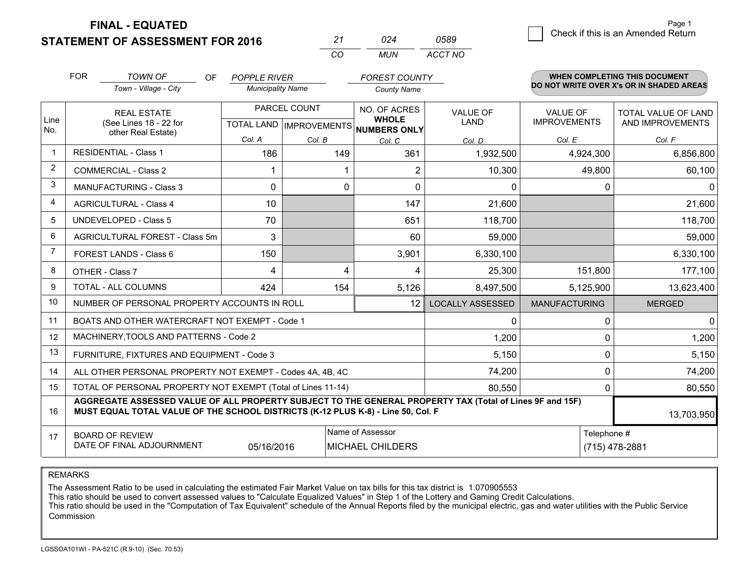**FINAL - EQUATED**

**STATEMENT OF ASSESSMENT FOR 2016**

| 21 | 024 | 0589 |
|---|---|---|
| CO | MUN | ACCT NO |

Page 1

☐ Check if this is an Amended Return

FOR *TOWN OF* (Town - Village - City) OF *POPPLE RIVER* (Municipality Name) *FOREST COUNTY* (County Name)

**WHEN COMPLETING THIS DOCUMENT DO NOT WRITE OVER X's OR IN SHADED AREAS**

| Line No. | REAL ESTATE (See Lines 18 - 22 for other Real Estate) | PARCEL COUNT TOTAL LAND Col. A | PARCEL COUNT IMPROVEMENTS Col. B | NO. OF ACRES WHOLE NUMBERS ONLY Col. C | VALUE OF LAND Col. D | VALUE OF IMPROVEMENTS Col. E | TOTAL VALUE OF LAND AND IMPROVEMENTS Col. F |
|---|---|---|---|---|---|---|---|
| 1 | RESIDENTIAL - Class 1 | 186 | 149 | 361 | 1,932,500 | 4,924,300 | 6,856,800 |
| 2 | COMMERCIAL - Class 2 | 1 | 1 | 2 | 10,300 | 49,800 | 60,100 |
| 3 | MANUFACTURING - Class 3 | 0 | 0 | 0 | 0 | 0 | 0 |
| 4 | AGRICULTURAL - Class 4 | 10 | | 147 | 21,600 | | 21,600 |
| 5 | UNDEVELOPED - Class 5 | 70 | | 651 | 118,700 | | 118,700 |
| 6 | AGRICULTURAL FOREST - Class 5m | 3 | | 60 | 59,000 | | 59,000 |
| 7 | FOREST LANDS - Class 6 | 150 | | 3,901 | 6,330,100 | | 6,330,100 |
| 8 | OTHER - Class 7 | 4 | 4 | 4 | 25,300 | 151,800 | 177,100 |
| 9 | TOTAL - ALL COLUMNS | 424 | 154 | 5,126 | 8,497,500 | 5,125,900 | 13,623,400 |
| 10 | NUMBER OF PERSONAL PROPERTY ACCOUNTS IN ROLL | | | 12 | LOCALLY ASSESSED | MANUFACTURING | MERGED |
| 11 | BOATS AND OTHER WATERCRAFT NOT EXEMPT - Code 1 | | | | 0 | 0 | 0 |
| 12 | MACHINERY,TOOLS AND PATTERNS - Code 2 | | | | 1,200 | 0 | 1,200 |
| 13 | FURNITURE, FIXTURES AND EQUIPMENT - Code 3 | | | | 5,150 | 0 | 5,150 |
| 14 | ALL OTHER PERSONAL PROPERTY NOT EXEMPT - Codes 4A, 4B, 4C | | | | 74,200 | 0 | 74,200 |
| 15 | TOTAL OF PERSONAL PROPERTY NOT EXEMPT (Total of Lines 11-14) | | | | 80,550 | 0 | 80,550 |
| 16 | **AGGREGATE ASSESSED VALUE OF ALL PROPERTY SUBJECT TO THE GENERAL PROPERTY TAX (Total of Lines 9F and 15F) MUST EQUAL TOTAL VALUE OF THE SCHOOL DISTRICTS (K-12 PLUS K-8) - Line 50, Col. F** | | | | | | 13,703,950 |
| 17 | BOARD OF REVIEW DATE OF FINAL ADJOURNMENT | 05/16/2016 | Name of Assessor: MICHAEL CHILDERS | | | Telephone #: (715) 478-2881 | |

REMARKS

The Assessment Ratio to be used in calculating the estimated Fair Market Value on tax bills for this tax district is 1.070905553
This ratio should be used to convert assessed values to "Calculate Equalized Values" in Step 1 of the Lottery and Gaming Credit Calculations.
This ratio should be used in the "Computation of Tax Equivalent" schedule of the Annual Reports filed by the municipal electric, gas and water utilities with the Public Service Commission

LGSSOA101WI - PA-521C (R.9-10) (Sec. 70.53)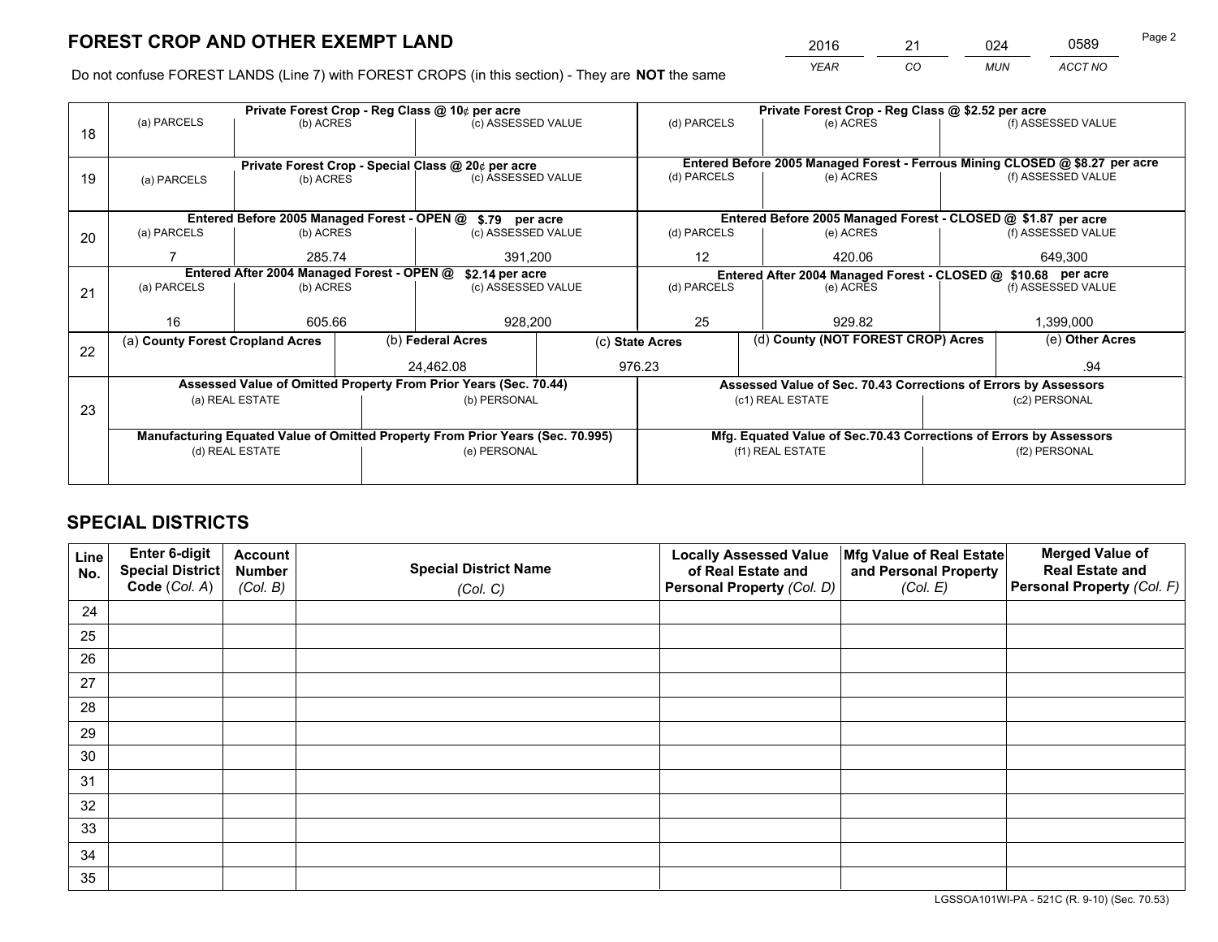# FOREST CROP AND OTHER EXEMPT LAND

| 2016 | 21 | 024 | 0589 |
|---|---|---|---|
| YEAR | CO | MUN | ACCT NO |

Do not confuse FOREST LANDS (Line 7) with FOREST CROPS (in this section) - They are **NOT** the same

| Line | Private Forest Crop - Reg Class @ 10¢ per acre | | | Private Forest Crop - Reg Class @ $2.52 per acre | | |
|---|---|---|---|---|---|---|
| 18 | (a) PARCELS | (b) ACRES | (c) ASSESSED VALUE | (d) PARCELS | (e) ACRES | (f) ASSESSED VALUE |
| | | | | | | |
| | **Private Forest Crop - Special Class @ 20¢ per acre** | | | **Entered Before 2005 Managed Forest - Ferrous Mining CLOSED @ $8.27 per acre** | | |
| 19 | (a) PARCELS | (b) ACRES | (c) ASSESSED VALUE | (d) PARCELS | (e) ACRES | (f) ASSESSED VALUE |
| | | | | | | |
| | **Entered Before 2005 Managed Forest - OPEN @ $.79 per acre** | | | **Entered Before 2005 Managed Forest - CLOSED @ $1.87 per acre** | | |
| 20 | (a) PARCELS | (b) ACRES | (c) ASSESSED VALUE | (d) PARCELS | (e) ACRES | (f) ASSESSED VALUE |
| | 7 | 285.74 | 391,200 | 12 | 420.06 | 649,300 |
| | **Entered After 2004 Managed Forest - OPEN @ $2.14 per acre** | | | **Entered After 2004 Managed Forest - CLOSED @ $10.68 per acre** | | |
| 21 | (a) PARCELS | (b) ACRES | (c) ASSESSED VALUE | (d) PARCELS | (e) ACRES | (f) ASSESSED VALUE |
| | 16 | 605.66 | 928,200 | 25 | 929.82 | 1,399,000 |

| Line | (a) County Forest Cropland Acres | (b) Federal Acres | (c) State Acres | (d) County (NOT FOREST CROP) Acres | (e) Other Acres |
|---|---|---|---|---|---|
| 22 | | 24,462.08 | 976.23 | | .94 |

| Line | Assessed Value of Omitted Property From Prior Years (Sec. 70.44) | | Assessed Value of Sec. 70.43 Corrections of Errors by Assessors | |
|---|---|---|---|---|
| 23 | (a) REAL ESTATE | (b) PERSONAL | (c1) REAL ESTATE | (c2) PERSONAL |
| | | | | |
| | **Manufacturing Equated Value of Omitted Property From Prior Years (Sec. 70.995)** | | **Mfg. Equated Value of Sec.70.43 Corrections of Errors by Assessors** | |
| | (d) REAL ESTATE | (e) PERSONAL | (f1) REAL ESTATE | (f2) PERSONAL |
| | | | | |

# SPECIAL DISTRICTS

| Line No. | Enter 6-digit Special District Code (Col. A) | Account Number (Col. B) | Special District Name (Col. C) | Locally Assessed Value of Real Estate and Personal Property (Col. D) | Mfg Value of Real Estate and Personal Property (Col. E) | Merged Value of Real Estate and Personal Property (Col. F) |
|---|---|---|---|---|---|---|
| 24 | | | | | | |
| 25 | | | | | | |
| 26 | | | | | | |
| 27 | | | | | | |
| 28 | | | | | | |
| 29 | | | | | | |
| 30 | | | | | | |
| 31 | | | | | | |
| 32 | | | | | | |
| 33 | | | | | | |
| 34 | | | | | | |
| 35 | | | | | | |

LGSSOA101WI-PA - 521C (R. 9-10) (Sec. 70.53)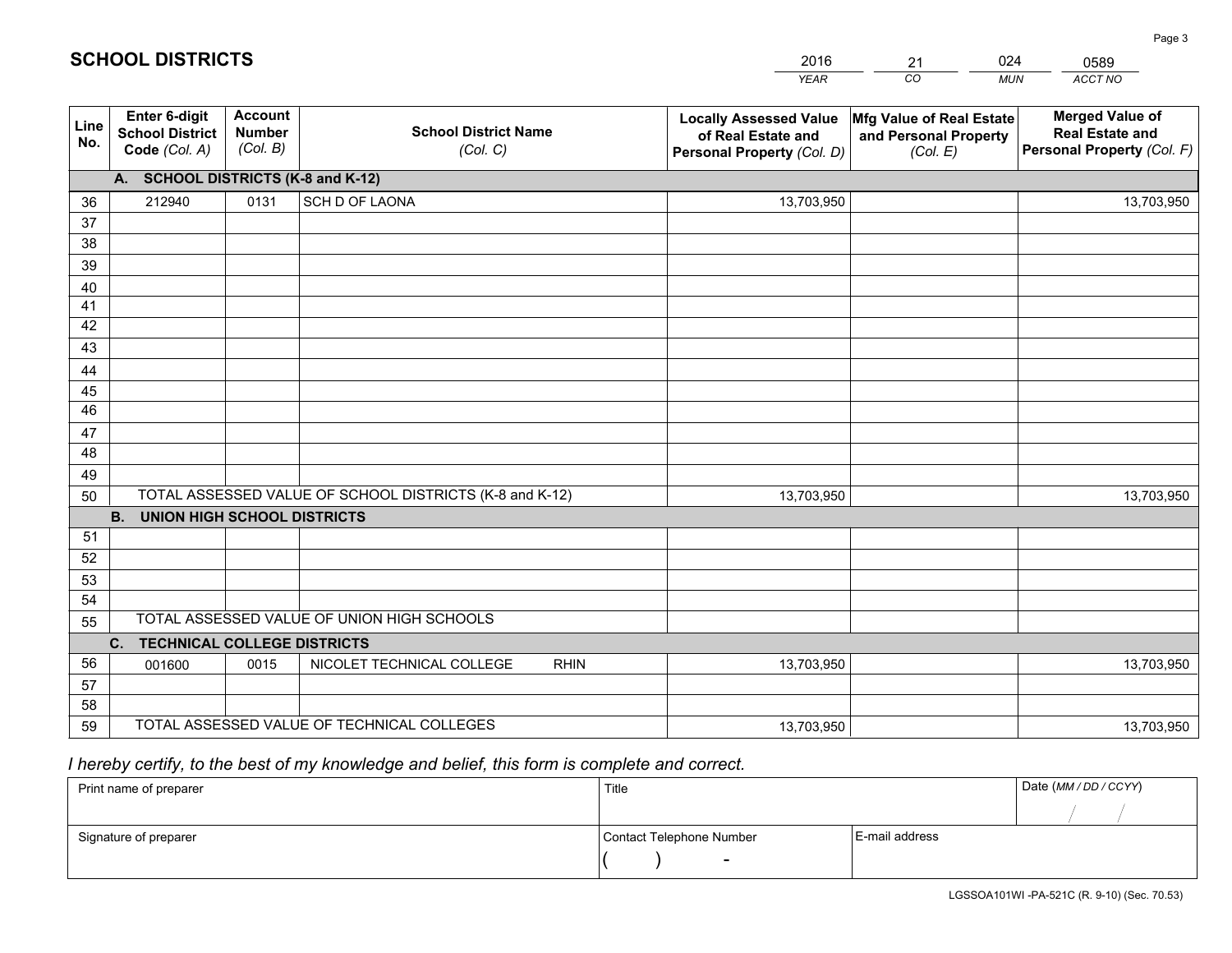# SCHOOL DISTRICTS

| 2016 | 21 | 024 | 0589 |
|---|---|---|---|
| YEAR | CO | MUN | ACCT NO |

| Line No. | Enter 6-digit School District Code (Col. A) | Account Number (Col. B) | School District Name (Col. C) | Locally Assessed Value of Real Estate and Personal Property (Col. D) | Mfg Value of Real Estate and Personal Property (Col. E) | Merged Value of Real Estate and Personal Property (Col. F) |
|---|---|---|---|---|---|---|
| | **A. SCHOOL DISTRICTS (K-8 and K-12)** | | | | | |
| 36 | 212940 | 0131 | SCH D OF LAONA | 13,703,950 | | 13,703,950 |
| 37 | | | | | | |
| 38 | | | | | | |
| 39 | | | | | | |
| 40 | | | | | | |
| 41 | | | | | | |
| 42 | | | | | | |
| 43 | | | | | | |
| 44 | | | | | | |
| 45 | | | | | | |
| 46 | | | | | | |
| 47 | | | | | | |
| 48 | | | | | | |
| 49 | | | | | | |
| 50 | TOTAL ASSESSED VALUE OF SCHOOL DISTRICTS (K-8 and K-12) | | | 13,703,950 | | 13,703,950 |
| | **B. UNION HIGH SCHOOL DISTRICTS** | | | | | |
| 51 | | | | | | |
| 52 | | | | | | |
| 53 | | | | | | |
| 54 | | | | | | |
| 55 | TOTAL ASSESSED VALUE OF UNION HIGH SCHOOLS | | | | | |
| | **C. TECHNICAL COLLEGE DISTRICTS** | | | | | |
| 56 | 001600 | 0015 | NICOLET TECHNICAL COLLEGE RHIN | 13,703,950 | | 13,703,950 |
| 57 | | | | | | |
| 58 | | | | | | |
| 59 | TOTAL ASSESSED VALUE OF TECHNICAL COLLEGES | | | 13,703,950 | | 13,703,950 |

*I hereby certify, to the best of my knowledge and belief, this form is complete and correct.*

| Print name of preparer | Title | | Date (MM / DD / CCYY) |
|---|---|---|---|
| | | | / / |
| Signature of preparer | Contact Telephone Number | E-mail address | |
| | ( ) - | | |

LGSSOA101WI -PA-521C (R. 9-10) (Sec. 70.53)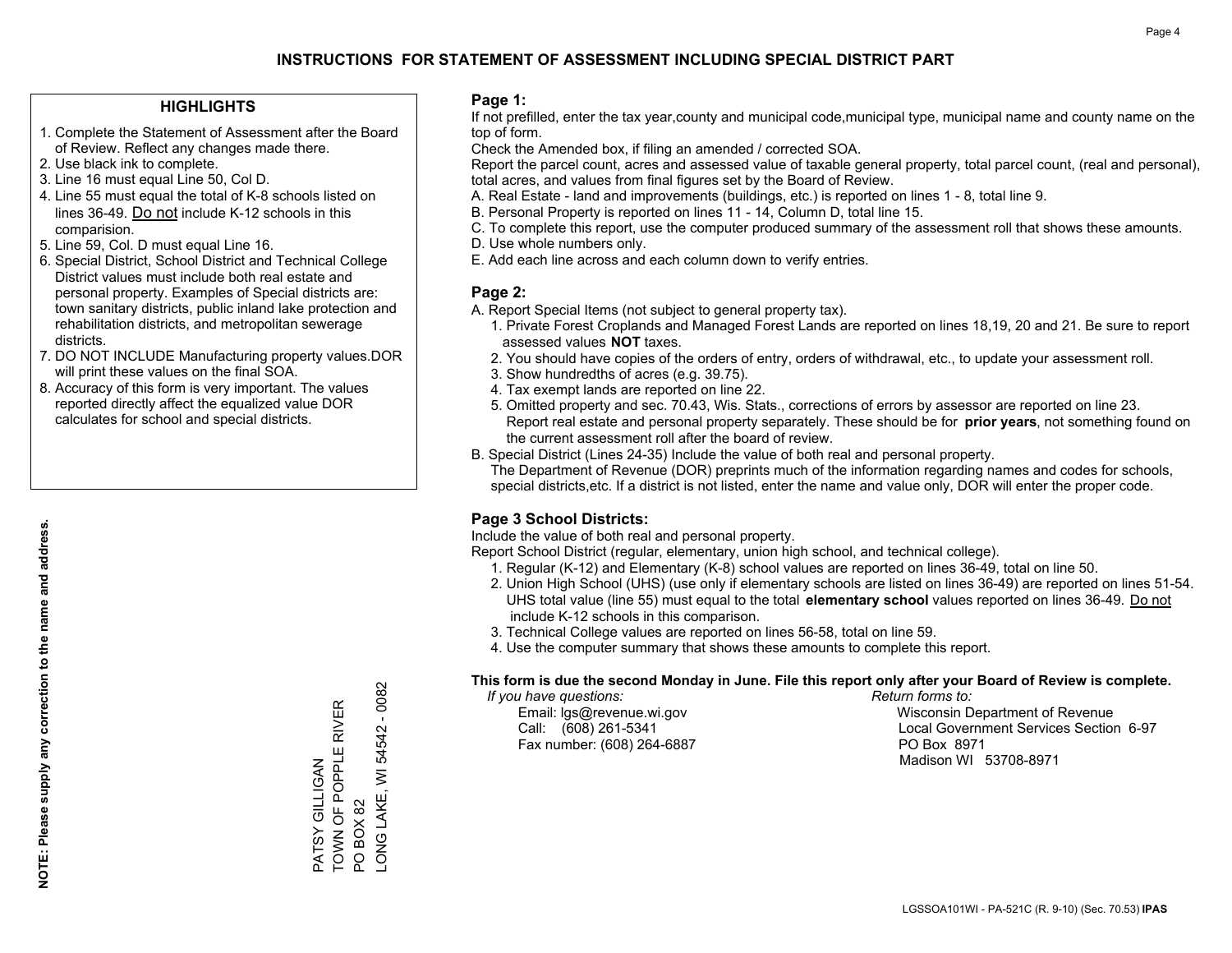# INSTRUCTIONS FOR STATEMENT OF ASSESSMENT INCLUDING SPECIAL DISTRICT PART

## HIGHLIGHTS

1. Complete the Statement of Assessment after the Board of Review. Reflect any changes made there.
2. Use black ink to complete.
3. Line 16 must equal Line 50, Col D.
4. Line 55 must equal the total of K-8 schools listed on lines 36-49. Do not include K-12 schools in this comparision.
5. Line 59, Col. D must equal Line 16.
6. Special District, School District and Technical College District values must include both real estate and personal property. Examples of Special districts are: town sanitary districts, public inland lake protection and rehabilitation districts, and metropolitan sewerage districts.
7. DO NOT INCLUDE Manufacturing property values.DOR will print these values on the final SOA.
8. Accuracy of this form is very important. The values reported directly affect the equalized value DOR calculates for school and special districts.

**NOTE: Please supply any correction to the name and address.**

PATSY GILLIGAN
TOWN OF POPPLE RIVER
PO BOX 82
LONG LAKE, WI 54542 - 0082

## Page 1:

If not prefilled, enter the tax year,county and municipal code,municipal type, municipal name and county name on the top of form.

Check the Amended box, if filing an amended / corrected SOA.

Report the parcel count, acres and assessed value of taxable general property, total parcel count, (real and personal), total acres, and values from final figures set by the Board of Review.

A. Real Estate - land and improvements (buildings, etc.) is reported on lines 1 - 8, total line 9.
B. Personal Property is reported on lines 11 - 14, Column D, total line 15.
C. To complete this report, use the computer produced summary of the assessment roll that shows these amounts.
D. Use whole numbers only.
E. Add each line across and each column down to verify entries.

## Page 2:

A. Report Special Items (not subject to general property tax).
   1. Private Forest Croplands and Managed Forest Lands are reported on lines 18,19, 20 and 21. Be sure to report assessed values **NOT** taxes.
   2. You should have copies of the orders of entry, orders of withdrawal, etc., to update your assessment roll.
   3. Show hundredths of acres (e.g. 39.75).
   4. Tax exempt lands are reported on line 22.
   5. Omitted property and sec. 70.43, Wis. Stats., corrections of errors by assessor are reported on line 23. Report real estate and personal property separately. These should be for **prior years**, not something found on the current assessment roll after the board of review.
B. Special District (Lines 24-35) Include the value of both real and personal property.
   The Department of Revenue (DOR) preprints much of the information regarding names and codes for schools, special districts,etc. If a district is not listed, enter the name and value only, DOR will enter the proper code.

## Page 3 School Districts:

Include the value of both real and personal property.

Report School District (regular, elementary, union high school, and technical college).

1. Regular (K-12) and Elementary (K-8) school values are reported on lines 36-49, total on line 50.
2. Union High School (UHS) (use only if elementary schools are listed on lines 36-49) are reported on lines 51-54. UHS total value (line 55) must equal to the total **elementary school** values reported on lines 36-49. Do not include K-12 schools in this comparison.
3. Technical College values are reported on lines 56-58, total on line 59.
4. Use the computer summary that shows these amounts to complete this report.

**This form is due the second Monday in June. File this report only after your Board of Review is complete.**

*If you have questions:*
Email: lgs@revenue.wi.gov
Call: (608) 261-5341
Fax number: (608) 264-6887

*Return forms to:*
Wisconsin Department of Revenue
Local Government Services Section 6-97
PO Box 8971
Madison WI 53708-8971

LGSSOA101WI - PA-521C (R. 9-10) (Sec. 70.53) **IPAS**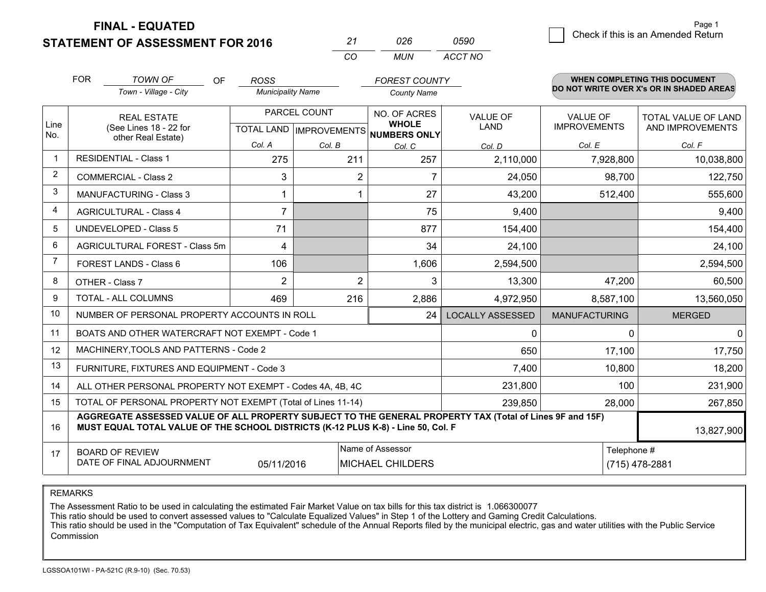**FINAL - EQUATED**
**STATEMENT OF ASSESSMENT FOR 2016**

| 21 | 026 | 0590 |
|---|---|---|
| CO | MUN | ACCT NO |

☐ Check if this is an Amended Return

FOR *TOWN OF* (Town - Village - City) OF *ROSS* (Municipality Name) *FOREST COUNTY* (County Name)

**WHEN COMPLETING THIS DOCUMENT DO NOT WRITE OVER X's OR IN SHADED AREAS**

| Line No. | REAL ESTATE (See Lines 18 - 22 for other Real Estate) | PARCEL COUNT TOTAL LAND Col. A | PARCEL COUNT IMPROVEMENTS Col. B | NO. OF ACRES WHOLE NUMBERS ONLY Col. C | VALUE OF LAND Col. D | VALUE OF IMPROVEMENTS Col. E | TOTAL VALUE OF LAND AND IMPROVEMENTS Col. F |
|---|---|---|---|---|---|---|---|
| 1 | RESIDENTIAL - Class 1 | 275 | 211 | 257 | 2,110,000 | 7,928,800 | 10,038,800 |
| 2 | COMMERCIAL - Class 2 | 3 | 2 | 7 | 24,050 | 98,700 | 122,750 |
| 3 | MANUFACTURING - Class 3 | 1 | 1 | 27 | 43,200 | 512,400 | 555,600 |
| 4 | AGRICULTURAL - Class 4 | 7 | | 75 | 9,400 | | 9,400 |
| 5 | UNDEVELOPED - Class 5 | 71 | | 877 | 154,400 | | 154,400 |
| 6 | AGRICULTURAL FOREST - Class 5m | 4 | | 34 | 24,100 | | 24,100 |
| 7 | FOREST LANDS - Class 6 | 106 | | 1,606 | 2,594,500 | | 2,594,500 |
| 8 | OTHER - Class 7 | 2 | 2 | 3 | 13,300 | 47,200 | 60,500 |
| 9 | TOTAL - ALL COLUMNS | 469 | 216 | 2,886 | 4,972,950 | 8,587,100 | 13,560,050 |
| 10 | NUMBER OF PERSONAL PROPERTY ACCOUNTS IN ROLL | | | 24 | LOCALLY ASSESSED | MANUFACTURING | MERGED |
| 11 | BOATS AND OTHER WATERCRAFT NOT EXEMPT - Code 1 | | | | 0 | 0 | 0 |
| 12 | MACHINERY,TOOLS AND PATTERNS - Code 2 | | | | 650 | 17,100 | 17,750 |
| 13 | FURNITURE, FIXTURES AND EQUIPMENT - Code 3 | | | | 7,400 | 10,800 | 18,200 |
| 14 | ALL OTHER PERSONAL PROPERTY NOT EXEMPT - Codes 4A, 4B, 4C | | | | 231,800 | 100 | 231,900 |
| 15 | TOTAL OF PERSONAL PROPERTY NOT EXEMPT (Total of Lines 11-14) | | | | 239,850 | 28,000 | 267,850 |
| 16 | **AGGREGATE ASSESSED VALUE OF ALL PROPERTY SUBJECT TO THE GENERAL PROPERTY TAX (Total of Lines 9F and 15F) MUST EQUAL TOTAL VALUE OF THE SCHOOL DISTRICTS (K-12 PLUS K-8) - Line 50, Col. F** | | | | | | 13,827,900 |
| 17 | BOARD OF REVIEW DATE OF FINAL ADJOURNMENT | 05/11/2016 | Name of Assessor: MICHAEL CHILDERS | | | Telephone #: (715) 478-2881 | |

REMARKS

The Assessment Ratio to be used in calculating the estimated Fair Market Value on tax bills for this tax district is 1.066300077
This ratio should be used to convert assessed values to "Calculate Equalized Values" in Step 1 of the Lottery and Gaming Credit Calculations.
This ratio should be used in the "Computation of Tax Equivalent" schedule of the Annual Reports filed by the municipal electric, gas and water utilities with the Public Service Commission

LGSSOA101WI - PA-521C (R.9-10) (Sec. 70.53)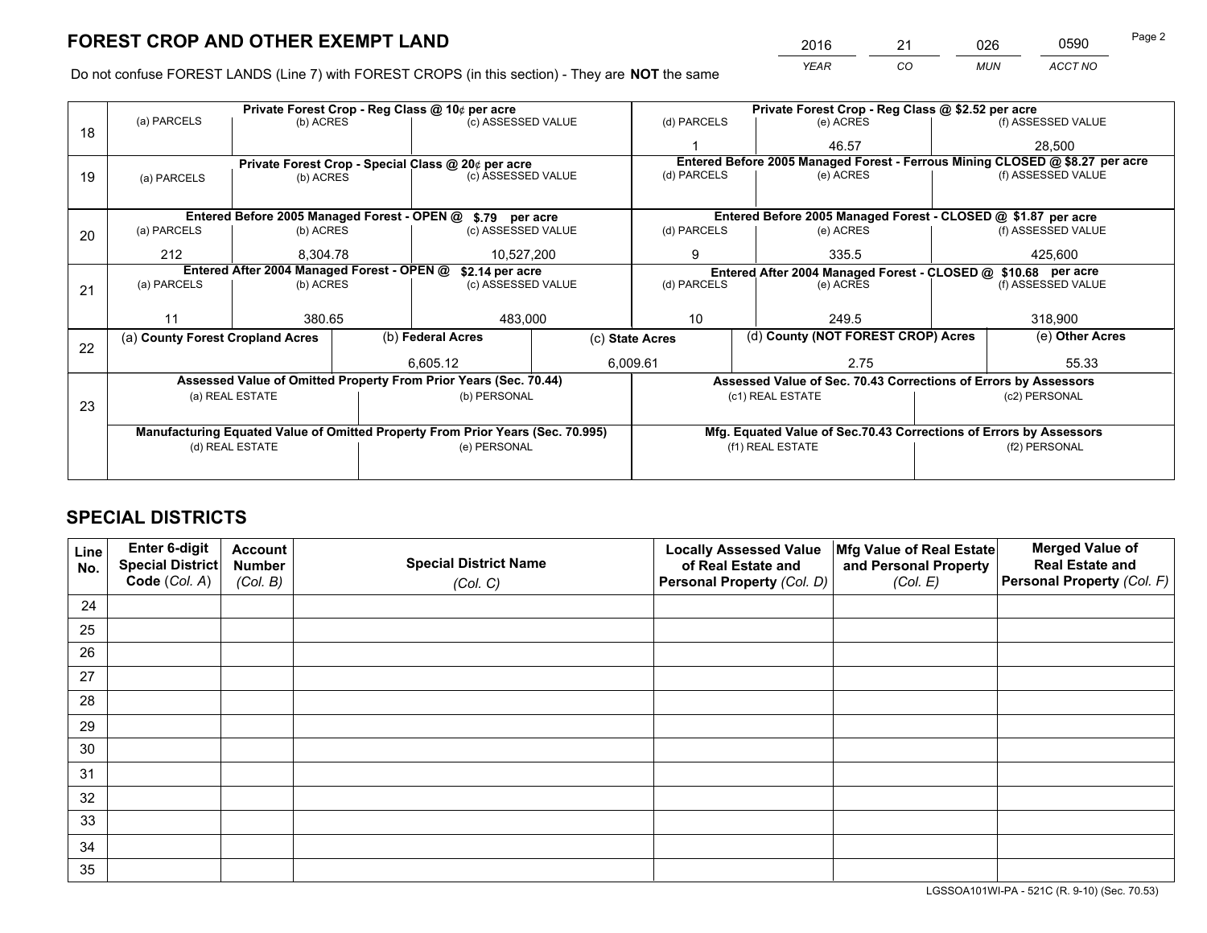# FOREST CROP AND OTHER EXEMPT LAND

| 2016 | 21 | 026 | 0590 |
|---|---|---|---|
| *YEAR* | *CO* | *MUN* | *ACCT NO* |

Do not confuse FOREST LANDS (Line 7) with FOREST CROPS (in this section) - They are **NOT** the same

| | Private Forest Crop - Reg Class @ 10¢ per acre | | | Private Forest Crop - Reg Class @ $2.52 per acre | | |
|---|---|---|---|---|---|---|
| 18 | (a) PARCELS | (b) ACRES | (c) ASSESSED VALUE | (d) PARCELS | (e) ACRES | (f) ASSESSED VALUE |
| | | | | 1 | 46.57 | 28,500 |
| | Private Forest Crop - Special Class @ 20¢ per acre | | | Entered Before 2005 Managed Forest - Ferrous Mining CLOSED @ $8.27 per acre | | |
| 19 | (a) PARCELS | (b) ACRES | (c) ASSESSED VALUE | (d) PARCELS | (e) ACRES | (f) ASSESSED VALUE |
| | | | | | | |
| | Entered Before 2005 Managed Forest - OPEN @ $.79 per acre | | | Entered Before 2005 Managed Forest - CLOSED @ $1.87 per acre | | |
| 20 | (a) PARCELS | (b) ACRES | (c) ASSESSED VALUE | (d) PARCELS | (e) ACRES | (f) ASSESSED VALUE |
| | 212 | 8,304.78 | 10,527,200 | 9 | 335.5 | 425,600 |
| | Entered After 2004 Managed Forest - OPEN @ $2.14 per acre | | | Entered After 2004 Managed Forest - CLOSED @ $10.68 per acre | | |
| 21 | (a) PARCELS | (b) ACRES | (c) ASSESSED VALUE | (d) PARCELS | (e) ACRES | (f) ASSESSED VALUE |
| | 11 | 380.65 | 483,000 | 10 | 249.5 | 318,900 |

| | (a) County Forest Cropland Acres | (b) Federal Acres | (c) State Acres | (d) County (NOT FOREST CROP) Acres | (e) Other Acres |
|---|---|---|---|---|---|
| 22 | | 6,605.12 | 6,009.61 | 2.75 | 55.33 |

| | Assessed Value of Omitted Property From Prior Years (Sec. 70.44) | | Assessed Value of Sec. 70.43 Corrections of Errors by Assessors | |
|---|---|---|---|---|
| 23 | (a) REAL ESTATE | (b) PERSONAL | (c1) REAL ESTATE | (c2) PERSONAL |
| | | | | |
| | Manufacturing Equated Value of Omitted Property From Prior Years (Sec. 70.995) | | Mfg. Equated Value of Sec.70.43 Corrections of Errors by Assessors | |
| | (d) REAL ESTATE | (e) PERSONAL | (f1) REAL ESTATE | (f2) PERSONAL |
| | | | | |

# SPECIAL DISTRICTS

| Line No. | Enter 6-digit Special District Code (*Col. A*) | Account Number (*Col. B*) | Special District Name (*Col. C*) | Locally Assessed Value of Real Estate and Personal Property (*Col. D*) | Mfg Value of Real Estate and Personal Property (*Col. E*) | Merged Value of Real Estate and Personal Property (*Col. F*) |
|---|---|---|---|---|---|---|
| 24 | | | | | | |
| 25 | | | | | | |
| 26 | | | | | | |
| 27 | | | | | | |
| 28 | | | | | | |
| 29 | | | | | | |
| 30 | | | | | | |
| 31 | | | | | | |
| 32 | | | | | | |
| 33 | | | | | | |
| 34 | | | | | | |
| 35 | | | | | | |

LGSSOA101WI-PA - 521C (R. 9-10) (Sec. 70.53)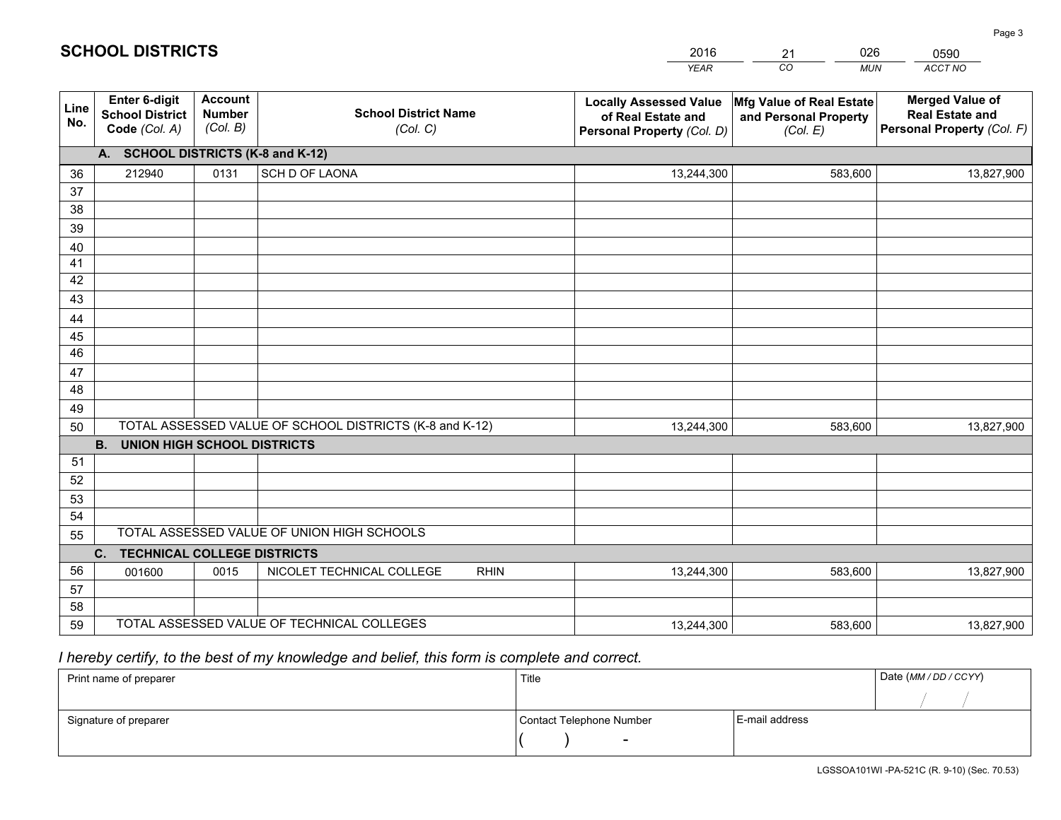# SCHOOL DISTRICTS

| 2016 | 21 | 026 | 0590 |
|---|---|---|---|
| *YEAR* | *CO* | *MUN* | *ACCT NO* |

| Line No. | Enter 6-digit School District Code *(Col. A)* | Account Number *(Col. B)* | School District Name *(Col. C)* | Locally Assessed Value of Real Estate and Personal Property *(Col. D)* | Mfg Value of Real Estate and Personal Property *(Col. E)* | Merged Value of Real Estate and Personal Property *(Col. F)* |
|---|---|---|---|---|---|---|
| | **A. SCHOOL DISTRICTS (K-8 and K-12)** | | | | | |
| 36 | 212940 | 0131 | SCH D OF LAONA | 13,244,300 | 583,600 | 13,827,900 |
| 37 | | | | | | |
| 38 | | | | | | |
| 39 | | | | | | |
| 40 | | | | | | |
| 41 | | | | | | |
| 42 | | | | | | |
| 43 | | | | | | |
| 44 | | | | | | |
| 45 | | | | | | |
| 46 | | | | | | |
| 47 | | | | | | |
| 48 | | | | | | |
| 49 | | | | | | |
| 50 | TOTAL ASSESSED VALUE OF SCHOOL DISTRICTS (K-8 and K-12) | | | 13,244,300 | 583,600 | 13,827,900 |
| | **B. UNION HIGH SCHOOL DISTRICTS** | | | | | |
| 51 | | | | | | |
| 52 | | | | | | |
| 53 | | | | | | |
| 54 | | | | | | |
| 55 | TOTAL ASSESSED VALUE OF UNION HIGH SCHOOLS | | | | | |
| | **C. TECHNICAL COLLEGE DISTRICTS** | | | | | |
| 56 | 001600 | 0015 | NICOLET TECHNICAL COLLEGE RHIN | 13,244,300 | 583,600 | 13,827,900 |
| 57 | | | | | | |
| 58 | | | | | | |
| 59 | TOTAL ASSESSED VALUE OF TECHNICAL COLLEGES | | | 13,244,300 | 583,600 | 13,827,900 |

*I hereby certify, to the best of my knowledge and belief, this form is complete and correct.*

| Print name of preparer | Title | | Date *(MM / DD / CCYY)* |
|---|---|---|---|
| | | | / / |
| Signature of preparer | Contact Telephone Number | E-mail address | |
| | ( ) - | | |

LGSSOA101WI -PA-521C (R. 9-10) (Sec. 70.53)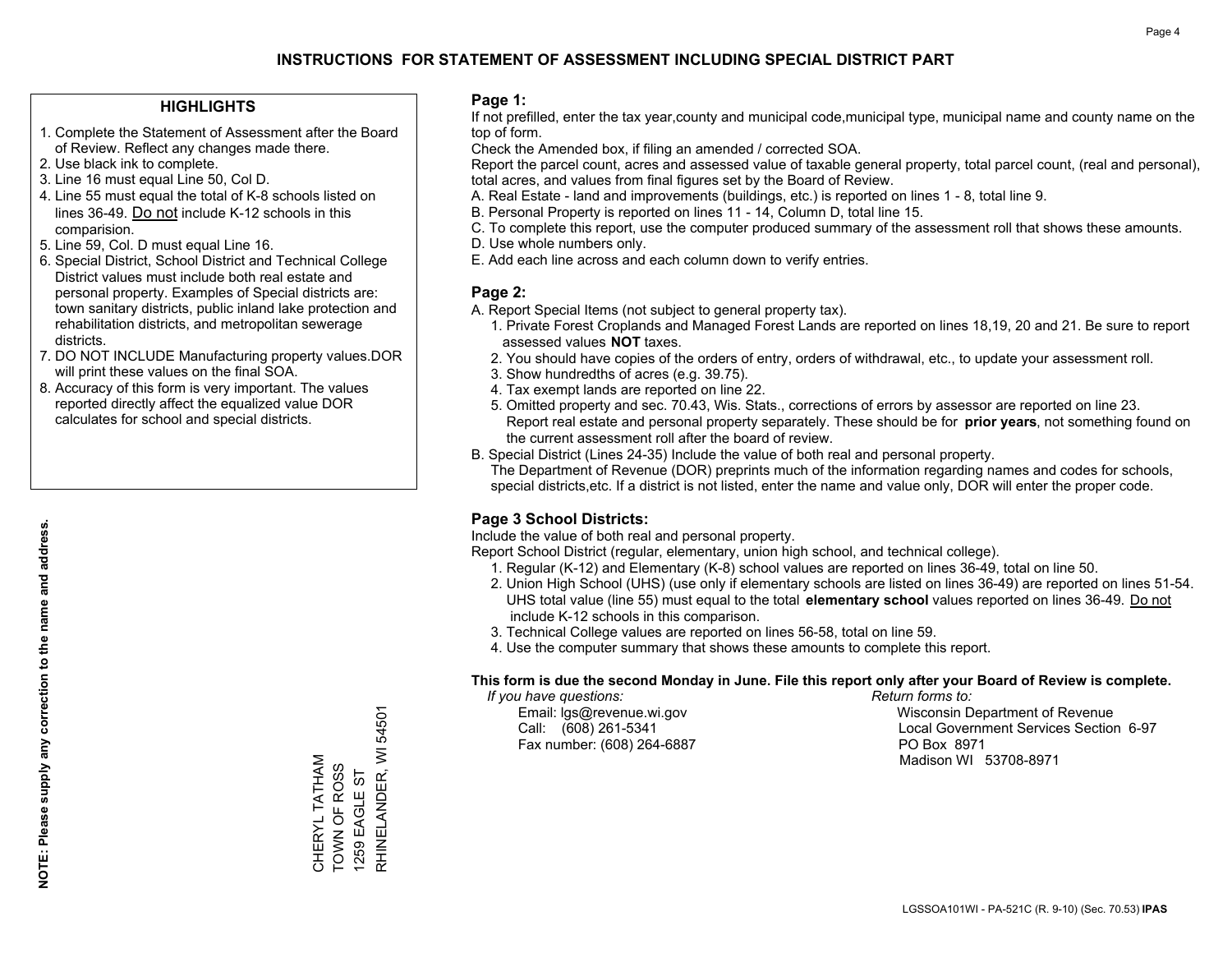# INSTRUCTIONS FOR STATEMENT OF ASSESSMENT INCLUDING SPECIAL DISTRICT PART

## HIGHLIGHTS

1. Complete the Statement of Assessment after the Board of Review. Reflect any changes made there.
2. Use black ink to complete.
3. Line 16 must equal Line 50, Col D.
4. Line 55 must equal the total of K-8 schools listed on lines 36-49. Do not include K-12 schools in this comparision.
5. Line 59, Col. D must equal Line 16.
6. Special District, School District and Technical College District values must include both real estate and personal property. Examples of Special districts are: town sanitary districts, public inland lake protection and rehabilitation districts, and metropolitan sewerage districts.
7. DO NOT INCLUDE Manufacturing property values.DOR will print these values on the final SOA.
8. Accuracy of this form is very important. The values reported directly affect the equalized value DOR calculates for school and special districts.

**NOTE: Please supply any correction to the name and address.**

CHERYL TATHAM
TOWN OF ROSS
1259 EAGLE ST
RHINELANDER, WI 54501

## Page 1:

If not prefilled, enter the tax year,county and municipal code,municipal type, municipal name and county name on the top of form.

Check the Amended box, if filing an amended / corrected SOA.

Report the parcel count, acres and assessed value of taxable general property, total parcel count, (real and personal), total acres, and values from final figures set by the Board of Review.

A. Real Estate - land and improvements (buildings, etc.) is reported on lines 1 - 8, total line 9.
B. Personal Property is reported on lines 11 - 14, Column D, total line 15.
C. To complete this report, use the computer produced summary of the assessment roll that shows these amounts.
D. Use whole numbers only.
E. Add each line across and each column down to verify entries.

## Page 2:

A. Report Special Items (not subject to general property tax).
   1. Private Forest Croplands and Managed Forest Lands are reported on lines 18,19, 20 and 21. Be sure to report assessed values **NOT** taxes.
   2. You should have copies of the orders of entry, orders of withdrawal, etc., to update your assessment roll.
   3. Show hundredths of acres (e.g. 39.75).
   4. Tax exempt lands are reported on line 22.
   5. Omitted property and sec. 70.43, Wis. Stats., corrections of errors by assessor are reported on line 23. Report real estate and personal property separately. These should be for **prior years**, not something found on the current assessment roll after the board of review.
B. Special District (Lines 24-35) Include the value of both real and personal property.
   The Department of Revenue (DOR) preprints much of the information regarding names and codes for schools, special districts,etc. If a district is not listed, enter the name and value only, DOR will enter the proper code.

## Page 3 School Districts:

Include the value of both real and personal property.

Report School District (regular, elementary, union high school, and technical college).

1. Regular (K-12) and Elementary (K-8) school values are reported on lines 36-49, total on line 50.
2. Union High School (UHS) (use only if elementary schools are listed on lines 36-49) are reported on lines 51-54. UHS total value (line 55) must equal to the total **elementary school** values reported on lines 36-49. Do not include K-12 schools in this comparison.
3. Technical College values are reported on lines 56-58, total on line 59.
4. Use the computer summary that shows these amounts to complete this report.

**This form is due the second Monday in June. File this report only after your Board of Review is complete.**

*If you have questions:*
Email: lgs@revenue.wi.gov
Call: (608) 261-5341
Fax number: (608) 264-6887

*Return forms to:*
Wisconsin Department of Revenue
Local Government Services Section 6-97
PO Box 8971
Madison WI 53708-8971

LGSSOA101WI - PA-521C (R. 9-10) (Sec. 70.53) **IPAS**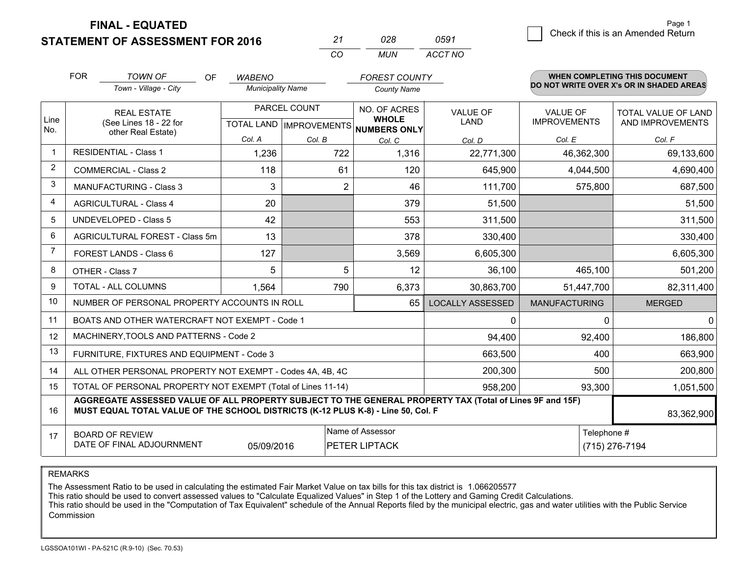# FINAL - EQUATED
# STATEMENT OF ASSESSMENT FOR 2016

| 21 | 028 | 0591 |
|---|---|---|
| CO | MUN | ACCT NO |

Page 1

☐ Check if this is an Amended Return

FOR *TOWN OF* (Town - Village - City) OF *WABENO* (Municipality Name) *FOREST COUNTY* (County Name)

**WHEN COMPLETING THIS DOCUMENT DO NOT WRITE OVER X's OR IN SHADED AREAS**

| Line No. | REAL ESTATE (See Lines 18 - 22 for other Real Estate) | PARCEL COUNT | | NO. OF ACRES WHOLE NUMBERS ONLY | VALUE OF LAND | VALUE OF IMPROVEMENTS | TOTAL VALUE OF LAND AND IMPROVEMENTS |
|---|---|---|---|---|---|---|---|
| | | TOTAL LAND Col. A | IMPROVEMENTS Col. B | Col. C | Col. D | Col. E | Col. F |
| 1 | RESIDENTIAL - Class 1 | 1,236 | 722 | 1,316 | 22,771,300 | 46,362,300 | 69,133,600 |
| 2 | COMMERCIAL - Class 2 | 118 | 61 | 120 | 645,900 | 4,044,500 | 4,690,400 |
| 3 | MANUFACTURING - Class 3 | 3 | 2 | 46 | 111,700 | 575,800 | 687,500 |
| 4 | AGRICULTURAL - Class 4 | 20 | | 379 | 51,500 | | 51,500 |
| 5 | UNDEVELOPED - Class 5 | 42 | | 553 | 311,500 | | 311,500 |
| 6 | AGRICULTURAL FOREST - Class 5m | 13 | | 378 | 330,400 | | 330,400 |
| 7 | FOREST LANDS - Class 6 | 127 | | 3,569 | 6,605,300 | | 6,605,300 |
| 8 | OTHER - Class 7 | 5 | 5 | 12 | 36,100 | 465,100 | 501,200 |
| 9 | TOTAL - ALL COLUMNS | 1,564 | 790 | 6,373 | 30,863,700 | 51,447,700 | 82,311,400 |
| 10 | NUMBER OF PERSONAL PROPERTY ACCOUNTS IN ROLL | | | 65 | LOCALLY ASSESSED | MANUFACTURING | MERGED |
| 11 | BOATS AND OTHER WATERCRAFT NOT EXEMPT - Code 1 | | | | 0 | 0 | 0 |
| 12 | MACHINERY,TOOLS AND PATTERNS - Code 2 | | | | 94,400 | 92,400 | 186,800 |
| 13 | FURNITURE, FIXTURES AND EQUIPMENT - Code 3 | | | | 663,500 | 400 | 663,900 |
| 14 | ALL OTHER PERSONAL PROPERTY NOT EXEMPT - Codes 4A, 4B, 4C | | | | 200,300 | 500 | 200,800 |
| 15 | TOTAL OF PERSONAL PROPERTY NOT EXEMPT (Total of Lines 11-14) | | | | 958,200 | 93,300 | 1,051,500 |
| 16 | **AGGREGATE ASSESSED VALUE OF ALL PROPERTY SUBJECT TO THE GENERAL PROPERTY TAX (Total of Lines 9F and 15F) MUST EQUAL TOTAL VALUE OF THE SCHOOL DISTRICTS (K-12 PLUS K-8) - Line 50, Col. F** | | | | | | 83,362,900 |
| 17 | BOARD OF REVIEW DATE OF FINAL ADJOURNMENT | 05/09/2016 | | Name of Assessor: PETER LIPTACK | | Telephone #: (715) 276-7194 | |

REMARKS

The Assessment Ratio to be used in calculating the estimated Fair Market Value on tax bills for this tax district is 1.066205577

This ratio should be used to convert assessed values to "Calculate Equalized Values" in Step 1 of the Lottery and Gaming Credit Calculations.

This ratio should be used in the "Computation of Tax Equivalent" schedule of the Annual Reports filed by the municipal electric, gas and water utilities with the Public Service Commission

LGSSOA101WI - PA-521C (R.9-10) (Sec. 70.53)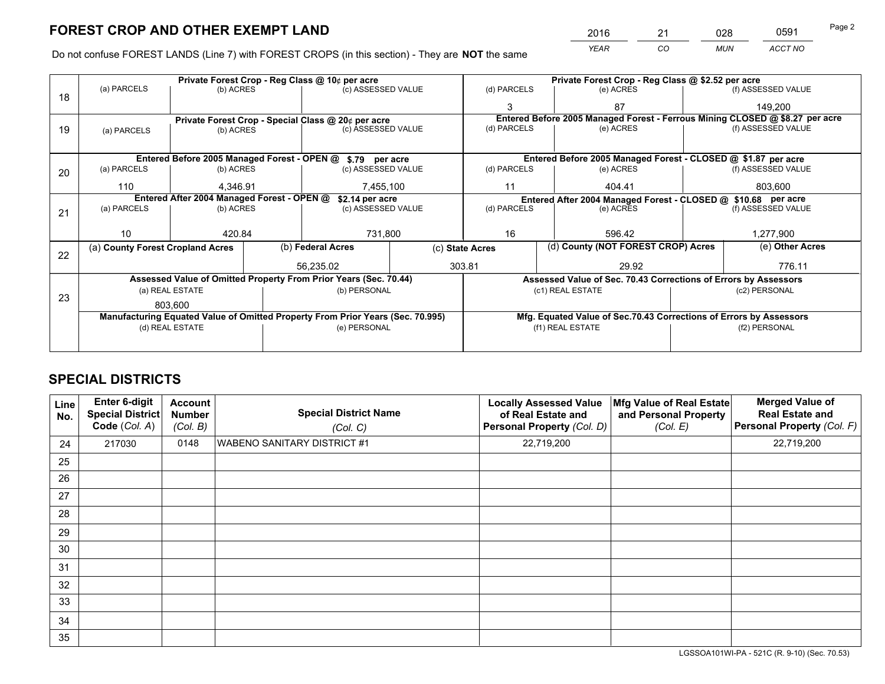# FOREST CROP AND OTHER EXEMPT LAND

| 2016 | 21 | 028 | 0591 |
|---|---|---|---|
| YEAR | CO | MUN | ACCT NO |

Do not confuse FOREST LANDS (Line 7) with FOREST CROPS (in this section) - They are **NOT** the same

| Line | Private Forest Crop - Reg Class @ 10¢ per acre | | | Private Forest Crop - Reg Class @ $2.52 per acre | | |
|---|---|---|---|---|---|---|
| 18 | (a) PARCELS | (b) ACRES | (c) ASSESSED VALUE | (d) PARCELS | (e) ACRES | (f) ASSESSED VALUE |
| | | | | 3 | 87 | 149,200 |
| | **Private Forest Crop - Special Class @ 20¢ per acre** | | | **Entered Before 2005 Managed Forest - Ferrous Mining CLOSED @ $8.27 per acre** | | |
| 19 | (a) PARCELS | (b) ACRES | (c) ASSESSED VALUE | (d) PARCELS | (e) ACRES | (f) ASSESSED VALUE |
| | | | | | | |
| | **Entered Before 2005 Managed Forest - OPEN @ $.79 per acre** | | | **Entered Before 2005 Managed Forest - CLOSED @ $1.87 per acre** | | |
| 20 | (a) PARCELS | (b) ACRES | (c) ASSESSED VALUE | (d) PARCELS | (e) ACRES | (f) ASSESSED VALUE |
| | 110 | 4,346.91 | 7,455,100 | 11 | 404.41 | 803,600 |
| | **Entered After 2004 Managed Forest - OPEN @ $2.14 per acre** | | | **Entered After 2004 Managed Forest - CLOSED @ $10.68 per acre** | | |
| 21 | (a) PARCELS | (b) ACRES | (c) ASSESSED VALUE | (d) PARCELS | (e) ACRES | (f) ASSESSED VALUE |
| | 10 | 420.84 | 731,800 | 16 | 596.42 | 1,277,900 |

| Line | (a) County Forest Cropland Acres | (b) Federal Acres | (c) State Acres | (d) County (NOT FOREST CROP) Acres | (e) Other Acres |
|---|---|---|---|---|---|
| 22 | | 56,235.02 | 303.81 | 29.92 | 776.11 |

| Line | Assessed Value of Omitted Property From Prior Years (Sec. 70.44) | | Assessed Value of Sec. 70.43 Corrections of Errors by Assessors | |
|---|---|---|---|---|
| 23 | (a) REAL ESTATE | (b) PERSONAL | (c1) REAL ESTATE | (c2) PERSONAL |
| | 803,600 | | | |
| | **Manufacturing Equated Value of Omitted Property From Prior Years (Sec. 70.995)** | | **Mfg. Equated Value of Sec.70.43 Corrections of Errors by Assessors** | |
| | (d) REAL ESTATE | (e) PERSONAL | (f1) REAL ESTATE | (f2) PERSONAL |
| | | | | |

# SPECIAL DISTRICTS

| Line No. | Enter 6-digit Special District Code (Col. A) | Account Number (Col. B) | Special District Name (Col. C) | Locally Assessed Value of Real Estate and Personal Property (Col. D) | Mfg Value of Real Estate and Personal Property (Col. E) | Merged Value of Real Estate and Personal Property (Col. F) |
|---|---|---|---|---|---|---|
| 24 | 217030 | 0148 | WABENO SANITARY DISTRICT #1 | 22,719,200 | | 22,719,200 |
| 25 | | | | | | |
| 26 | | | | | | |
| 27 | | | | | | |
| 28 | | | | | | |
| 29 | | | | | | |
| 30 | | | | | | |
| 31 | | | | | | |
| 32 | | | | | | |
| 33 | | | | | | |
| 34 | | | | | | |
| 35 | | | | | | |

LGSSOA101WI-PA - 521C (R. 9-10) (Sec. 70.53)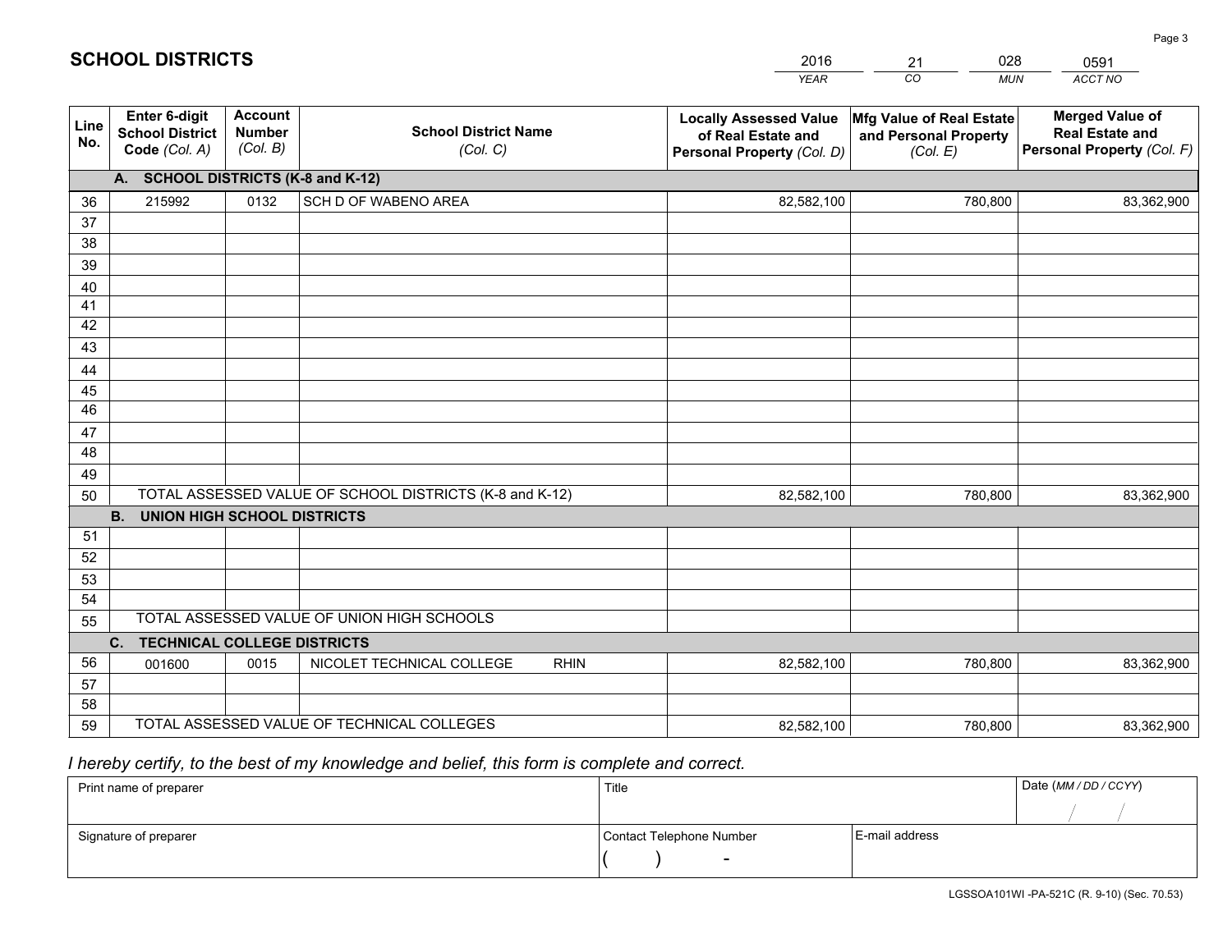# SCHOOL DISTRICTS

| 2016 | 21 | 028 | 0591 |
|---|---|---|---|
| *YEAR* | *CO* | *MUN* | *ACCT NO* |

| Line No. | Enter 6-digit School District Code *(Col. A)* | Account Number *(Col. B)* | School District Name *(Col. C)* | Locally Assessed Value of Real Estate and Personal Property *(Col. D)* | Mfg Value of Real Estate and Personal Property *(Col. E)* | Merged Value of Real Estate and Personal Property *(Col. F)* |
|---|---|---|---|---|---|---|
| **A. SCHOOL DISTRICTS (K-8 and K-12)** | | | | | | |
| 36 | 215992 | 0132 | SCH D OF WABENO AREA | 82,582,100 | 780,800 | 83,362,900 |
| 37 | | | | | | |
| 38 | | | | | | |
| 39 | | | | | | |
| 40 | | | | | | |
| 41 | | | | | | |
| 42 | | | | | | |
| 43 | | | | | | |
| 44 | | | | | | |
| 45 | | | | | | |
| 46 | | | | | | |
| 47 | | | | | | |
| 48 | | | | | | |
| 49 | | | | | | |
| 50 | TOTAL ASSESSED VALUE OF SCHOOL DISTRICTS (K-8 and K-12) | | | 82,582,100 | 780,800 | 83,362,900 |
| **B. UNION HIGH SCHOOL DISTRICTS** | | | | | | |
| 51 | | | | | | |
| 52 | | | | | | |
| 53 | | | | | | |
| 54 | | | | | | |
| 55 | TOTAL ASSESSED VALUE OF UNION HIGH SCHOOLS | | | | | |
| **C. TECHNICAL COLLEGE DISTRICTS** | | | | | | |
| 56 | 001600 | 0015 | NICOLET TECHNICAL COLLEGE RHIN | 82,582,100 | 780,800 | 83,362,900 |
| 57 | | | | | | |
| 58 | | | | | | |
| 59 | TOTAL ASSESSED VALUE OF TECHNICAL COLLEGES | | | 82,582,100 | 780,800 | 83,362,900 |

*I hereby certify, to the best of my knowledge and belief, this form is complete and correct.*

| Print name of preparer | Title | | Date *(MM / DD / CCYY)* |
|---|---|---|---|
| | | | / / |
| Signature of preparer | Contact Telephone Number | E-mail address | |
| | ( ) - | | |

LGSSOA101WI -PA-521C (R. 9-10) (Sec. 70.53)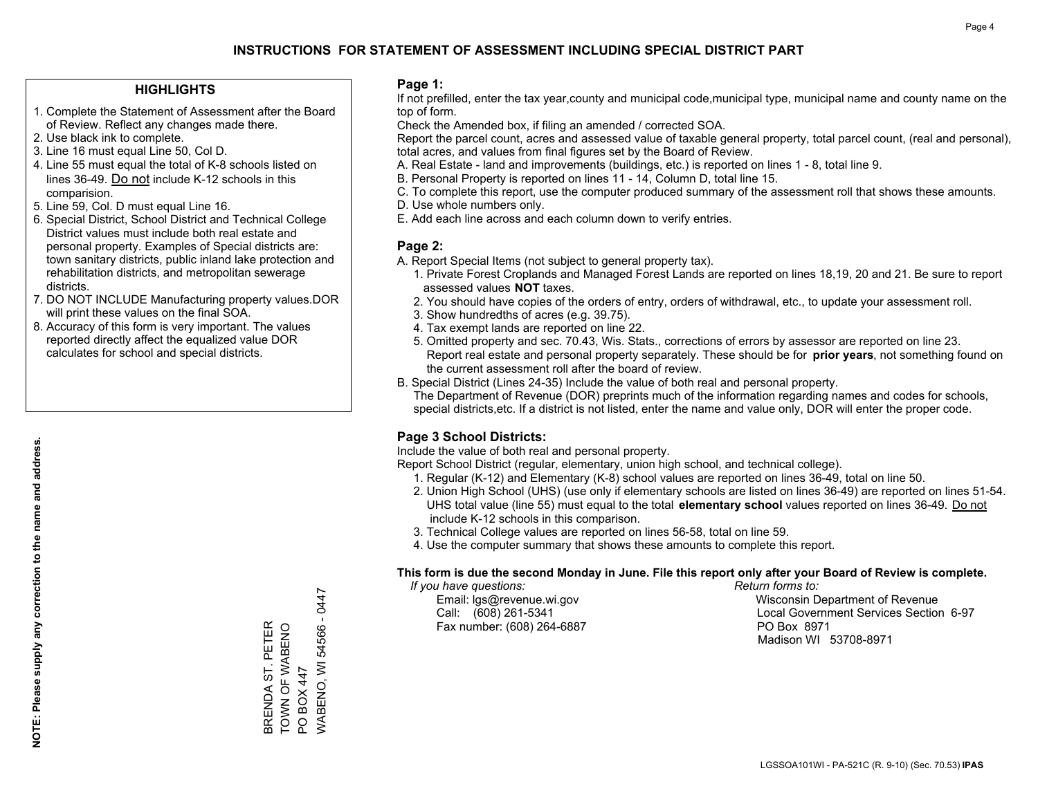# INSTRUCTIONS FOR STATEMENT OF ASSESSMENT INCLUDING SPECIAL DISTRICT PART

## HIGHLIGHTS

1. Complete the Statement of Assessment after the Board of Review. Reflect any changes made there.
2. Use black ink to complete.
3. Line 16 must equal Line 50, Col D.
4. Line 55 must equal the total of K-8 schools listed on lines 36-49. Do not include K-12 schools in this comparision.
5. Line 59, Col. D must equal Line 16.
6. Special District, School District and Technical College District values must include both real estate and personal property. Examples of Special districts are: town sanitary districts, public inland lake protection and rehabilitation districts, and metropolitan sewerage districts.
7. DO NOT INCLUDE Manufacturing property values.DOR will print these values on the final SOA.
8. Accuracy of this form is very important. The values reported directly affect the equalized value DOR calculates for school and special districts.

**NOTE: Please supply any correction to the name and address.**

BRENDA ST. PETER
TOWN OF WABENO
PO BOX 447
WABENO, WI 54566 - 0447

### Page 1:

If not prefilled, enter the tax year,county and municipal code,municipal type, municipal name and county name on the top of form.

Check the Amended box, if filing an amended / corrected SOA.

Report the parcel count, acres and assessed value of taxable general property, total parcel count, (real and personal), total acres, and values from final figures set by the Board of Review.

A. Real Estate - land and improvements (buildings, etc.) is reported on lines 1 - 8, total line 9.
B. Personal Property is reported on lines 11 - 14, Column D, total line 15.
C. To complete this report, use the computer produced summary of the assessment roll that shows these amounts.
D. Use whole numbers only.
E. Add each line across and each column down to verify entries.

### Page 2:

A. Report Special Items (not subject to general property tax).
   1. Private Forest Croplands and Managed Forest Lands are reported on lines 18,19, 20 and 21. Be sure to report assessed values **NOT** taxes.
   2. You should have copies of the orders of entry, orders of withdrawal, etc., to update your assessment roll.
   3. Show hundredths of acres (e.g. 39.75).
   4. Tax exempt lands are reported on line 22.
   5. Omitted property and sec. 70.43, Wis. Stats., corrections of errors by assessor are reported on line 23. Report real estate and personal property separately. These should be for **prior years**, not something found on the current assessment roll after the board of review.
B. Special District (Lines 24-35) Include the value of both real and personal property.
   The Department of Revenue (DOR) preprints much of the information regarding names and codes for schools, special districts,etc. If a district is not listed, enter the name and value only, DOR will enter the proper code.

### Page 3 School Districts:

Include the value of both real and personal property.

Report School District (regular, elementary, union high school, and technical college).

1. Regular (K-12) and Elementary (K-8) school values are reported on lines 36-49, total on line 50.
2. Union High School (UHS) (use only if elementary schools are listed on lines 36-49) are reported on lines 51-54. UHS total value (line 55) must equal to the total **elementary school** values reported on lines 36-49. Do not include K-12 schools in this comparison.
3. Technical College values are reported on lines 56-58, total on line 59.
4. Use the computer summary that shows these amounts to complete this report.

**This form is due the second Monday in June. File this report only after your Board of Review is complete.**

*If you have questions:*
Email: lgs@revenue.wi.gov
Call: (608) 261-5341
Fax number: (608) 264-6887

*Return forms to:*
Wisconsin Department of Revenue
Local Government Services Section 6-97
PO Box 8971
Madison WI 53708-8971

LGSSOA101WI - PA-521C (R. 9-10) (Sec. 70.53) **IPAS**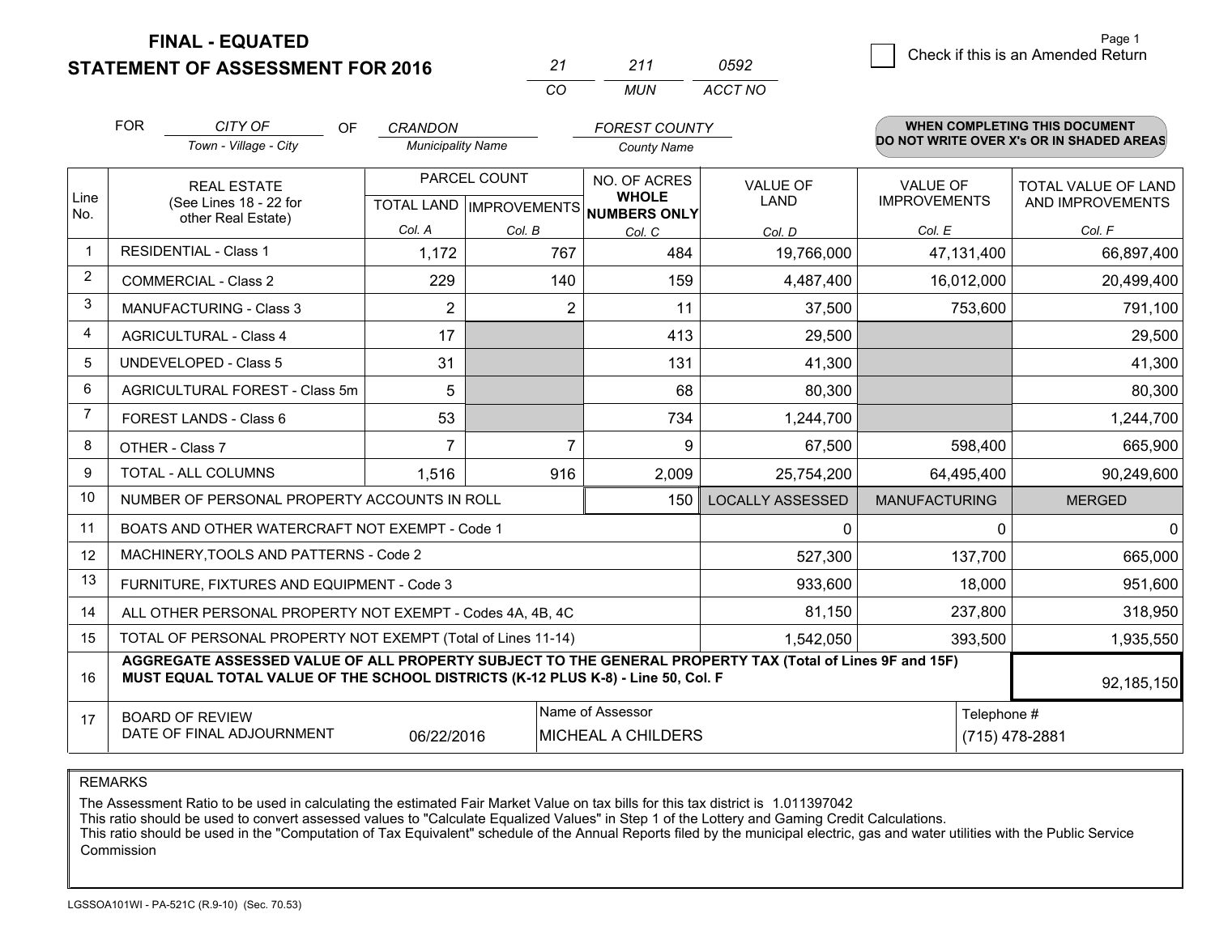**FINAL - EQUATED**
**STATEMENT OF ASSESSMENT FOR 2016**

| 21 | 211 | 0592 |
|---|---|---|
| CO | MUN | ACCT NO |

Page 1

☐ Check if this is an Amended Return

FOR *CITY OF* (Town - Village - City) OF *CRANDON* (Municipality Name) *FOREST COUNTY* (County Name)

**WHEN COMPLETING THIS DOCUMENT DO NOT WRITE OVER X's OR IN SHADED AREAS**

| Line No. | REAL ESTATE (See Lines 18 - 22 for other Real Estate) | PARCEL COUNT TOTAL LAND Col. A | PARCEL COUNT IMPROVEMENTS Col. B | NO. OF ACRES WHOLE NUMBERS ONLY Col. C | VALUE OF LAND Col. D | VALUE OF IMPROVEMENTS Col. E | TOTAL VALUE OF LAND AND IMPROVEMENTS Col. F |
|---|---|---|---|---|---|---|---|
| 1 | RESIDENTIAL - Class 1 | 1,172 | 767 | 484 | 19,766,000 | 47,131,400 | 66,897,400 |
| 2 | COMMERCIAL - Class 2 | 229 | 140 | 159 | 4,487,400 | 16,012,000 | 20,499,400 |
| 3 | MANUFACTURING - Class 3 | 2 | 2 | 11 | 37,500 | 753,600 | 791,100 |
| 4 | AGRICULTURAL - Class 4 | 17 | | 413 | 29,500 | | 29,500 |
| 5 | UNDEVELOPED - Class 5 | 31 | | 131 | 41,300 | | 41,300 |
| 6 | AGRICULTURAL FOREST - Class 5m | 5 | | 68 | 80,300 | | 80,300 |
| 7 | FOREST LANDS - Class 6 | 53 | | 734 | 1,244,700 | | 1,244,700 |
| 8 | OTHER - Class 7 | 7 | 7 | 9 | 67,500 | 598,400 | 665,900 |
| 9 | TOTAL - ALL COLUMNS | 1,516 | 916 | 2,009 | 25,754,200 | 64,495,400 | 90,249,600 |
| 10 | NUMBER OF PERSONAL PROPERTY ACCOUNTS IN ROLL | | | 150 | LOCALLY ASSESSED | MANUFACTURING | MERGED |
| 11 | BOATS AND OTHER WATERCRAFT NOT EXEMPT - Code 1 | | | | 0 | 0 | 0 |
| 12 | MACHINERY,TOOLS AND PATTERNS - Code 2 | | | | 527,300 | 137,700 | 665,000 |
| 13 | FURNITURE, FIXTURES AND EQUIPMENT - Code 3 | | | | 933,600 | 18,000 | 951,600 |
| 14 | ALL OTHER PERSONAL PROPERTY NOT EXEMPT - Codes 4A, 4B, 4C | | | | 81,150 | 237,800 | 318,950 |
| 15 | TOTAL OF PERSONAL PROPERTY NOT EXEMPT (Total of Lines 11-14) | | | | 1,542,050 | 393,500 | 1,935,550 |
| 16 | **AGGREGATE ASSESSED VALUE OF ALL PROPERTY SUBJECT TO THE GENERAL PROPERTY TAX (Total of Lines 9F and 15F) MUST EQUAL TOTAL VALUE OF THE SCHOOL DISTRICTS (K-12 PLUS K-8) - Line 50, Col. F** | | | | | | 92,185,150 |
| 17 | BOARD OF REVIEW DATE OF FINAL ADJOURNMENT | 06/22/2016 | Name of Assessor | MICHEAL A CHILDERS | | Telephone # | (715) 478-2881 |

REMARKS

The Assessment Ratio to be used in calculating the estimated Fair Market Value on tax bills for this tax district is 1.011397042
This ratio should be used to convert assessed values to "Calculate Equalized Values" in Step 1 of the Lottery and Gaming Credit Calculations.
This ratio should be used in the "Computation of Tax Equivalent" schedule of the Annual Reports filed by the municipal electric, gas and water utilities with the Public Service Commission

LGSSOA101WI - PA-521C (R.9-10) (Sec. 70.53)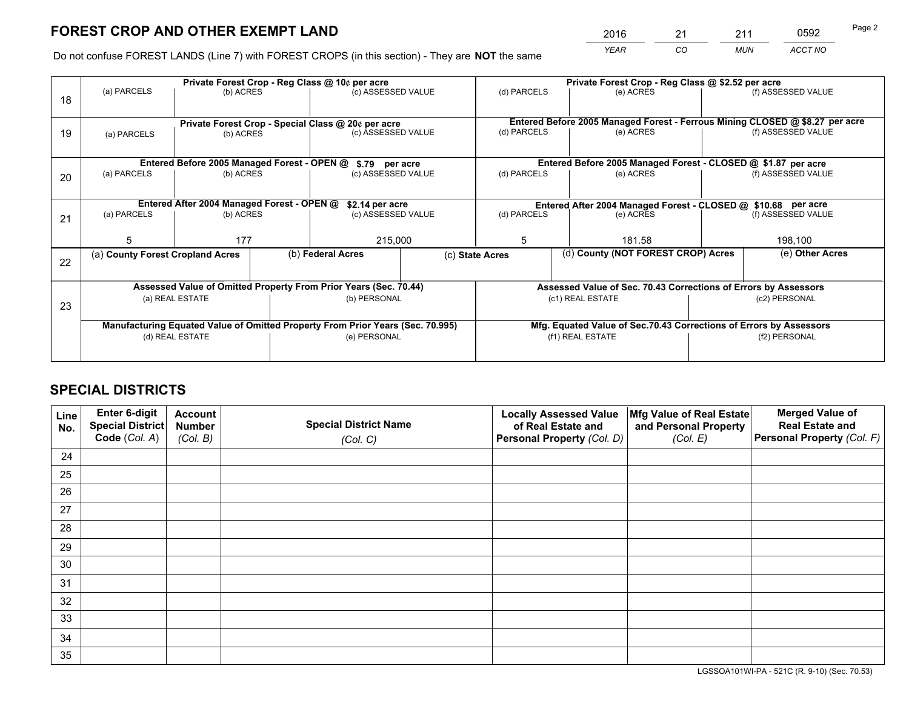# FOREST CROP AND OTHER EXEMPT LAND

| 2016 | 21 | 211 | 0592 |
|---|---|---|---|
| *YEAR* | *CO* | *MUN* | *ACCT NO* |

Do not confuse FOREST LANDS (Line 7) with FOREST CROPS (in this section) - They are **NOT** the same

| Line | | | | | | |
|---|---|---|---|---|---|---|
| 18 | **Private Forest Crop - Reg Class @ 10¢ per acre** | | | **Private Forest Crop - Reg Class @ $2.52 per acre** | | |
| | (a) PARCELS | (b) ACRES | (c) ASSESSED VALUE | (d) PARCELS | (e) ACRES | (f) ASSESSED VALUE |
| | | | | | | |
| 19 | **Private Forest Crop - Special Class @ 20¢ per acre** | | | **Entered Before 2005 Managed Forest - Ferrous Mining CLOSED @ $8.27 per acre** | | |
| | (a) PARCELS | (b) ACRES | (c) ASSESSED VALUE | (d) PARCELS | (e) ACRES | (f) ASSESSED VALUE |
| | | | | | | |
| 20 | **Entered Before 2005 Managed Forest - OPEN @ $.79 per acre** | | | **Entered Before 2005 Managed Forest - CLOSED @ $1.87 per acre** | | |
| | (a) PARCELS | (b) ACRES | (c) ASSESSED VALUE | (d) PARCELS | (e) ACRES | (f) ASSESSED VALUE |
| | | | | | | |
| 21 | **Entered After 2004 Managed Forest - OPEN @ $2.14 per acre** | | | **Entered After 2004 Managed Forest - CLOSED @ $10.68 per acre** | | |
| | (a) PARCELS | (b) ACRES | (c) ASSESSED VALUE | (d) PARCELS | (e) ACRES | (f) ASSESSED VALUE |
| | 5 | 177 | 215,000 | 5 | 181.58 | 198,100 |

| Line | (a) County Forest Cropland Acres | (b) Federal Acres | (c) State Acres | (d) County (NOT FOREST CROP) Acres | (e) Other Acres |
|---|---|---|---|---|---|
| 22 | | | | | |

| Line | Assessed Value of Omitted Property From Prior Years (Sec. 70.44) | | Assessed Value of Sec. 70.43 Corrections of Errors by Assessors | |
|---|---|---|---|---|
| 23 | (a) REAL ESTATE | (b) PERSONAL | (c1) REAL ESTATE | (c2) PERSONAL |
| | | | | |
| | **Manufacturing Equated Value of Omitted Property From Prior Years (Sec. 70.995)** | | **Mfg. Equated Value of Sec.70.43 Corrections of Errors by Assessors** | |
| | (d) REAL ESTATE | (e) PERSONAL | (f1) REAL ESTATE | (f2) PERSONAL |
| | | | | |

# SPECIAL DISTRICTS

| Line No. | Enter 6-digit Special District Code (*Col. A*) | Account Number (*Col. B*) | Special District Name (*Col. C*) | Locally Assessed Value of Real Estate and Personal Property (*Col. D*) | Mfg Value of Real Estate and Personal Property (*Col. E*) | Merged Value of Real Estate and Personal Property (*Col. F*) |
|---|---|---|---|---|---|---|
| 24 | | | | | | |
| 25 | | | | | | |
| 26 | | | | | | |
| 27 | | | | | | |
| 28 | | | | | | |
| 29 | | | | | | |
| 30 | | | | | | |
| 31 | | | | | | |
| 32 | | | | | | |
| 33 | | | | | | |
| 34 | | | | | | |
| 35 | | | | | | |

LGSSOA101WI-PA - 521C (R. 9-10) (Sec. 70.53)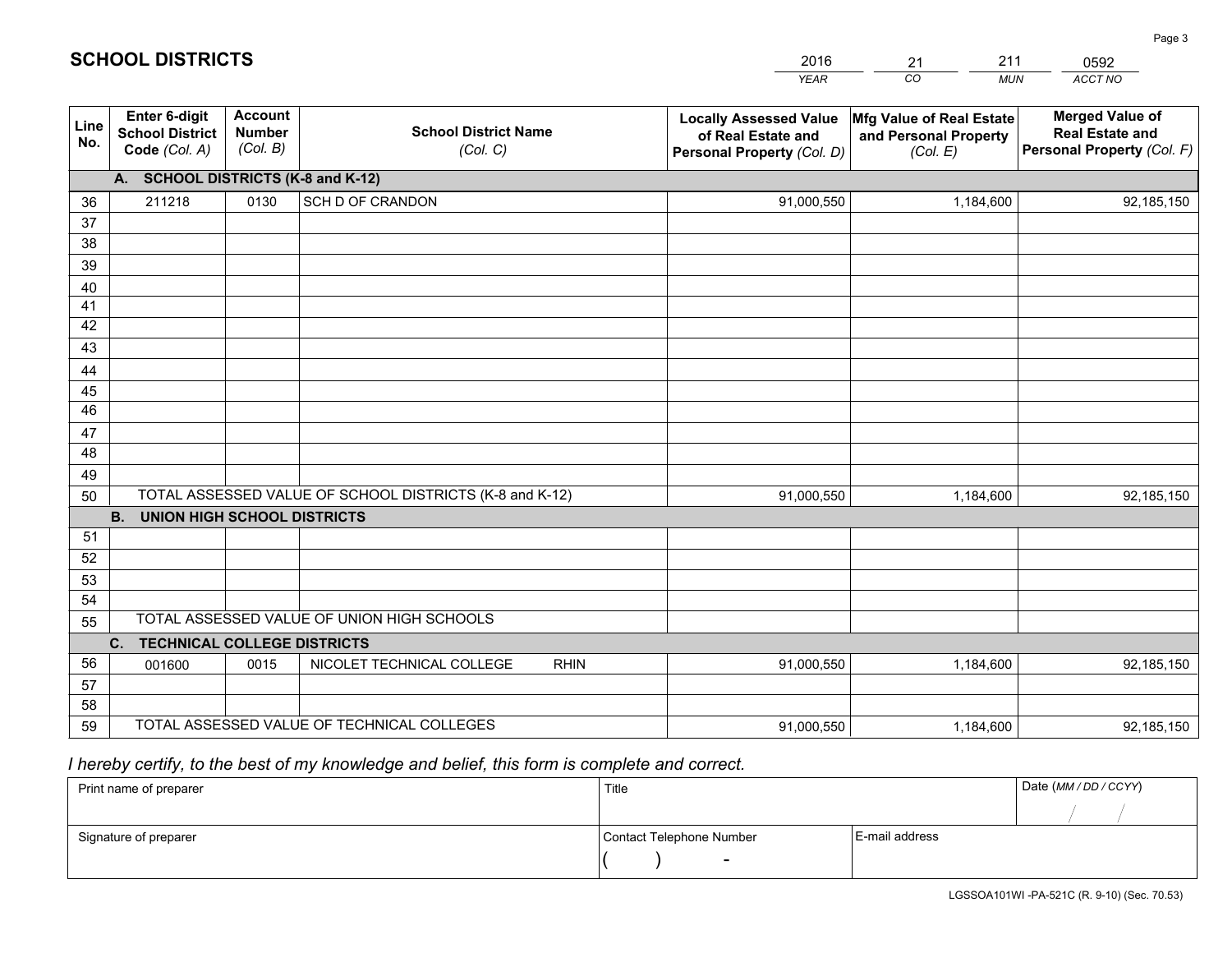# SCHOOL DISTRICTS

| 2016 | 21 | 211 | 0592 |
|---|---|---|---|
| YEAR | CO | MUN | ACCT NO |

| Line No. | Enter 6-digit School District Code (Col. A) | Account Number (Col. B) | School District Name (Col. C) | Locally Assessed Value of Real Estate and Personal Property (Col. D) | Mfg Value of Real Estate and Personal Property (Col. E) | Merged Value of Real Estate and Personal Property (Col. F) |
|---|---|---|---|---|---|---|
| | **A. SCHOOL DISTRICTS (K-8 and K-12)** | | | | | |
| 36 | 211218 | 0130 | SCH D OF CRANDON | 91,000,550 | 1,184,600 | 92,185,150 |
| 37 | | | | | | |
| 38 | | | | | | |
| 39 | | | | | | |
| 40 | | | | | | |
| 41 | | | | | | |
| 42 | | | | | | |
| 43 | | | | | | |
| 44 | | | | | | |
| 45 | | | | | | |
| 46 | | | | | | |
| 47 | | | | | | |
| 48 | | | | | | |
| 49 | | | | | | |
| 50 | TOTAL ASSESSED VALUE OF SCHOOL DISTRICTS (K-8 and K-12) | | | 91,000,550 | 1,184,600 | 92,185,150 |
| | **B. UNION HIGH SCHOOL DISTRICTS** | | | | | |
| 51 | | | | | | |
| 52 | | | | | | |
| 53 | | | | | | |
| 54 | | | | | | |
| 55 | TOTAL ASSESSED VALUE OF UNION HIGH SCHOOLS | | | | | |
| | **C. TECHNICAL COLLEGE DISTRICTS** | | | | | |
| 56 | 001600 | 0015 | NICOLET TECHNICAL COLLEGE RHIN | 91,000,550 | 1,184,600 | 92,185,150 |
| 57 | | | | | | |
| 58 | | | | | | |
| 59 | TOTAL ASSESSED VALUE OF TECHNICAL COLLEGES | | | 91,000,550 | 1,184,600 | 92,185,150 |

*I hereby certify, to the best of my knowledge and belief, this form is complete and correct.*

| Print name of preparer | Title | | Date (MM / DD / CCYY) |
|---|---|---|---|
| | | | / / |
| Signature of preparer | Contact Telephone Number | E-mail address | |
| | ( ) - | | |

LGSSOA101WI -PA-521C (R. 9-10) (Sec. 70.53)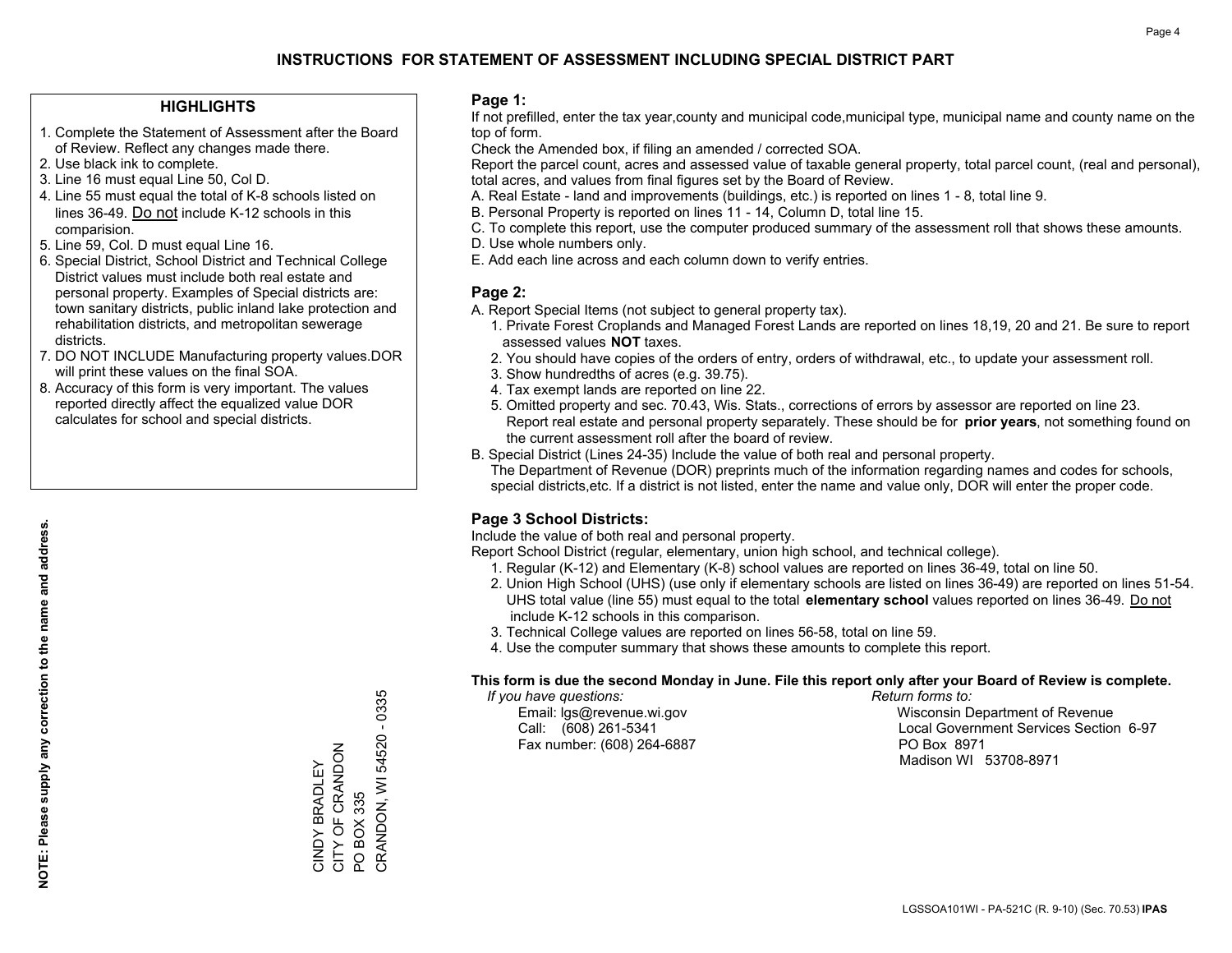# INSTRUCTIONS FOR STATEMENT OF ASSESSMENT INCLUDING SPECIAL DISTRICT PART

## HIGHLIGHTS

1. Complete the Statement of Assessment after the Board of Review. Reflect any changes made there.
2. Use black ink to complete.
3. Line 16 must equal Line 50, Col D.
4. Line 55 must equal the total of K-8 schools listed on lines 36-49. Do not include K-12 schools in this comparision.
5. Line 59, Col. D must equal Line 16.
6. Special District, School District and Technical College District values must include both real estate and personal property. Examples of Special districts are: town sanitary districts, public inland lake protection and rehabilitation districts, and metropolitan sewerage districts.
7. DO NOT INCLUDE Manufacturing property values.DOR will print these values on the final SOA.
8. Accuracy of this form is very important. The values reported directly affect the equalized value DOR calculates for school and special districts.

**NOTE: Please supply any correction to the name and address.**

CINDY BRADLEY
CITY OF CRANDON
PO BOX 335
CRANDON, WI 54520 - 0335

## Page 1:

If not prefilled, enter the tax year,county and municipal code,municipal type, municipal name and county name on the top of form.

Check the Amended box, if filing an amended / corrected SOA.

Report the parcel count, acres and assessed value of taxable general property, total parcel count, (real and personal), total acres, and values from final figures set by the Board of Review.

A. Real Estate - land and improvements (buildings, etc.) is reported on lines 1 - 8, total line 9.
B. Personal Property is reported on lines 11 - 14, Column D, total line 15.
C. To complete this report, use the computer produced summary of the assessment roll that shows these amounts.
D. Use whole numbers only.
E. Add each line across and each column down to verify entries.

## Page 2:

A. Report Special Items (not subject to general property tax).
   1. Private Forest Croplands and Managed Forest Lands are reported on lines 18,19, 20 and 21. Be sure to report assessed values **NOT** taxes.
   2. You should have copies of the orders of entry, orders of withdrawal, etc., to update your assessment roll.
   3. Show hundredths of acres (e.g. 39.75).
   4. Tax exempt lands are reported on line 22.
   5. Omitted property and sec. 70.43, Wis. Stats., corrections of errors by assessor are reported on line 23. Report real estate and personal property separately. These should be for **prior years**, not something found on the current assessment roll after the board of review.
B. Special District (Lines 24-35) Include the value of both real and personal property.
   The Department of Revenue (DOR) preprints much of the information regarding names and codes for schools, special districts,etc. If a district is not listed, enter the name and value only, DOR will enter the proper code.

## Page 3 School Districts:

Include the value of both real and personal property.

Report School District (regular, elementary, union high school, and technical college).

1. Regular (K-12) and Elementary (K-8) school values are reported on lines 36-49, total on line 50.
2. Union High School (UHS) (use only if elementary schools are listed on lines 36-49) are reported on lines 51-54. UHS total value (line 55) must equal to the total **elementary school** values reported on lines 36-49. Do not include K-12 schools in this comparison.
3. Technical College values are reported on lines 56-58, total on line 59.
4. Use the computer summary that shows these amounts to complete this report.

**This form is due the second Monday in June. File this report only after your Board of Review is complete.**

*If you have questions:*
Email: lgs@revenue.wi.gov
Call: (608) 261-5341
Fax number: (608) 264-6887

*Return forms to:*
Wisconsin Department of Revenue
Local Government Services Section 6-97
PO Box 8971
Madison WI 53708-8971

LGSSOA101WI - PA-521C (R. 9-10) (Sec. 70.53) **IPAS**